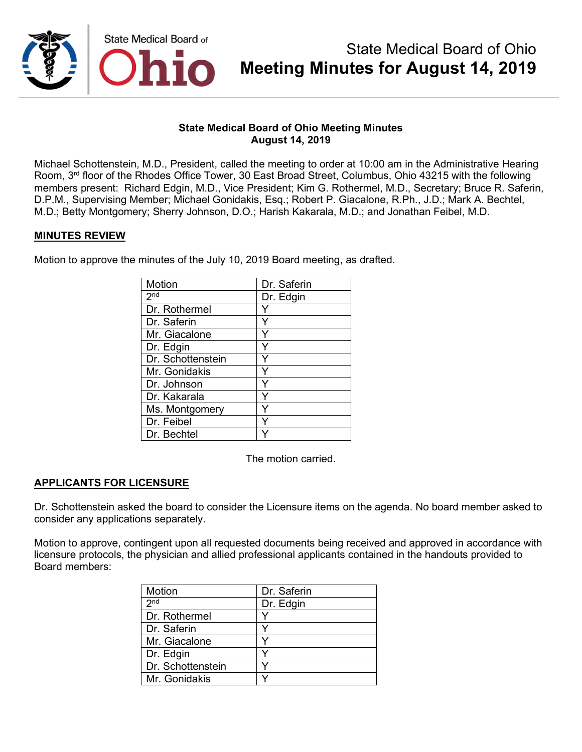# State Medical Board of Ohio
# Meeting Minutes for August 14, 2019

**State Medical Board of Ohio Meeting Minutes**
**August 14, 2019**

Michael Schottenstein, M.D., President, called the meeting to order at 10:00 am in the Administrative Hearing Room, 3rd floor of the Rhodes Office Tower, 30 East Broad Street, Columbus, Ohio 43215 with the following members present: Richard Edgin, M.D., Vice President; Kim G. Rothermel, M.D., Secretary; Bruce R. Saferin, D.P.M., Supervising Member; Michael Gonidakis, Esq.; Robert P. Giacalone, R.Ph., J.D.; Mark A. Bechtel, M.D.; Betty Montgomery; Sherry Johnson, D.O.; Harish Kakarala, M.D.; and Jonathan Feibel, M.D.

## MINUTES REVIEW

Motion to approve the minutes of the July 10, 2019 Board meeting, as drafted.

| Motion | Dr. Saferin |
|---|---|
| 2nd | Dr. Edgin |
| Dr. Rothermel | Y |
| Dr. Saferin | Y |
| Mr. Giacalone | Y |
| Dr. Edgin | Y |
| Dr. Schottenstein | Y |
| Mr. Gonidakis | Y |
| Dr. Johnson | Y |
| Dr. Kakarala | Y |
| Ms. Montgomery | Y |
| Dr. Feibel | Y |
| Dr. Bechtel | Y |

The motion carried.

## APPLICANTS FOR LICENSURE

Dr. Schottenstein asked the board to consider the Licensure items on the agenda. No board member asked to consider any applications separately.

Motion to approve, contingent upon all requested documents being received and approved in accordance with licensure protocols, the physician and allied professional applicants contained in the handouts provided to Board members:

| Motion | Dr. Saferin |
|---|---|
| 2nd | Dr. Edgin |
| Dr. Rothermel | Y |
| Dr. Saferin | Y |
| Mr. Giacalone | Y |
| Dr. Edgin | Y |
| Dr. Schottenstein | Y |
| Mr. Gonidakis | Y |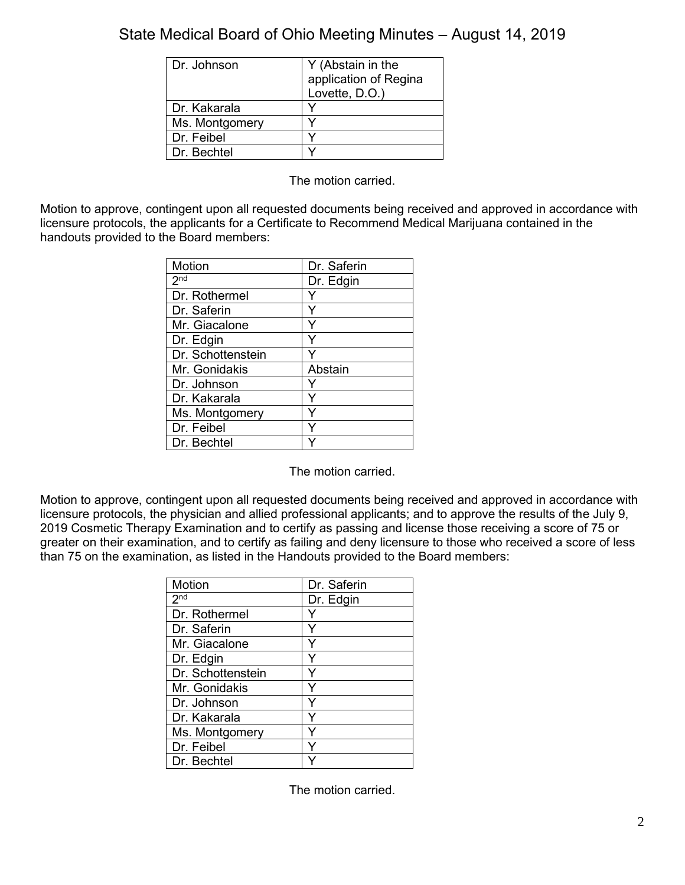| | |
|---|---|
| Dr. Johnson | Y (Abstain in the application of Regina Lovette, D.O.) |
| Dr. Kakarala | Y |
| Ms. Montgomery | Y |
| Dr. Feibel | Y |
| Dr. Bechtel | Y |

The motion carried.

Motion to approve, contingent upon all requested documents being received and approved in accordance with licensure protocols, the applicants for a Certificate to Recommend Medical Marijuana contained in the handouts provided to the Board members:

| Motion | Dr. Saferin |
|---|---|
| 2nd | Dr. Edgin |
| Dr. Rothermel | Y |
| Dr. Saferin | Y |
| Mr. Giacalone | Y |
| Dr. Edgin | Y |
| Dr. Schottenstein | Y |
| Mr. Gonidakis | Abstain |
| Dr. Johnson | Y |
| Dr. Kakarala | Y |
| Ms. Montgomery | Y |
| Dr. Feibel | Y |
| Dr. Bechtel | Y |

The motion carried.

Motion to approve, contingent upon all requested documents being received and approved in accordance with licensure protocols, the physician and allied professional applicants; and to approve the results of the July 9, 2019 Cosmetic Therapy Examination and to certify as passing and license those receiving a score of 75 or greater on their examination, and to certify as failing and deny licensure to those who received a score of less than 75 on the examination, as listed in the Handouts provided to the Board members:

| Motion | Dr. Saferin |
|---|---|
| 2nd | Dr. Edgin |
| Dr. Rothermel | Y |
| Dr. Saferin | Y |
| Mr. Giacalone | Y |
| Dr. Edgin | Y |
| Dr. Schottenstein | Y |
| Mr. Gonidakis | Y |
| Dr. Johnson | Y |
| Dr. Kakarala | Y |
| Ms. Montgomery | Y |
| Dr. Feibel | Y |
| Dr. Bechtel | Y |

The motion carried.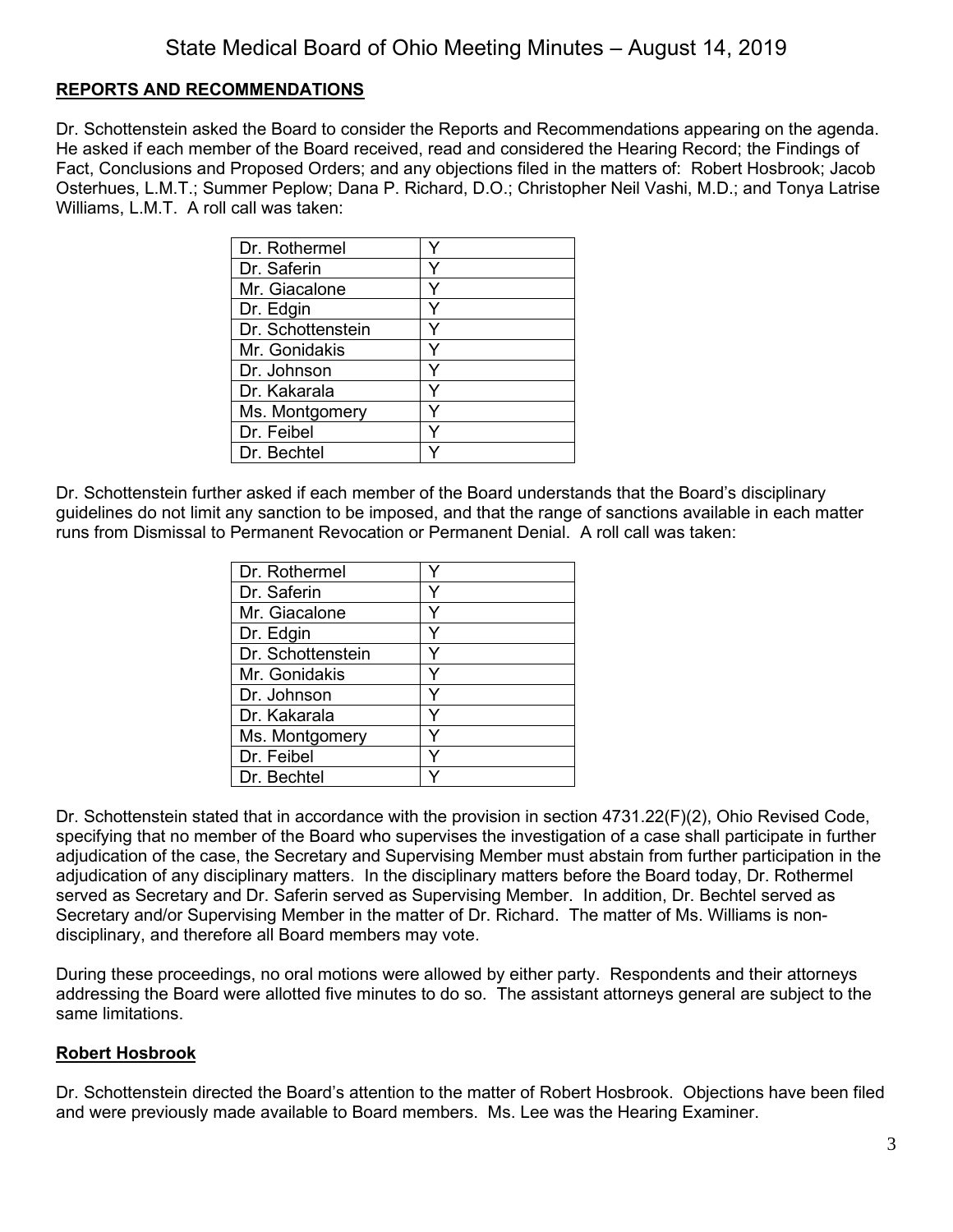## REPORTS AND RECOMMENDATIONS

Dr. Schottenstein asked the Board to consider the Reports and Recommendations appearing on the agenda. He asked if each member of the Board received, read and considered the Hearing Record; the Findings of Fact, Conclusions and Proposed Orders; and any objections filed in the matters of: Robert Hosbrook; Jacob Osterhues, L.M.T.; Summer Peplow; Dana P. Richard, D.O.; Christopher Neil Vashi, M.D.; and Tonya Latrise Williams, L.M.T. A roll call was taken:

| | |
|---|---|
| Dr. Rothermel | Y |
| Dr. Saferin | Y |
| Mr. Giacalone | Y |
| Dr. Edgin | Y |
| Dr. Schottenstein | Y |
| Mr. Gonidakis | Y |
| Dr. Johnson | Y |
| Dr. Kakarala | Y |
| Ms. Montgomery | Y |
| Dr. Feibel | Y |
| Dr. Bechtel | Y |

Dr. Schottenstein further asked if each member of the Board understands that the Board's disciplinary guidelines do not limit any sanction to be imposed, and that the range of sanctions available in each matter runs from Dismissal to Permanent Revocation or Permanent Denial. A roll call was taken:

| | |
|---|---|
| Dr. Rothermel | Y |
| Dr. Saferin | Y |
| Mr. Giacalone | Y |
| Dr. Edgin | Y |
| Dr. Schottenstein | Y |
| Mr. Gonidakis | Y |
| Dr. Johnson | Y |
| Dr. Kakarala | Y |
| Ms. Montgomery | Y |
| Dr. Feibel | Y |
| Dr. Bechtel | Y |

Dr. Schottenstein stated that in accordance with the provision in section 4731.22(F)(2), Ohio Revised Code, specifying that no member of the Board who supervises the investigation of a case shall participate in further adjudication of the case, the Secretary and Supervising Member must abstain from further participation in the adjudication of any disciplinary matters. In the disciplinary matters before the Board today, Dr. Rothermel served as Secretary and Dr. Saferin served as Supervising Member. In addition, Dr. Bechtel served as Secretary and/or Supervising Member in the matter of Dr. Richard. The matter of Ms. Williams is non-disciplinary, and therefore all Board members may vote.

During these proceedings, no oral motions were allowed by either party. Respondents and their attorneys addressing the Board were allotted five minutes to do so. The assistant attorneys general are subject to the same limitations.

### Robert Hosbrook

Dr. Schottenstein directed the Board's attention to the matter of Robert Hosbrook. Objections have been filed and were previously made available to Board members. Ms. Lee was the Hearing Examiner.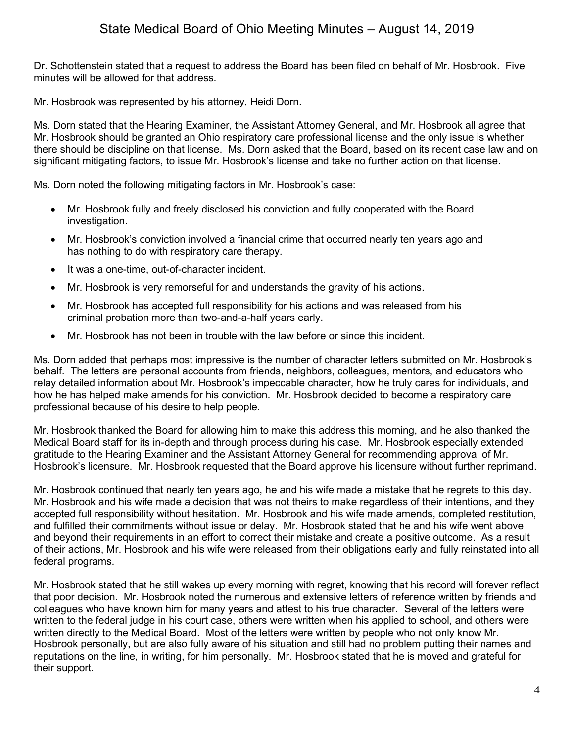Dr. Schottenstein stated that a request to address the Board has been filed on behalf of Mr. Hosbrook. Five minutes will be allowed for that address.

Mr. Hosbrook was represented by his attorney, Heidi Dorn.

Ms. Dorn stated that the Hearing Examiner, the Assistant Attorney General, and Mr. Hosbrook all agree that Mr. Hosbrook should be granted an Ohio respiratory care professional license and the only issue is whether there should be discipline on that license. Ms. Dorn asked that the Board, based on its recent case law and on significant mitigating factors, to issue Mr. Hosbrook's license and take no further action on that license.

Ms. Dorn noted the following mitigating factors in Mr. Hosbrook's case:

- Mr. Hosbrook fully and freely disclosed his conviction and fully cooperated with the Board investigation.
- Mr. Hosbrook's conviction involved a financial crime that occurred nearly ten years ago and has nothing to do with respiratory care therapy.
- It was a one-time, out-of-character incident.
- Mr. Hosbrook is very remorseful for and understands the gravity of his actions.
- Mr. Hosbrook has accepted full responsibility for his actions and was released from his criminal probation more than two-and-a-half years early.
- Mr. Hosbrook has not been in trouble with the law before or since this incident.

Ms. Dorn added that perhaps most impressive is the number of character letters submitted on Mr. Hosbrook's behalf. The letters are personal accounts from friends, neighbors, colleagues, mentors, and educators who relay detailed information about Mr. Hosbrook's impeccable character, how he truly cares for individuals, and how he has helped make amends for his conviction. Mr. Hosbrook decided to become a respiratory care professional because of his desire to help people.

Mr. Hosbrook thanked the Board for allowing him to make this address this morning, and he also thanked the Medical Board staff for its in-depth and through process during his case. Mr. Hosbrook especially extended gratitude to the Hearing Examiner and the Assistant Attorney General for recommending approval of Mr. Hosbrook's licensure. Mr. Hosbrook requested that the Board approve his licensure without further reprimand.

Mr. Hosbrook continued that nearly ten years ago, he and his wife made a mistake that he regrets to this day. Mr. Hosbrook and his wife made a decision that was not theirs to make regardless of their intentions, and they accepted full responsibility without hesitation. Mr. Hosbrook and his wife made amends, completed restitution, and fulfilled their commitments without issue or delay. Mr. Hosbrook stated that he and his wife went above and beyond their requirements in an effort to correct their mistake and create a positive outcome. As a result of their actions, Mr. Hosbrook and his wife were released from their obligations early and fully reinstated into all federal programs.

Mr. Hosbrook stated that he still wakes up every morning with regret, knowing that his record will forever reflect that poor decision. Mr. Hosbrook noted the numerous and extensive letters of reference written by friends and colleagues who have known him for many years and attest to his true character. Several of the letters were written to the federal judge in his court case, others were written when his applied to school, and others were written directly to the Medical Board. Most of the letters were written by people who not only know Mr. Hosbrook personally, but are also fully aware of his situation and still had no problem putting their names and reputations on the line, in writing, for him personally. Mr. Hosbrook stated that he is moved and grateful for their support.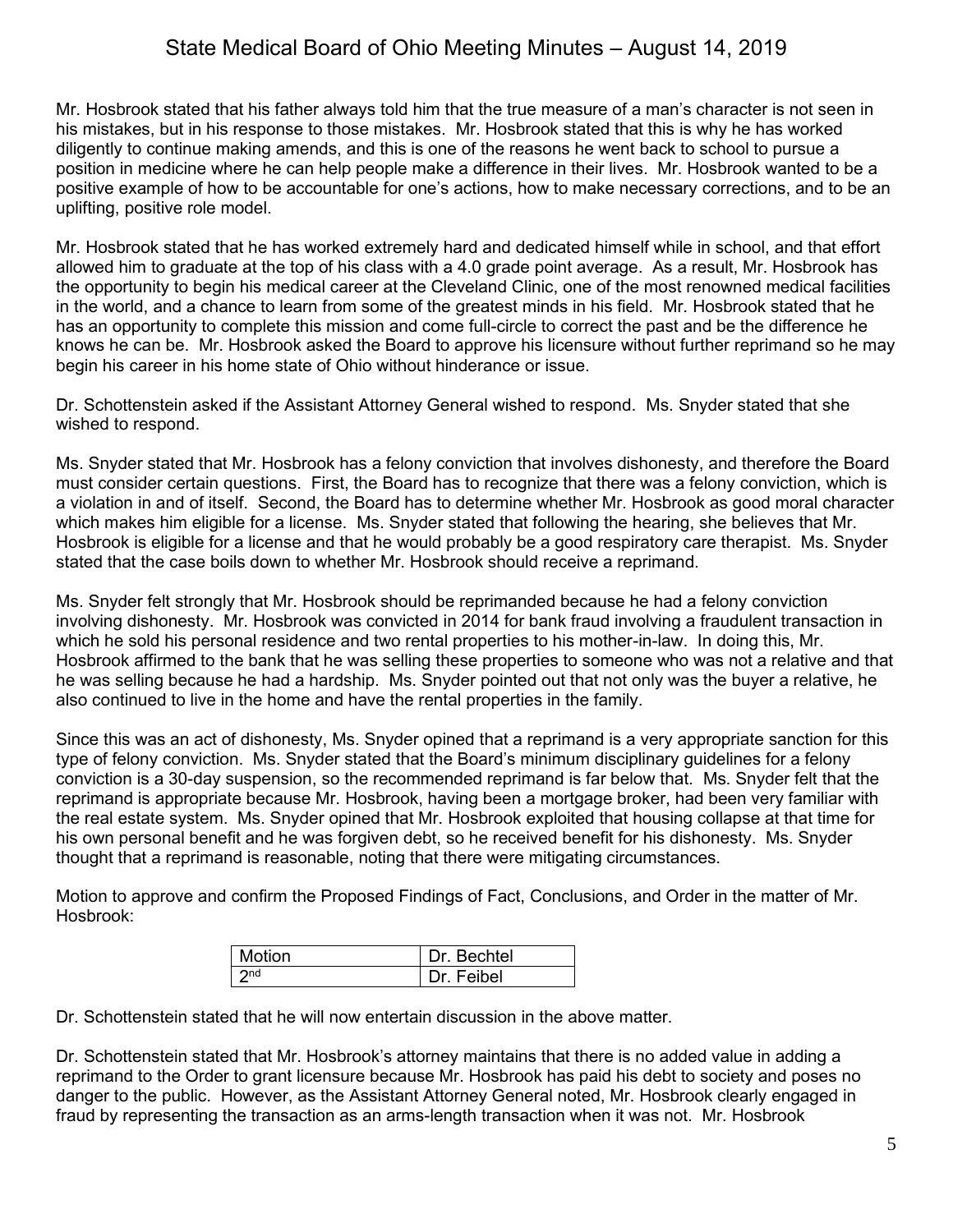Mr. Hosbrook stated that his father always told him that the true measure of a man's character is not seen in his mistakes, but in his response to those mistakes. Mr. Hosbrook stated that this is why he has worked diligently to continue making amends, and this is one of the reasons he went back to school to pursue a position in medicine where he can help people make a difference in their lives. Mr. Hosbrook wanted to be a positive example of how to be accountable for one's actions, how to make necessary corrections, and to be an uplifting, positive role model.

Mr. Hosbrook stated that he has worked extremely hard and dedicated himself while in school, and that effort allowed him to graduate at the top of his class with a 4.0 grade point average. As a result, Mr. Hosbrook has the opportunity to begin his medical career at the Cleveland Clinic, one of the most renowned medical facilities in the world, and a chance to learn from some of the greatest minds in his field. Mr. Hosbrook stated that he has an opportunity to complete this mission and come full-circle to correct the past and be the difference he knows he can be. Mr. Hosbrook asked the Board to approve his licensure without further reprimand so he may begin his career in his home state of Ohio without hinderance or issue.

Dr. Schottenstein asked if the Assistant Attorney General wished to respond. Ms. Snyder stated that she wished to respond.

Ms. Snyder stated that Mr. Hosbrook has a felony conviction that involves dishonesty, and therefore the Board must consider certain questions. First, the Board has to recognize that there was a felony conviction, which is a violation in and of itself. Second, the Board has to determine whether Mr. Hosbrook as good moral character which makes him eligible for a license. Ms. Snyder stated that following the hearing, she believes that Mr. Hosbrook is eligible for a license and that he would probably be a good respiratory care therapist. Ms. Snyder stated that the case boils down to whether Mr. Hosbrook should receive a reprimand.

Ms. Snyder felt strongly that Mr. Hosbrook should be reprimanded because he had a felony conviction involving dishonesty. Mr. Hosbrook was convicted in 2014 for bank fraud involving a fraudulent transaction in which he sold his personal residence and two rental properties to his mother-in-law. In doing this, Mr. Hosbrook affirmed to the bank that he was selling these properties to someone who was not a relative and that he was selling because he had a hardship. Ms. Snyder pointed out that not only was the buyer a relative, he also continued to live in the home and have the rental properties in the family.

Since this was an act of dishonesty, Ms. Snyder opined that a reprimand is a very appropriate sanction for this type of felony conviction. Ms. Snyder stated that the Board's minimum disciplinary guidelines for a felony conviction is a 30-day suspension, so the recommended reprimand is far below that. Ms. Snyder felt that the reprimand is appropriate because Mr. Hosbrook, having been a mortgage broker, had been very familiar with the real estate system. Ms. Snyder opined that Mr. Hosbrook exploited that housing collapse at that time for his own personal benefit and he was forgiven debt, so he received benefit for his dishonesty. Ms. Snyder thought that a reprimand is reasonable, noting that there were mitigating circumstances.

Motion to approve and confirm the Proposed Findings of Fact, Conclusions, and Order in the matter of Mr. Hosbrook:

| Motion | Dr. Bechtel |
|---|---|
| 2nd | Dr. Feibel |

Dr. Schottenstein stated that he will now entertain discussion in the above matter.

Dr. Schottenstein stated that Mr. Hosbrook's attorney maintains that there is no added value in adding a reprimand to the Order to grant licensure because Mr. Hosbrook has paid his debt to society and poses no danger to the public. However, as the Assistant Attorney General noted, Mr. Hosbrook clearly engaged in fraud by representing the transaction as an arms-length transaction when it was not. Mr. Hosbrook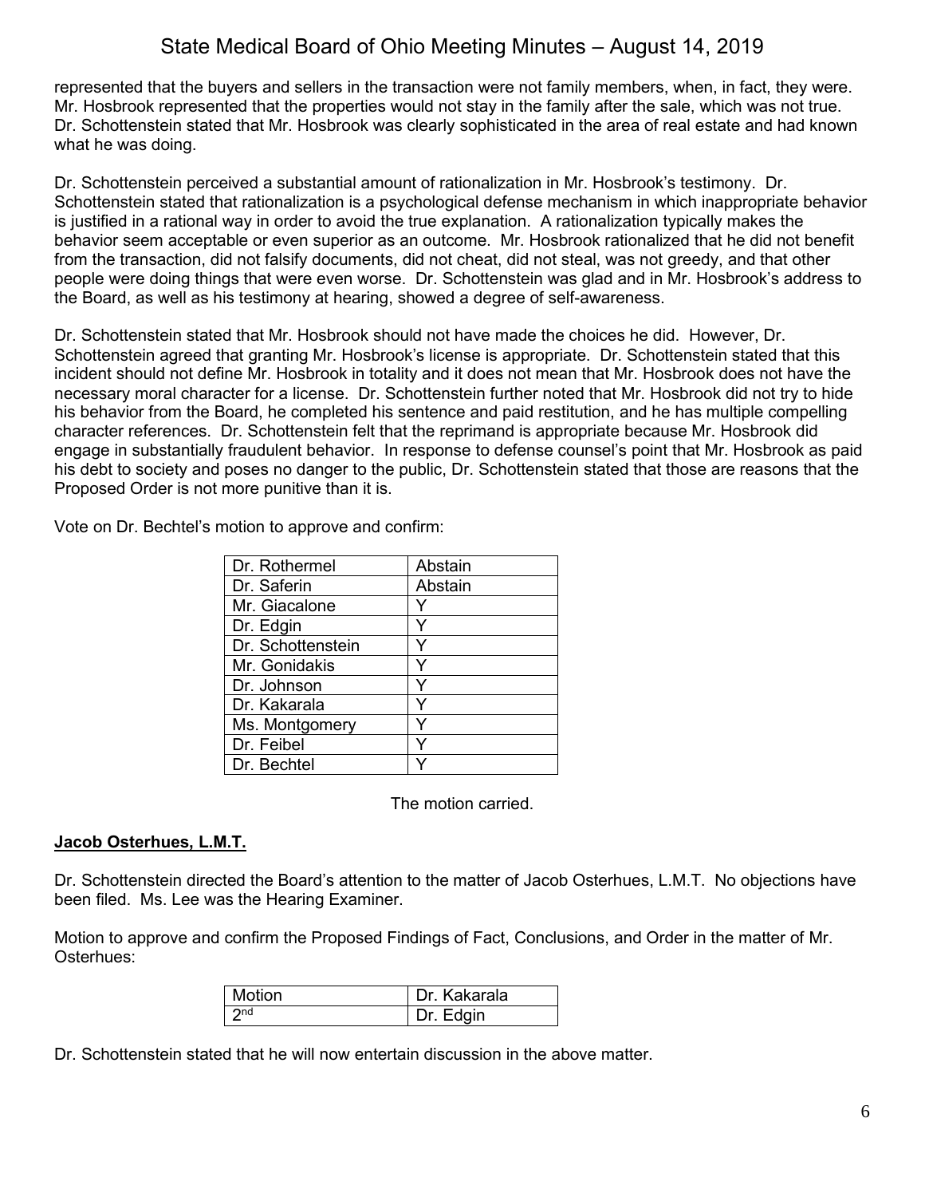represented that the buyers and sellers in the transaction were not family members, when, in fact, they were. Mr. Hosbrook represented that the properties would not stay in the family after the sale, which was not true. Dr. Schottenstein stated that Mr. Hosbrook was clearly sophisticated in the area of real estate and had known what he was doing.

Dr. Schottenstein perceived a substantial amount of rationalization in Mr. Hosbrook's testimony. Dr. Schottenstein stated that rationalization is a psychological defense mechanism in which inappropriate behavior is justified in a rational way in order to avoid the true explanation. A rationalization typically makes the behavior seem acceptable or even superior as an outcome. Mr. Hosbrook rationalized that he did not benefit from the transaction, did not falsify documents, did not cheat, did not steal, was not greedy, and that other people were doing things that were even worse. Dr. Schottenstein was glad and in Mr. Hosbrook's address to the Board, as well as his testimony at hearing, showed a degree of self-awareness.

Dr. Schottenstein stated that Mr. Hosbrook should not have made the choices he did. However, Dr. Schottenstein agreed that granting Mr. Hosbrook's license is appropriate. Dr. Schottenstein stated that this incident should not define Mr. Hosbrook in totality and it does not mean that Mr. Hosbrook does not have the necessary moral character for a license. Dr. Schottenstein further noted that Mr. Hosbrook did not try to hide his behavior from the Board, he completed his sentence and paid restitution, and he has multiple compelling character references. Dr. Schottenstein felt that the reprimand is appropriate because Mr. Hosbrook did engage in substantially fraudulent behavior. In response to defense counsel's point that Mr. Hosbrook as paid his debt to society and poses no danger to the public, Dr. Schottenstein stated that those are reasons that the Proposed Order is not more punitive than it is.

Vote on Dr. Bechtel's motion to approve and confirm:

| | |
|---|---|
| Dr. Rothermel | Abstain |
| Dr. Saferin | Abstain |
| Mr. Giacalone | Y |
| Dr. Edgin | Y |
| Dr. Schottenstein | Y |
| Mr. Gonidakis | Y |
| Dr. Johnson | Y |
| Dr. Kakarala | Y |
| Ms. Montgomery | Y |
| Dr. Feibel | Y |
| Dr. Bechtel | Y |

The motion carried.

**Jacob Osterhues, L.M.T.**

Dr. Schottenstein directed the Board's attention to the matter of Jacob Osterhues, L.M.T. No objections have been filed. Ms. Lee was the Hearing Examiner.

Motion to approve and confirm the Proposed Findings of Fact, Conclusions, and Order in the matter of Mr. Osterhues:

| | |
|---|---|
| Motion | Dr. Kakarala |
| 2nd | Dr. Edgin |

Dr. Schottenstein stated that he will now entertain discussion in the above matter.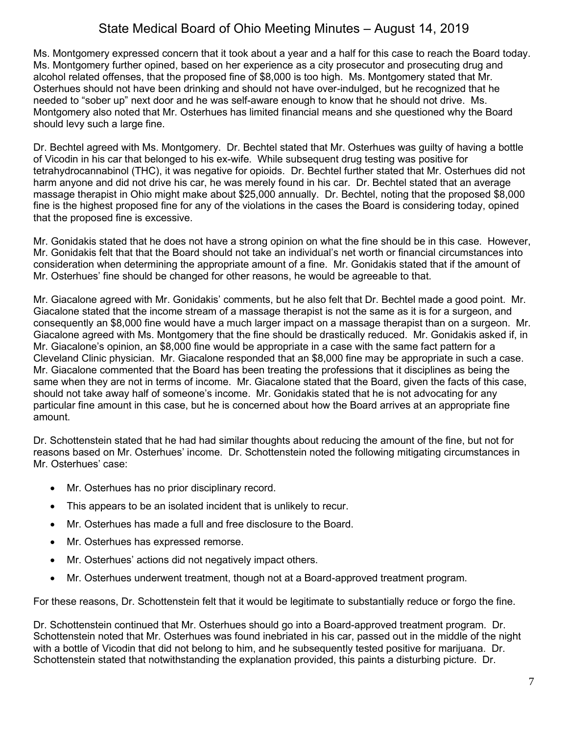Ms. Montgomery expressed concern that it took about a year and a half for this case to reach the Board today. Ms. Montgomery further opined, based on her experience as a city prosecutor and prosecuting drug and alcohol related offenses, that the proposed fine of $8,000 is too high. Ms. Montgomery stated that Mr. Osterhues should not have been drinking and should not have over-indulged, but he recognized that he needed to "sober up" next door and he was self-aware enough to know that he should not drive. Ms. Montgomery also noted that Mr. Osterhues has limited financial means and she questioned why the Board should levy such a large fine.

Dr. Bechtel agreed with Ms. Montgomery. Dr. Bechtel stated that Mr. Osterhues was guilty of having a bottle of Vicodin in his car that belonged to his ex-wife. While subsequent drug testing was positive for tetrahydrocannabinol (THC), it was negative for opioids. Dr. Bechtel further stated that Mr. Osterhues did not harm anyone and did not drive his car, he was merely found in his car. Dr. Bechtel stated that an average massage therapist in Ohio might make about $25,000 annually. Dr. Bechtel, noting that the proposed $8,000 fine is the highest proposed fine for any of the violations in the cases the Board is considering today, opined that the proposed fine is excessive.

Mr. Gonidakis stated that he does not have a strong opinion on what the fine should be in this case. However, Mr. Gonidakis felt that that the Board should not take an individual's net worth or financial circumstances into consideration when determining the appropriate amount of a fine. Mr. Gonidakis stated that if the amount of Mr. Osterhues' fine should be changed for other reasons, he would be agreeable to that.

Mr. Giacalone agreed with Mr. Gonidakis' comments, but he also felt that Dr. Bechtel made a good point. Mr. Giacalone stated that the income stream of a massage therapist is not the same as it is for a surgeon, and consequently an $8,000 fine would have a much larger impact on a massage therapist than on a surgeon. Mr. Giacalone agreed with Ms. Montgomery that the fine should be drastically reduced. Mr. Gonidakis asked if, in Mr. Giacalone's opinion, an $8,000 fine would be appropriate in a case with the same fact pattern for a Cleveland Clinic physician. Mr. Giacalone responded that an $8,000 fine may be appropriate in such a case. Mr. Giacalone commented that the Board has been treating the professions that it disciplines as being the same when they are not in terms of income. Mr. Giacalone stated that the Board, given the facts of this case, should not take away half of someone's income. Mr. Gonidakis stated that he is not advocating for any particular fine amount in this case, but he is concerned about how the Board arrives at an appropriate fine amount.

Dr. Schottenstein stated that he had had similar thoughts about reducing the amount of the fine, but not for reasons based on Mr. Osterhues' income. Dr. Schottenstein noted the following mitigating circumstances in Mr. Osterhues' case:

- Mr. Osterhues has no prior disciplinary record.
- This appears to be an isolated incident that is unlikely to recur.
- Mr. Osterhues has made a full and free disclosure to the Board.
- Mr. Osterhues has expressed remorse.
- Mr. Osterhues' actions did not negatively impact others.
- Mr. Osterhues underwent treatment, though not at a Board-approved treatment program.

For these reasons, Dr. Schottenstein felt that it would be legitimate to substantially reduce or forgo the fine.

Dr. Schottenstein continued that Mr. Osterhues should go into a Board-approved treatment program. Dr. Schottenstein noted that Mr. Osterhues was found inebriated in his car, passed out in the middle of the night with a bottle of Vicodin that did not belong to him, and he subsequently tested positive for marijuana. Dr. Schottenstein stated that notwithstanding the explanation provided, this paints a disturbing picture. Dr.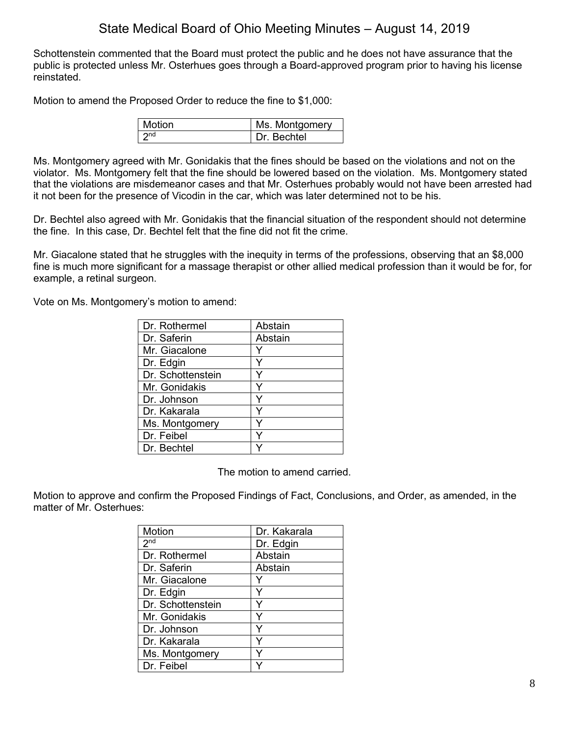Schottenstein commented that the Board must protect the public and he does not have assurance that the public is protected unless Mr. Osterhues goes through a Board-approved program prior to having his license reinstated.

Motion to amend the Proposed Order to reduce the fine to $1,000:

| Motion | Ms. Montgomery |
|---|---|
| 2nd | Dr. Bechtel |

Ms. Montgomery agreed with Mr. Gonidakis that the fines should be based on the violations and not on the violator. Ms. Montgomery felt that the fine should be lowered based on the violation. Ms. Montgomery stated that the violations are misdemeanor cases and that Mr. Osterhues probably would not have been arrested had it not been for the presence of Vicodin in the car, which was later determined not to be his.

Dr. Bechtel also agreed with Mr. Gonidakis that the financial situation of the respondent should not determine the fine. In this case, Dr. Bechtel felt that the fine did not fit the crime.

Mr. Giacalone stated that he struggles with the inequity in terms of the professions, observing that an $8,000 fine is much more significant for a massage therapist or other allied medical profession than it would be for, for example, a retinal surgeon.

Vote on Ms. Montgomery's motion to amend:

| Dr. Rothermel | Abstain |
|---|---|
| Dr. Saferin | Abstain |
| Mr. Giacalone | Y |
| Dr. Edgin | Y |
| Dr. Schottenstein | Y |
| Mr. Gonidakis | Y |
| Dr. Johnson | Y |
| Dr. Kakarala | Y |
| Ms. Montgomery | Y |
| Dr. Feibel | Y |
| Dr. Bechtel | Y |

The motion to amend carried.

Motion to approve and confirm the Proposed Findings of Fact, Conclusions, and Order, as amended, in the matter of Mr. Osterhues:

| Motion | Dr. Kakarala |
|---|---|
| 2nd | Dr. Edgin |
| Dr. Rothermel | Abstain |
| Dr. Saferin | Abstain |
| Mr. Giacalone | Y |
| Dr. Edgin | Y |
| Dr. Schottenstein | Y |
| Mr. Gonidakis | Y |
| Dr. Johnson | Y |
| Dr. Kakarala | Y |
| Ms. Montgomery | Y |
| Dr. Feibel | Y |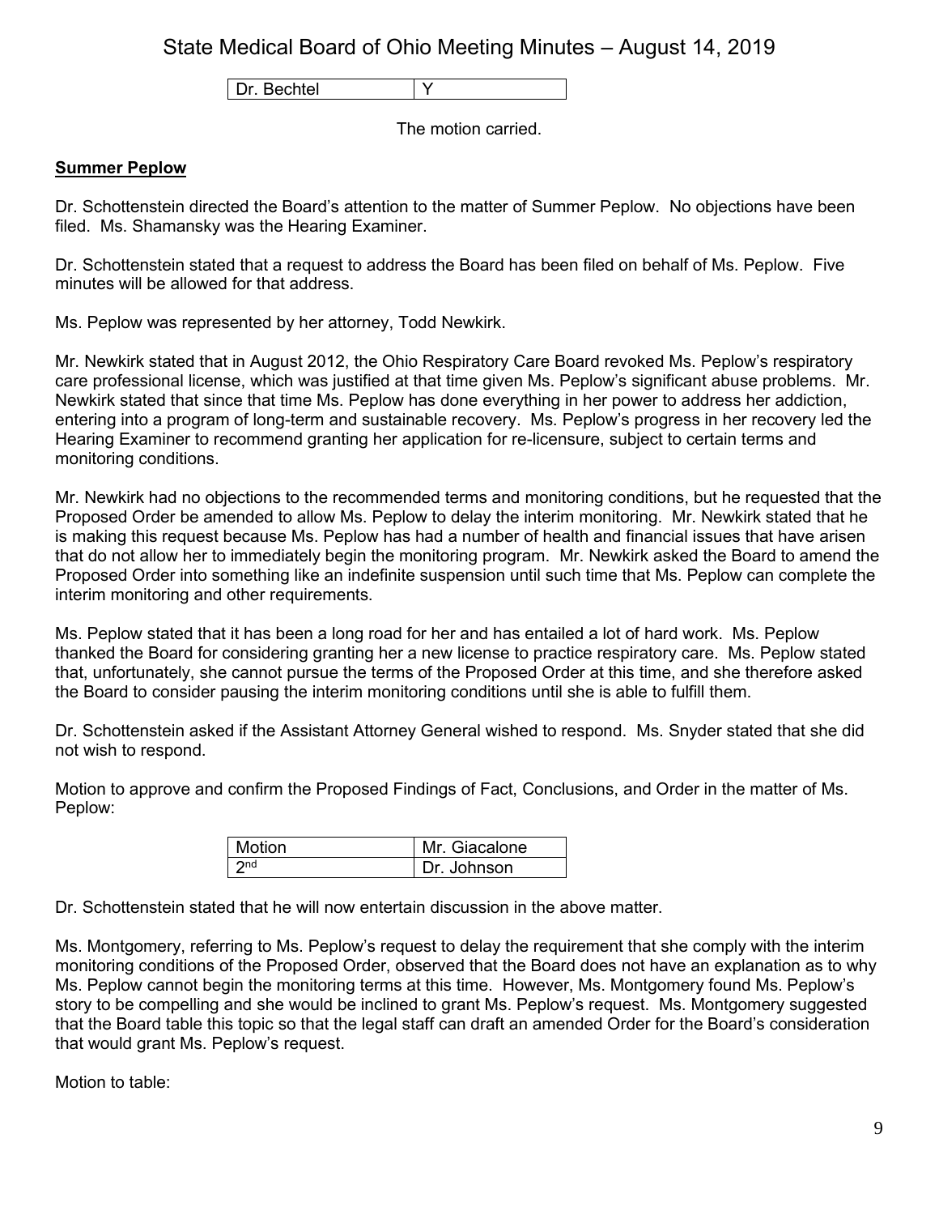| Dr. Bechtel | Y |
|---|---|

The motion carried.

**Summer Peplow**

Dr. Schottenstein directed the Board's attention to the matter of Summer Peplow. No objections have been filed. Ms. Shamansky was the Hearing Examiner.

Dr. Schottenstein stated that a request to address the Board has been filed on behalf of Ms. Peplow. Five minutes will be allowed for that address.

Ms. Peplow was represented by her attorney, Todd Newkirk.

Mr. Newkirk stated that in August 2012, the Ohio Respiratory Care Board revoked Ms. Peplow's respiratory care professional license, which was justified at that time given Ms. Peplow's significant abuse problems. Mr. Newkirk stated that since that time Ms. Peplow has done everything in her power to address her addiction, entering into a program of long-term and sustainable recovery. Ms. Peplow's progress in her recovery led the Hearing Examiner to recommend granting her application for re-licensure, subject to certain terms and monitoring conditions.

Mr. Newkirk had no objections to the recommended terms and monitoring conditions, but he requested that the Proposed Order be amended to allow Ms. Peplow to delay the interim monitoring. Mr. Newkirk stated that he is making this request because Ms. Peplow has had a number of health and financial issues that have arisen that do not allow her to immediately begin the monitoring program. Mr. Newkirk asked the Board to amend the Proposed Order into something like an indefinite suspension until such time that Ms. Peplow can complete the interim monitoring and other requirements.

Ms. Peplow stated that it has been a long road for her and has entailed a lot of hard work. Ms. Peplow thanked the Board for considering granting her a new license to practice respiratory care. Ms. Peplow stated that, unfortunately, she cannot pursue the terms of the Proposed Order at this time, and she therefore asked the Board to consider pausing the interim monitoring conditions until she is able to fulfill them.

Dr. Schottenstein asked if the Assistant Attorney General wished to respond. Ms. Snyder stated that she did not wish to respond.

Motion to approve and confirm the Proposed Findings of Fact, Conclusions, and Order in the matter of Ms. Peplow:

| Motion | Mr. Giacalone |
|---|---|
| 2nd | Dr. Johnson |

Dr. Schottenstein stated that he will now entertain discussion in the above matter.

Ms. Montgomery, referring to Ms. Peplow's request to delay the requirement that she comply with the interim monitoring conditions of the Proposed Order, observed that the Board does not have an explanation as to why Ms. Peplow cannot begin the monitoring terms at this time. However, Ms. Montgomery found Ms. Peplow's story to be compelling and she would be inclined to grant Ms. Peplow's request. Ms. Montgomery suggested that the Board table this topic so that the legal staff can draft an amended Order for the Board's consideration that would grant Ms. Peplow's request.

Motion to table: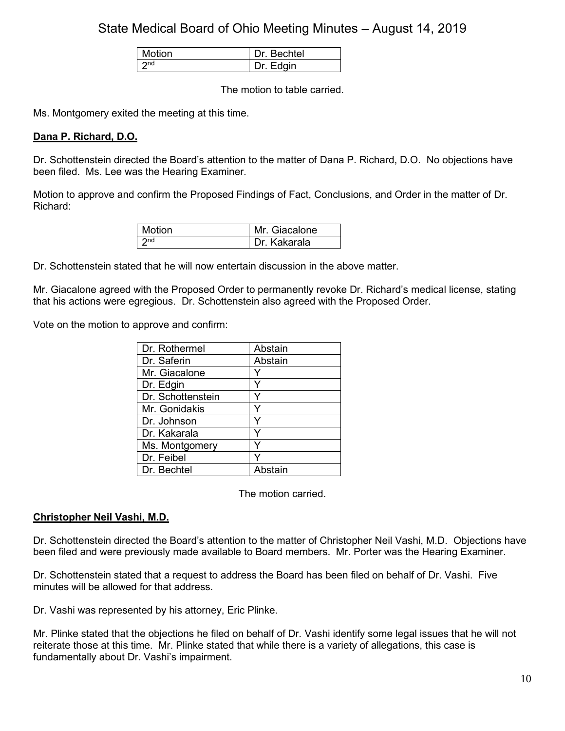| Motion | Dr. Bechtel |
|---|---|
| 2nd | Dr. Edgin |

The motion to table carried.

Ms. Montgomery exited the meeting at this time.

**Dana P. Richard, D.O.**

Dr. Schottenstein directed the Board's attention to the matter of Dana P. Richard, D.O. No objections have been filed. Ms. Lee was the Hearing Examiner.

Motion to approve and confirm the Proposed Findings of Fact, Conclusions, and Order in the matter of Dr. Richard:

| Motion | Mr. Giacalone |
|---|---|
| 2nd | Dr. Kakarala |

Dr. Schottenstein stated that he will now entertain discussion in the above matter.

Mr. Giacalone agreed with the Proposed Order to permanently revoke Dr. Richard's medical license, stating that his actions were egregious. Dr. Schottenstein also agreed with the Proposed Order.

Vote on the motion to approve and confirm:

| Dr. Rothermel | Abstain |
|---|---|
| Dr. Saferin | Abstain |
| Mr. Giacalone | Y |
| Dr. Edgin | Y |
| Dr. Schottenstein | Y |
| Mr. Gonidakis | Y |
| Dr. Johnson | Y |
| Dr. Kakarala | Y |
| Ms. Montgomery | Y |
| Dr. Feibel | Y |
| Dr. Bechtel | Abstain |

The motion carried.

**Christopher Neil Vashi, M.D.**

Dr. Schottenstein directed the Board's attention to the matter of Christopher Neil Vashi, M.D. Objections have been filed and were previously made available to Board members. Mr. Porter was the Hearing Examiner.

Dr. Schottenstein stated that a request to address the Board has been filed on behalf of Dr. Vashi. Five minutes will be allowed for that address.

Dr. Vashi was represented by his attorney, Eric Plinke.

Mr. Plinke stated that the objections he filed on behalf of Dr. Vashi identify some legal issues that he will not reiterate those at this time. Mr. Plinke stated that while there is a variety of allegations, this case is fundamentally about Dr. Vashi's impairment.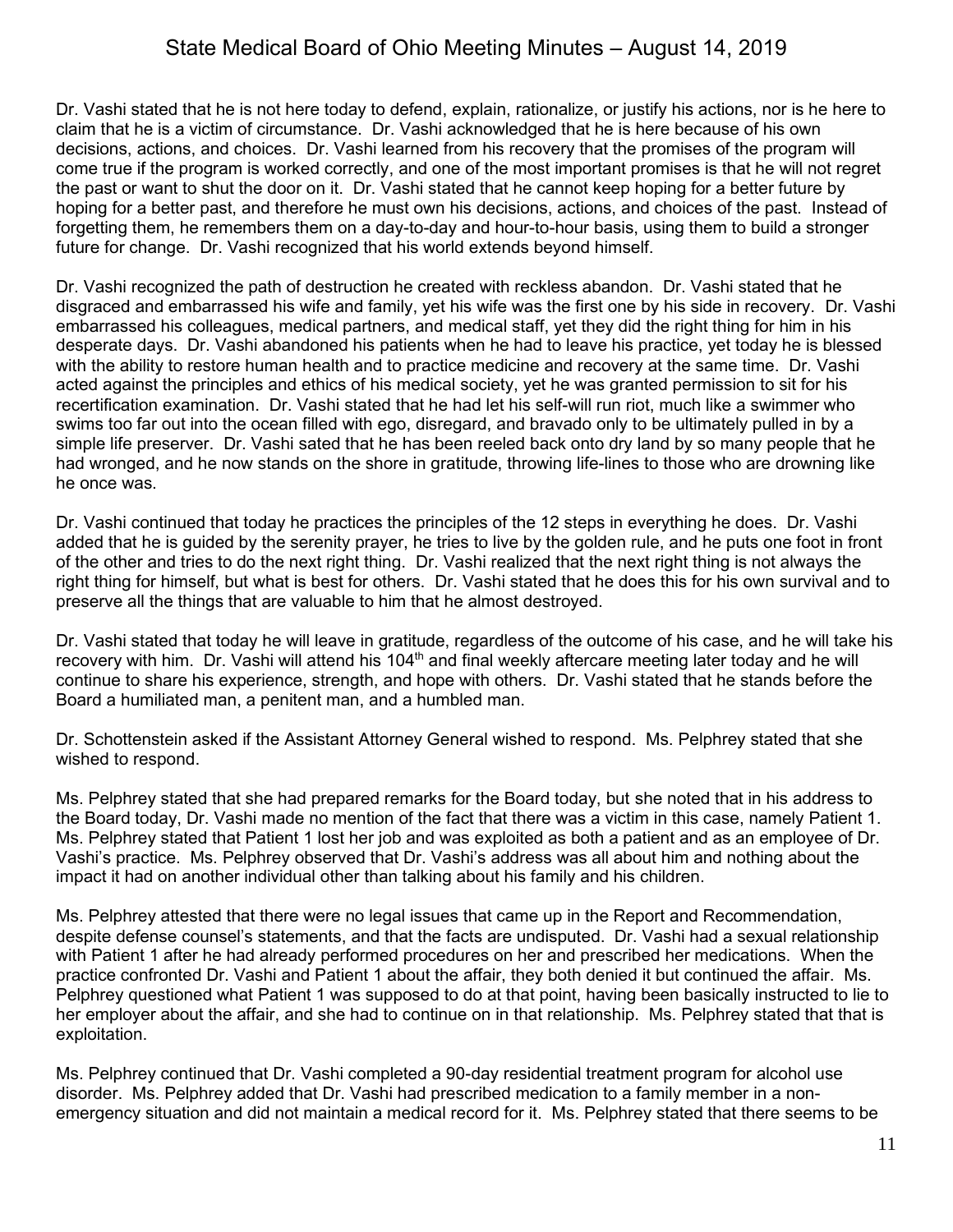Dr. Vashi stated that he is not here today to defend, explain, rationalize, or justify his actions, nor is he here to claim that he is a victim of circumstance. Dr. Vashi acknowledged that he is here because of his own decisions, actions, and choices. Dr. Vashi learned from his recovery that the promises of the program will come true if the program is worked correctly, and one of the most important promises is that he will not regret the past or want to shut the door on it. Dr. Vashi stated that he cannot keep hoping for a better future by hoping for a better past, and therefore he must own his decisions, actions, and choices of the past. Instead of forgetting them, he remembers them on a day-to-day and hour-to-hour basis, using them to build a stronger future for change. Dr. Vashi recognized that his world extends beyond himself.

Dr. Vashi recognized the path of destruction he created with reckless abandon. Dr. Vashi stated that he disgraced and embarrassed his wife and family, yet his wife was the first one by his side in recovery. Dr. Vashi embarrassed his colleagues, medical partners, and medical staff, yet they did the right thing for him in his desperate days. Dr. Vashi abandoned his patients when he had to leave his practice, yet today he is blessed with the ability to restore human health and to practice medicine and recovery at the same time. Dr. Vashi acted against the principles and ethics of his medical society, yet he was granted permission to sit for his recertification examination. Dr. Vashi stated that he had let his self-will run riot, much like a swimmer who swims too far out into the ocean filled with ego, disregard, and bravado only to be ultimately pulled in by a simple life preserver. Dr. Vashi sated that he has been reeled back onto dry land by so many people that he had wronged, and he now stands on the shore in gratitude, throwing life-lines to those who are drowning like he once was.

Dr. Vashi continued that today he practices the principles of the 12 steps in everything he does. Dr. Vashi added that he is guided by the serenity prayer, he tries to live by the golden rule, and he puts one foot in front of the other and tries to do the next right thing. Dr. Vashi realized that the next right thing is not always the right thing for himself, but what is best for others. Dr. Vashi stated that he does this for his own survival and to preserve all the things that are valuable to him that he almost destroyed.

Dr. Vashi stated that today he will leave in gratitude, regardless of the outcome of his case, and he will take his recovery with him. Dr. Vashi will attend his 104th and final weekly aftercare meeting later today and he will continue to share his experience, strength, and hope with others. Dr. Vashi stated that he stands before the Board a humiliated man, a penitent man, and a humbled man.

Dr. Schottenstein asked if the Assistant Attorney General wished to respond. Ms. Pelphrey stated that she wished to respond.

Ms. Pelphrey stated that she had prepared remarks for the Board today, but she noted that in his address to the Board today, Dr. Vashi made no mention of the fact that there was a victim in this case, namely Patient 1. Ms. Pelphrey stated that Patient 1 lost her job and was exploited as both a patient and as an employee of Dr. Vashi's practice. Ms. Pelphrey observed that Dr. Vashi's address was all about him and nothing about the impact it had on another individual other than talking about his family and his children.

Ms. Pelphrey attested that there were no legal issues that came up in the Report and Recommendation, despite defense counsel's statements, and that the facts are undisputed. Dr. Vashi had a sexual relationship with Patient 1 after he had already performed procedures on her and prescribed her medications. When the practice confronted Dr. Vashi and Patient 1 about the affair, they both denied it but continued the affair. Ms. Pelphrey questioned what Patient 1 was supposed to do at that point, having been basically instructed to lie to her employer about the affair, and she had to continue on in that relationship. Ms. Pelphrey stated that that is exploitation.

Ms. Pelphrey continued that Dr. Vashi completed a 90-day residential treatment program for alcohol use disorder. Ms. Pelphrey added that Dr. Vashi had prescribed medication to a family member in a non-emergency situation and did not maintain a medical record for it. Ms. Pelphrey stated that there seems to be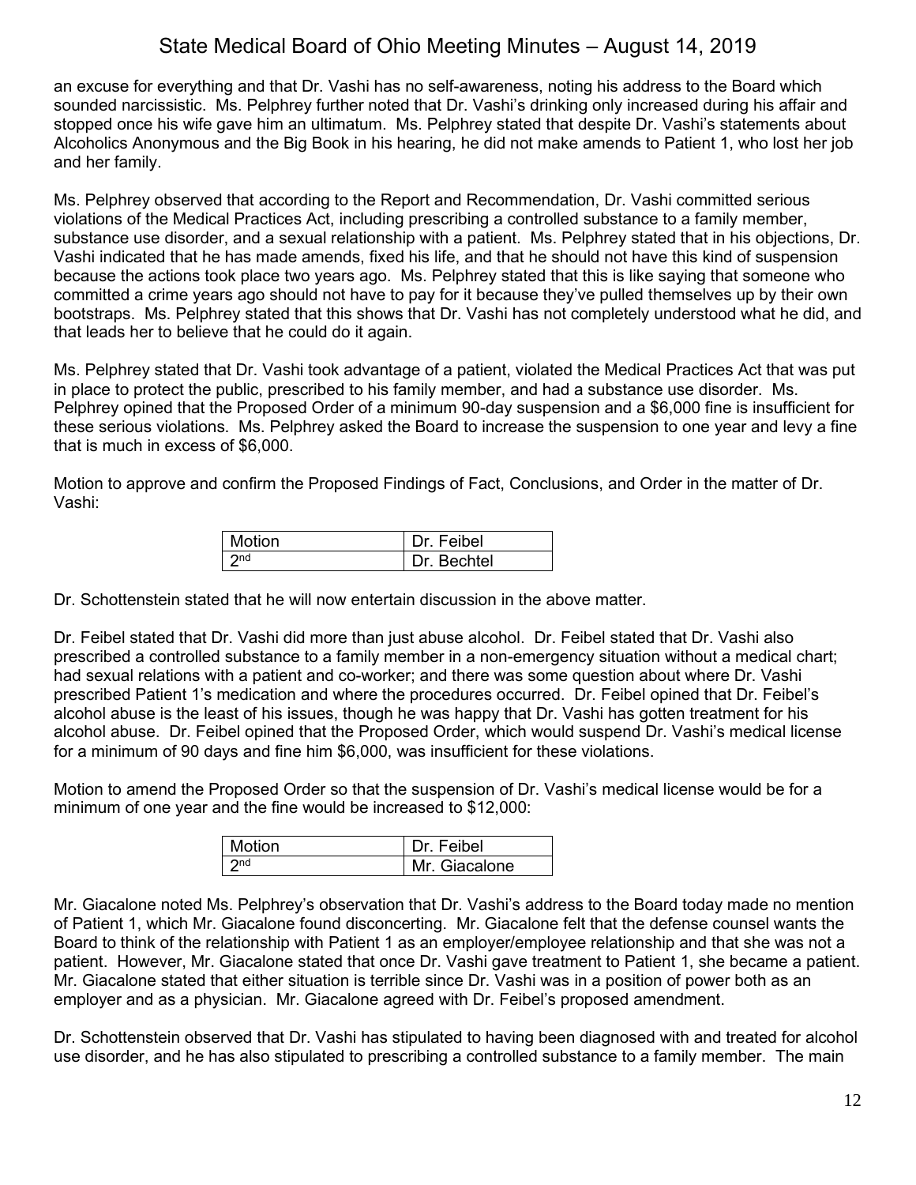an excuse for everything and that Dr. Vashi has no self-awareness, noting his address to the Board which sounded narcissistic. Ms. Pelphrey further noted that Dr. Vashi's drinking only increased during his affair and stopped once his wife gave him an ultimatum. Ms. Pelphrey stated that despite Dr. Vashi's statements about Alcoholics Anonymous and the Big Book in his hearing, he did not make amends to Patient 1, who lost her job and her family.

Ms. Pelphrey observed that according to the Report and Recommendation, Dr. Vashi committed serious violations of the Medical Practices Act, including prescribing a controlled substance to a family member, substance use disorder, and a sexual relationship with a patient. Ms. Pelphrey stated that in his objections, Dr. Vashi indicated that he has made amends, fixed his life, and that he should not have this kind of suspension because the actions took place two years ago. Ms. Pelphrey stated that this is like saying that someone who committed a crime years ago should not have to pay for it because they've pulled themselves up by their own bootstraps. Ms. Pelphrey stated that this shows that Dr. Vashi has not completely understood what he did, and that leads her to believe that he could do it again.

Ms. Pelphrey stated that Dr. Vashi took advantage of a patient, violated the Medical Practices Act that was put in place to protect the public, prescribed to his family member, and had a substance use disorder. Ms. Pelphrey opined that the Proposed Order of a minimum 90-day suspension and a $6,000 fine is insufficient for these serious violations. Ms. Pelphrey asked the Board to increase the suspension to one year and levy a fine that is much in excess of $6,000.

Motion to approve and confirm the Proposed Findings of Fact, Conclusions, and Order in the matter of Dr. Vashi:

| Motion | Dr. Feibel |
|---|---|
| 2nd | Dr. Bechtel |

Dr. Schottenstein stated that he will now entertain discussion in the above matter.

Dr. Feibel stated that Dr. Vashi did more than just abuse alcohol. Dr. Feibel stated that Dr. Vashi also prescribed a controlled substance to a family member in a non-emergency situation without a medical chart; had sexual relations with a patient and co-worker; and there was some question about where Dr. Vashi prescribed Patient 1's medication and where the procedures occurred. Dr. Feibel opined that Dr. Feibel's alcohol abuse is the least of his issues, though he was happy that Dr. Vashi has gotten treatment for his alcohol abuse. Dr. Feibel opined that the Proposed Order, which would suspend Dr. Vashi's medical license for a minimum of 90 days and fine him $6,000, was insufficient for these violations.

Motion to amend the Proposed Order so that the suspension of Dr. Vashi's medical license would be for a minimum of one year and the fine would be increased to $12,000:

| Motion | Dr. Feibel |
|---|---|
| 2nd | Mr. Giacalone |

Mr. Giacalone noted Ms. Pelphrey's observation that Dr. Vashi's address to the Board today made no mention of Patient 1, which Mr. Giacalone found disconcerting. Mr. Giacalone felt that the defense counsel wants the Board to think of the relationship with Patient 1 as an employer/employee relationship and that she was not a patient. However, Mr. Giacalone stated that once Dr. Vashi gave treatment to Patient 1, she became a patient. Mr. Giacalone stated that either situation is terrible since Dr. Vashi was in a position of power both as an employer and as a physician. Mr. Giacalone agreed with Dr. Feibel's proposed amendment.

Dr. Schottenstein observed that Dr. Vashi has stipulated to having been diagnosed with and treated for alcohol use disorder, and he has also stipulated to prescribing a controlled substance to a family member. The main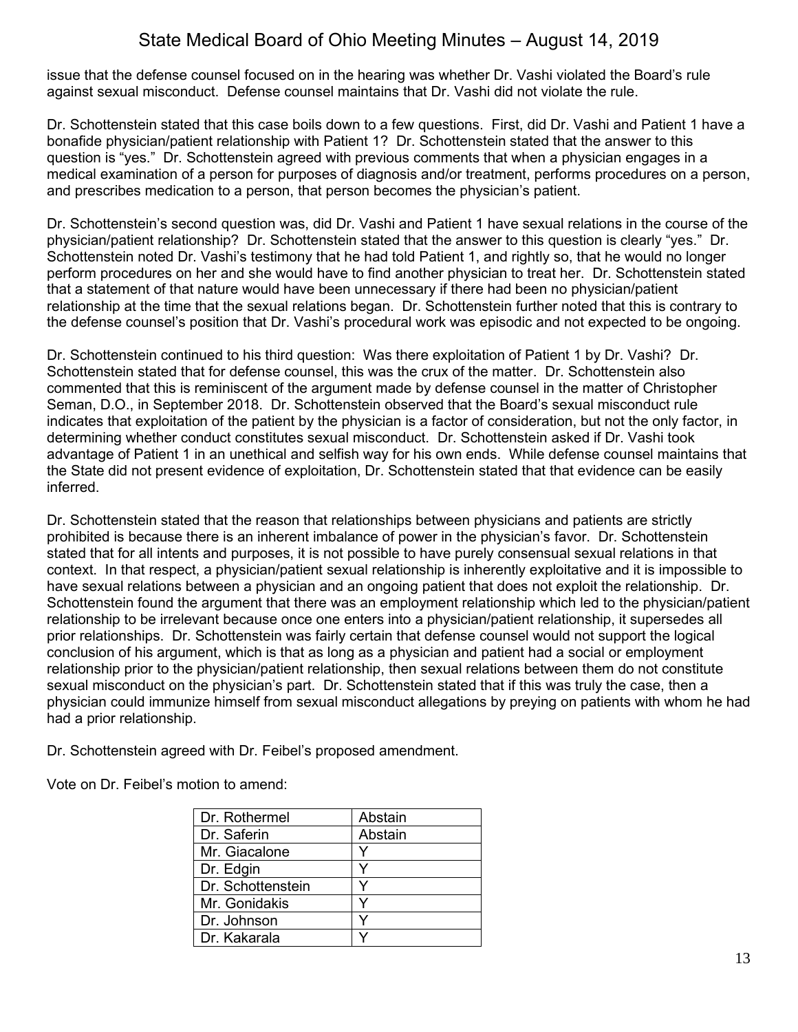issue that the defense counsel focused on in the hearing was whether Dr. Vashi violated the Board's rule against sexual misconduct. Defense counsel maintains that Dr. Vashi did not violate the rule.

Dr. Schottenstein stated that this case boils down to a few questions. First, did Dr. Vashi and Patient 1 have a bonafide physician/patient relationship with Patient 1? Dr. Schottenstein stated that the answer to this question is "yes." Dr. Schottenstein agreed with previous comments that when a physician engages in a medical examination of a person for purposes of diagnosis and/or treatment, performs procedures on a person, and prescribes medication to a person, that person becomes the physician's patient.

Dr. Schottenstein's second question was, did Dr. Vashi and Patient 1 have sexual relations in the course of the physician/patient relationship? Dr. Schottenstein stated that the answer to this question is clearly "yes." Dr. Schottenstein noted Dr. Vashi's testimony that he had told Patient 1, and rightly so, that he would no longer perform procedures on her and she would have to find another physician to treat her. Dr. Schottenstein stated that a statement of that nature would have been unnecessary if there had been no physician/patient relationship at the time that the sexual relations began. Dr. Schottenstein further noted that this is contrary to the defense counsel's position that Dr. Vashi's procedural work was episodic and not expected to be ongoing.

Dr. Schottenstein continued to his third question: Was there exploitation of Patient 1 by Dr. Vashi? Dr. Schottenstein stated that for defense counsel, this was the crux of the matter. Dr. Schottenstein also commented that this is reminiscent of the argument made by defense counsel in the matter of Christopher Seman, D.O., in September 2018. Dr. Schottenstein observed that the Board's sexual misconduct rule indicates that exploitation of the patient by the physician is a factor of consideration, but not the only factor, in determining whether conduct constitutes sexual misconduct. Dr. Schottenstein asked if Dr. Vashi took advantage of Patient 1 in an unethical and selfish way for his own ends. While defense counsel maintains that the State did not present evidence of exploitation, Dr. Schottenstein stated that that evidence can be easily inferred.

Dr. Schottenstein stated that the reason that relationships between physicians and patients are strictly prohibited is because there is an inherent imbalance of power in the physician's favor. Dr. Schottenstein stated that for all intents and purposes, it is not possible to have purely consensual sexual relations in that context. In that respect, a physician/patient sexual relationship is inherently exploitative and it is impossible to have sexual relations between a physician and an ongoing patient that does not exploit the relationship. Dr. Schottenstein found the argument that there was an employment relationship which led to the physician/patient relationship to be irrelevant because once one enters into a physician/patient relationship, it supersedes all prior relationships. Dr. Schottenstein was fairly certain that defense counsel would not support the logical conclusion of his argument, which is that as long as a physician and patient had a social or employment relationship prior to the physician/patient relationship, then sexual relations between them do not constitute sexual misconduct on the physician's part. Dr. Schottenstein stated that if this was truly the case, then a physician could immunize himself from sexual misconduct allegations by preying on patients with whom he had had a prior relationship.

Dr. Schottenstein agreed with Dr. Feibel's proposed amendment.

Vote on Dr. Feibel's motion to amend:

| | |
|---|---|
| Dr. Rothermel | Abstain |
| Dr. Saferin | Abstain |
| Mr. Giacalone | Y |
| Dr. Edgin | Y |
| Dr. Schottenstein | Y |
| Mr. Gonidakis | Y |
| Dr. Johnson | Y |
| Dr. Kakarala | Y |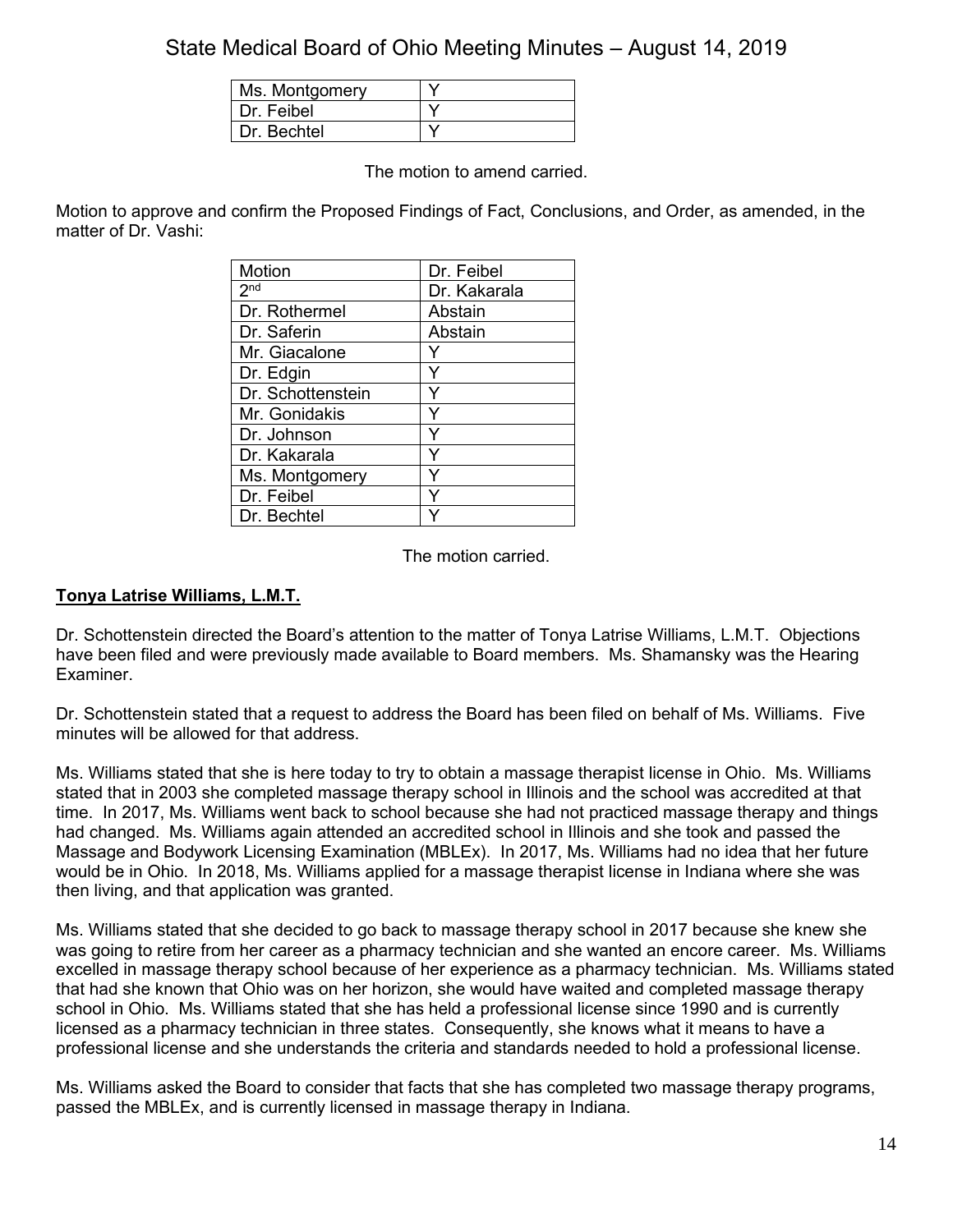| Ms. Montgomery | Y |
|---|---|
| Dr. Feibel | Y |
| Dr. Bechtel | Y |

The motion to amend carried.

Motion to approve and confirm the Proposed Findings of Fact, Conclusions, and Order, as amended, in the matter of Dr. Vashi:

| Motion | Dr. Feibel |
|---|---|
| 2nd | Dr. Kakarala |
| Dr. Rothermel | Abstain |
| Dr. Saferin | Abstain |
| Mr. Giacalone | Y |
| Dr. Edgin | Y |
| Dr. Schottenstein | Y |
| Mr. Gonidakis | Y |
| Dr. Johnson | Y |
| Dr. Kakarala | Y |
| Ms. Montgomery | Y |
| Dr. Feibel | Y |
| Dr. Bechtel | Y |

The motion carried.

**<u>Tonya Latrise Williams, L.M.T.</u>**

Dr. Schottenstein directed the Board's attention to the matter of Tonya Latrise Williams, L.M.T. Objections have been filed and were previously made available to Board members. Ms. Shamansky was the Hearing Examiner.

Dr. Schottenstein stated that a request to address the Board has been filed on behalf of Ms. Williams. Five minutes will be allowed for that address.

Ms. Williams stated that she is here today to try to obtain a massage therapist license in Ohio. Ms. Williams stated that in 2003 she completed massage therapy school in Illinois and the school was accredited at that time. In 2017, Ms. Williams went back to school because she had not practiced massage therapy and things had changed. Ms. Williams again attended an accredited school in Illinois and she took and passed the Massage and Bodywork Licensing Examination (MBLEx). In 2017, Ms. Williams had no idea that her future would be in Ohio. In 2018, Ms. Williams applied for a massage therapist license in Indiana where she was then living, and that application was granted.

Ms. Williams stated that she decided to go back to massage therapy school in 2017 because she knew she was going to retire from her career as a pharmacy technician and she wanted an encore career. Ms. Williams excelled in massage therapy school because of her experience as a pharmacy technician. Ms. Williams stated that had she known that Ohio was on her horizon, she would have waited and completed massage therapy school in Ohio. Ms. Williams stated that she has held a professional license since 1990 and is currently licensed as a pharmacy technician in three states. Consequently, she knows what it means to have a professional license and she understands the criteria and standards needed to hold a professional license.

Ms. Williams asked the Board to consider that facts that she has completed two massage therapy programs, passed the MBLEx, and is currently licensed in massage therapy in Indiana.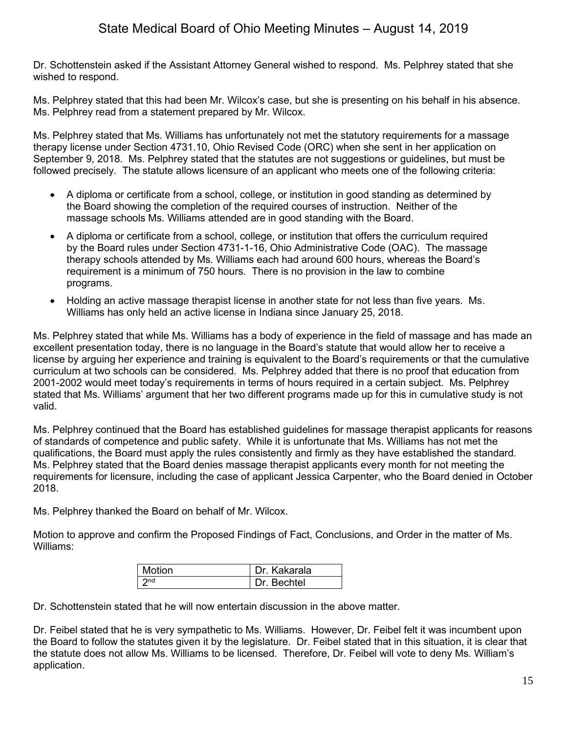Dr. Schottenstein asked if the Assistant Attorney General wished to respond. Ms. Pelphrey stated that she wished to respond.

Ms. Pelphrey stated that this had been Mr. Wilcox's case, but she is presenting on his behalf in his absence. Ms. Pelphrey read from a statement prepared by Mr. Wilcox.

Ms. Pelphrey stated that Ms. Williams has unfortunately not met the statutory requirements for a massage therapy license under Section 4731.10, Ohio Revised Code (ORC) when she sent in her application on September 9, 2018. Ms. Pelphrey stated that the statutes are not suggestions or guidelines, but must be followed precisely. The statute allows licensure of an applicant who meets one of the following criteria:

- A diploma or certificate from a school, college, or institution in good standing as determined by the Board showing the completion of the required courses of instruction. Neither of the massage schools Ms. Williams attended are in good standing with the Board.
- A diploma or certificate from a school, college, or institution that offers the curriculum required by the Board rules under Section 4731-1-16, Ohio Administrative Code (OAC). The massage therapy schools attended by Ms. Williams each had around 600 hours, whereas the Board's requirement is a minimum of 750 hours. There is no provision in the law to combine programs.
- Holding an active massage therapist license in another state for not less than five years. Ms. Williams has only held an active license in Indiana since January 25, 2018.

Ms. Pelphrey stated that while Ms. Williams has a body of experience in the field of massage and has made an excellent presentation today, there is no language in the Board's statute that would allow her to receive a license by arguing her experience and training is equivalent to the Board's requirements or that the cumulative curriculum at two schools can be considered. Ms. Pelphrey added that there is no proof that education from 2001-2002 would meet today's requirements in terms of hours required in a certain subject. Ms. Pelphrey stated that Ms. Williams' argument that her two different programs made up for this in cumulative study is not valid.

Ms. Pelphrey continued that the Board has established guidelines for massage therapist applicants for reasons of standards of competence and public safety. While it is unfortunate that Ms. Williams has not met the qualifications, the Board must apply the rules consistently and firmly as they have established the standard. Ms. Pelphrey stated that the Board denies massage therapist applicants every month for not meeting the requirements for licensure, including the case of applicant Jessica Carpenter, who the Board denied in October 2018.

Ms. Pelphrey thanked the Board on behalf of Mr. Wilcox.

Motion to approve and confirm the Proposed Findings of Fact, Conclusions, and Order in the matter of Ms. Williams:

| Motion | Dr. Kakarala |
|---|---|
| 2nd | Dr. Bechtel |

Dr. Schottenstein stated that he will now entertain discussion in the above matter.

Dr. Feibel stated that he is very sympathetic to Ms. Williams. However, Dr. Feibel felt it was incumbent upon the Board to follow the statutes given it by the legislature. Dr. Feibel stated that in this situation, it is clear that the statute does not allow Ms. Williams to be licensed. Therefore, Dr. Feibel will vote to deny Ms. William's application.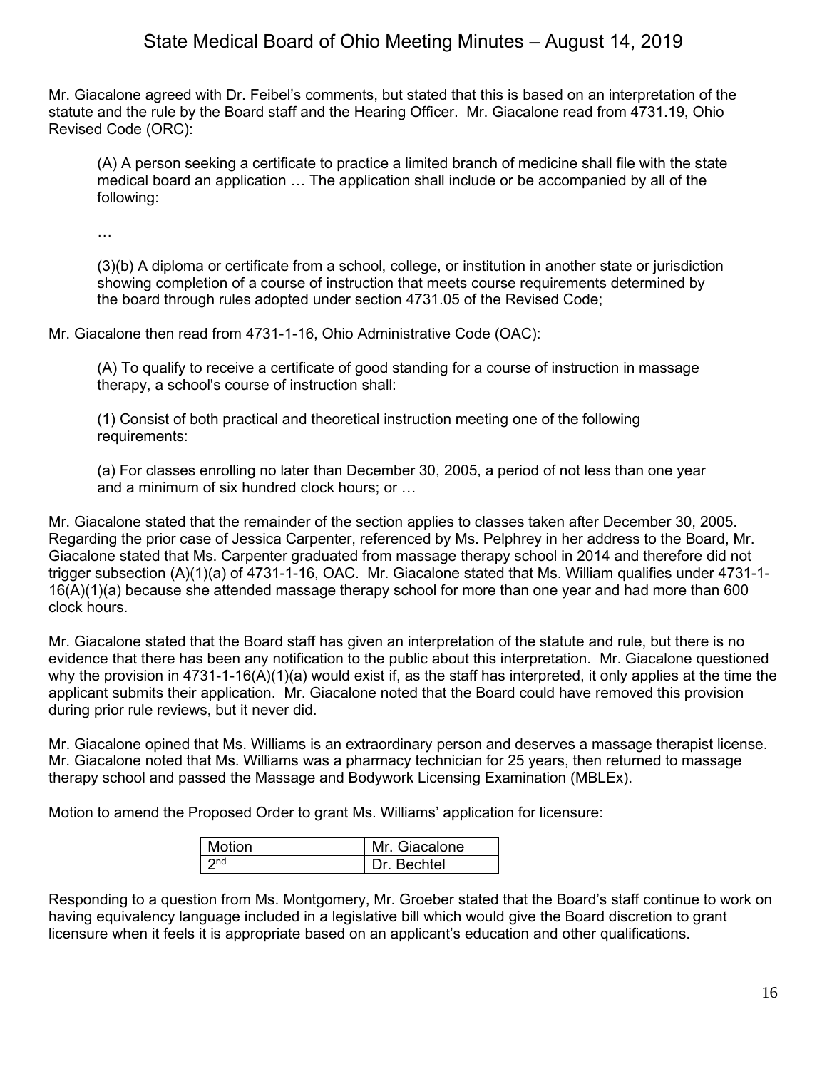Mr. Giacalone agreed with Dr. Feibel's comments, but stated that this is based on an interpretation of the statute and the rule by the Board staff and the Hearing Officer. Mr. Giacalone read from 4731.19, Ohio Revised Code (ORC):

> (A) A person seeking a certificate to practice a limited branch of medicine shall file with the state medical board an application … The application shall include or be accompanied by all of the following:
>
> …
>
> (3)(b) A diploma or certificate from a school, college, or institution in another state or jurisdiction showing completion of a course of instruction that meets course requirements determined by the board through rules adopted under section 4731.05 of the Revised Code;

Mr. Giacalone then read from 4731-1-16, Ohio Administrative Code (OAC):

> (A) To qualify to receive a certificate of good standing for a course of instruction in massage therapy, a school's course of instruction shall:
>
> (1) Consist of both practical and theoretical instruction meeting one of the following requirements:
>
> (a) For classes enrolling no later than December 30, 2005, a period of not less than one year and a minimum of six hundred clock hours; or …

Mr. Giacalone stated that the remainder of the section applies to classes taken after December 30, 2005. Regarding the prior case of Jessica Carpenter, referenced by Ms. Pelphrey in her address to the Board, Mr. Giacalone stated that Ms. Carpenter graduated from massage therapy school in 2014 and therefore did not trigger subsection (A)(1)(a) of 4731-1-16, OAC. Mr. Giacalone stated that Ms. William qualifies under 4731-1-16(A)(1)(a) because she attended massage therapy school for more than one year and had more than 600 clock hours.

Mr. Giacalone stated that the Board staff has given an interpretation of the statute and rule, but there is no evidence that there has been any notification to the public about this interpretation. Mr. Giacalone questioned why the provision in 4731-1-16(A)(1)(a) would exist if, as the staff has interpreted, it only applies at the time the applicant submits their application. Mr. Giacalone noted that the Board could have removed this provision during prior rule reviews, but it never did.

Mr. Giacalone opined that Ms. Williams is an extraordinary person and deserves a massage therapist license. Mr. Giacalone noted that Ms. Williams was a pharmacy technician for 25 years, then returned to massage therapy school and passed the Massage and Bodywork Licensing Examination (MBLEx).

Motion to amend the Proposed Order to grant Ms. Williams' application for licensure:

| Motion | Mr. Giacalone |
| --- | --- |
| 2nd | Dr. Bechtel |

Responding to a question from Ms. Montgomery, Mr. Groeber stated that the Board's staff continue to work on having equivalency language included in a legislative bill which would give the Board discretion to grant licensure when it feels it is appropriate based on an applicant's education and other qualifications.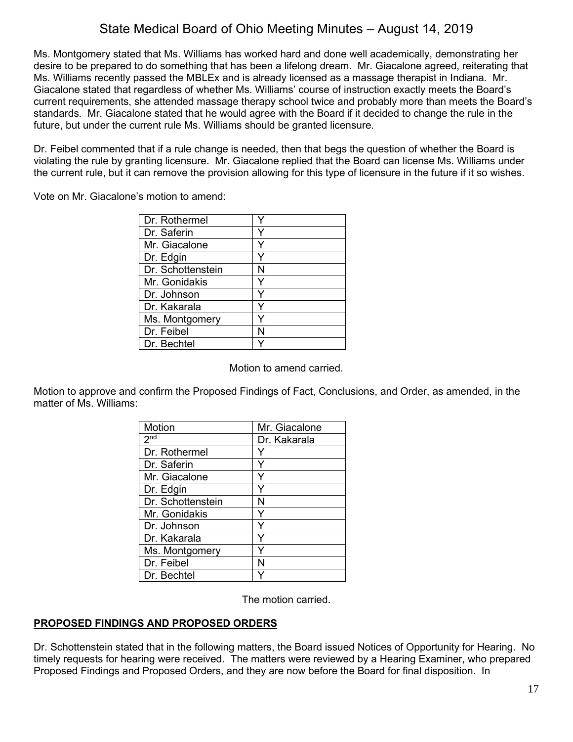Ms. Montgomery stated that Ms. Williams has worked hard and done well academically, demonstrating her desire to be prepared to do something that has been a lifelong dream. Mr. Giacalone agreed, reiterating that Ms. Williams recently passed the MBLEx and is already licensed as a massage therapist in Indiana. Mr. Giacalone stated that regardless of whether Ms. Williams' course of instruction exactly meets the Board's current requirements, she attended massage therapy school twice and probably more than meets the Board's standards. Mr. Giacalone stated that he would agree with the Board if it decided to change the rule in the future, but under the current rule Ms. Williams should be granted licensure.

Dr. Feibel commented that if a rule change is needed, then that begs the question of whether the Board is violating the rule by granting licensure. Mr. Giacalone replied that the Board can license Ms. Williams under the current rule, but it can remove the provision allowing for this type of licensure in the future if it so wishes.

Vote on Mr. Giacalone's motion to amend:

| | |
|---|---|
| Dr. Rothermel | Y |
| Dr. Saferin | Y |
| Mr. Giacalone | Y |
| Dr. Edgin | Y |
| Dr. Schottenstein | N |
| Mr. Gonidakis | Y |
| Dr. Johnson | Y |
| Dr. Kakarala | Y |
| Ms. Montgomery | Y |
| Dr. Feibel | N |
| Dr. Bechtel | Y |

Motion to amend carried.

Motion to approve and confirm the Proposed Findings of Fact, Conclusions, and Order, as amended, in the matter of Ms. Williams:

| Motion | Mr. Giacalone |
|---|---|
| 2nd | Dr. Kakarala |
| Dr. Rothermel | Y |
| Dr. Saferin | Y |
| Mr. Giacalone | Y |
| Dr. Edgin | Y |
| Dr. Schottenstein | N |
| Mr. Gonidakis | Y |
| Dr. Johnson | Y |
| Dr. Kakarala | Y |
| Ms. Montgomery | Y |
| Dr. Feibel | N |
| Dr. Bechtel | Y |

The motion carried.

**PROPOSED FINDINGS AND PROPOSED ORDERS**

Dr. Schottenstein stated that in the following matters, the Board issued Notices of Opportunity for Hearing. No timely requests for hearing were received. The matters were reviewed by a Hearing Examiner, who prepared Proposed Findings and Proposed Orders, and they are now before the Board for final disposition. In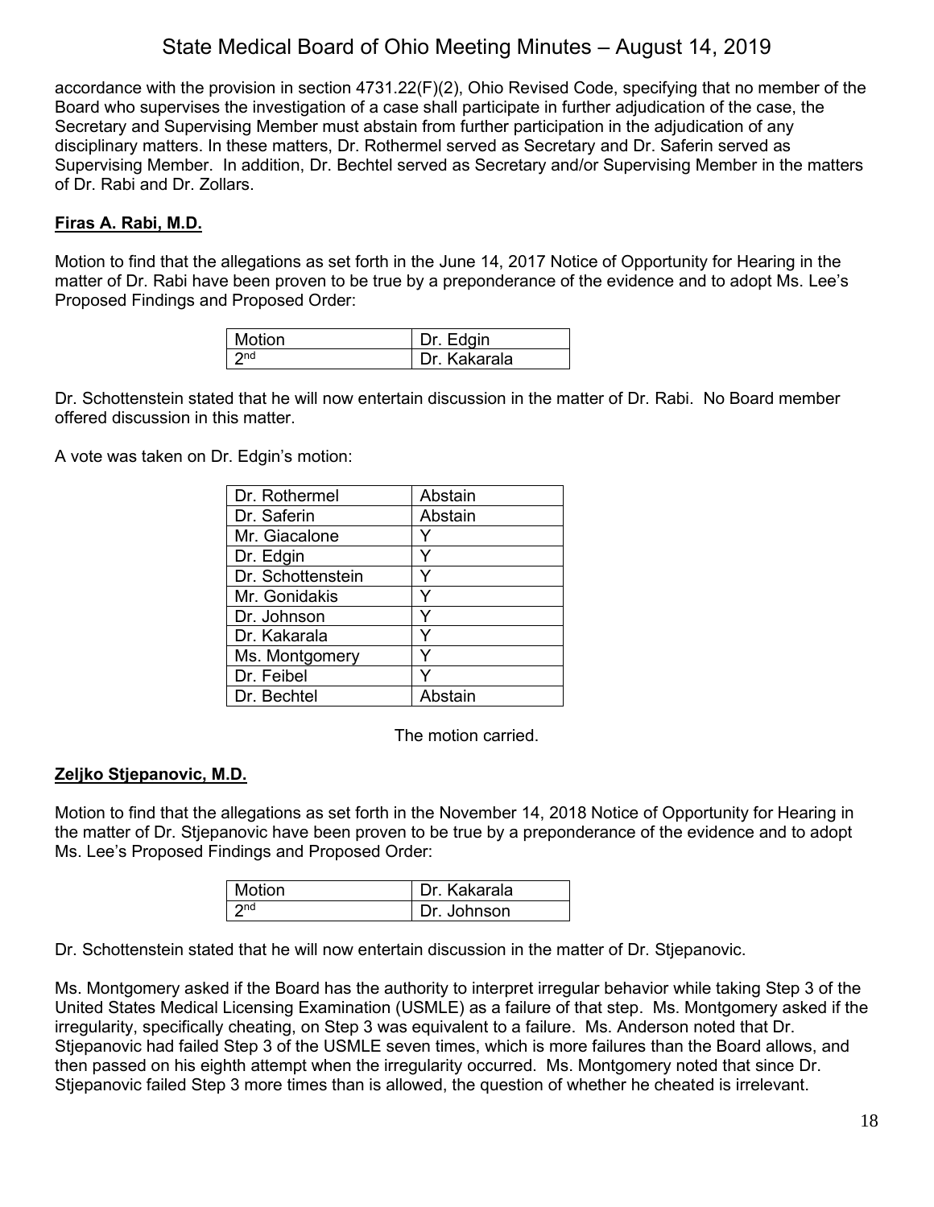accordance with the provision in section 4731.22(F)(2), Ohio Revised Code, specifying that no member of the Board who supervises the investigation of a case shall participate in further adjudication of the case, the Secretary and Supervising Member must abstain from further participation in the adjudication of any disciplinary matters. In these matters, Dr. Rothermel served as Secretary and Dr. Saferin served as Supervising Member. In addition, Dr. Bechtel served as Secretary and/or Supervising Member in the matters of Dr. Rabi and Dr. Zollars.

**Firas A. Rabi, M.D.**

Motion to find that the allegations as set forth in the June 14, 2017 Notice of Opportunity for Hearing in the matter of Dr. Rabi have been proven to be true by a preponderance of the evidence and to adopt Ms. Lee's Proposed Findings and Proposed Order:

| Motion | Dr. Edgin |
|---|---|
| 2nd | Dr. Kakarala |

Dr. Schottenstein stated that he will now entertain discussion in the matter of Dr. Rabi. No Board member offered discussion in this matter.

A vote was taken on Dr. Edgin's motion:

| Dr. Rothermel | Abstain |
|---|---|
| Dr. Saferin | Abstain |
| Mr. Giacalone | Y |
| Dr. Edgin | Y |
| Dr. Schottenstein | Y |
| Mr. Gonidakis | Y |
| Dr. Johnson | Y |
| Dr. Kakarala | Y |
| Ms. Montgomery | Y |
| Dr. Feibel | Y |
| Dr. Bechtel | Abstain |

The motion carried.

**Zeljko Stjepanovic, M.D.**

Motion to find that the allegations as set forth in the November 14, 2018 Notice of Opportunity for Hearing in the matter of Dr. Stjepanovic have been proven to be true by a preponderance of the evidence and to adopt Ms. Lee's Proposed Findings and Proposed Order:

| Motion | Dr. Kakarala |
|---|---|
| 2nd | Dr. Johnson |

Dr. Schottenstein stated that he will now entertain discussion in the matter of Dr. Stjepanovic.

Ms. Montgomery asked if the Board has the authority to interpret irregular behavior while taking Step 3 of the United States Medical Licensing Examination (USMLE) as a failure of that step. Ms. Montgomery asked if the irregularity, specifically cheating, on Step 3 was equivalent to a failure. Ms. Anderson noted that Dr. Stjepanovic had failed Step 3 of the USMLE seven times, which is more failures than the Board allows, and then passed on his eighth attempt when the irregularity occurred. Ms. Montgomery noted that since Dr. Stjepanovic failed Step 3 more times than is allowed, the question of whether he cheated is irrelevant.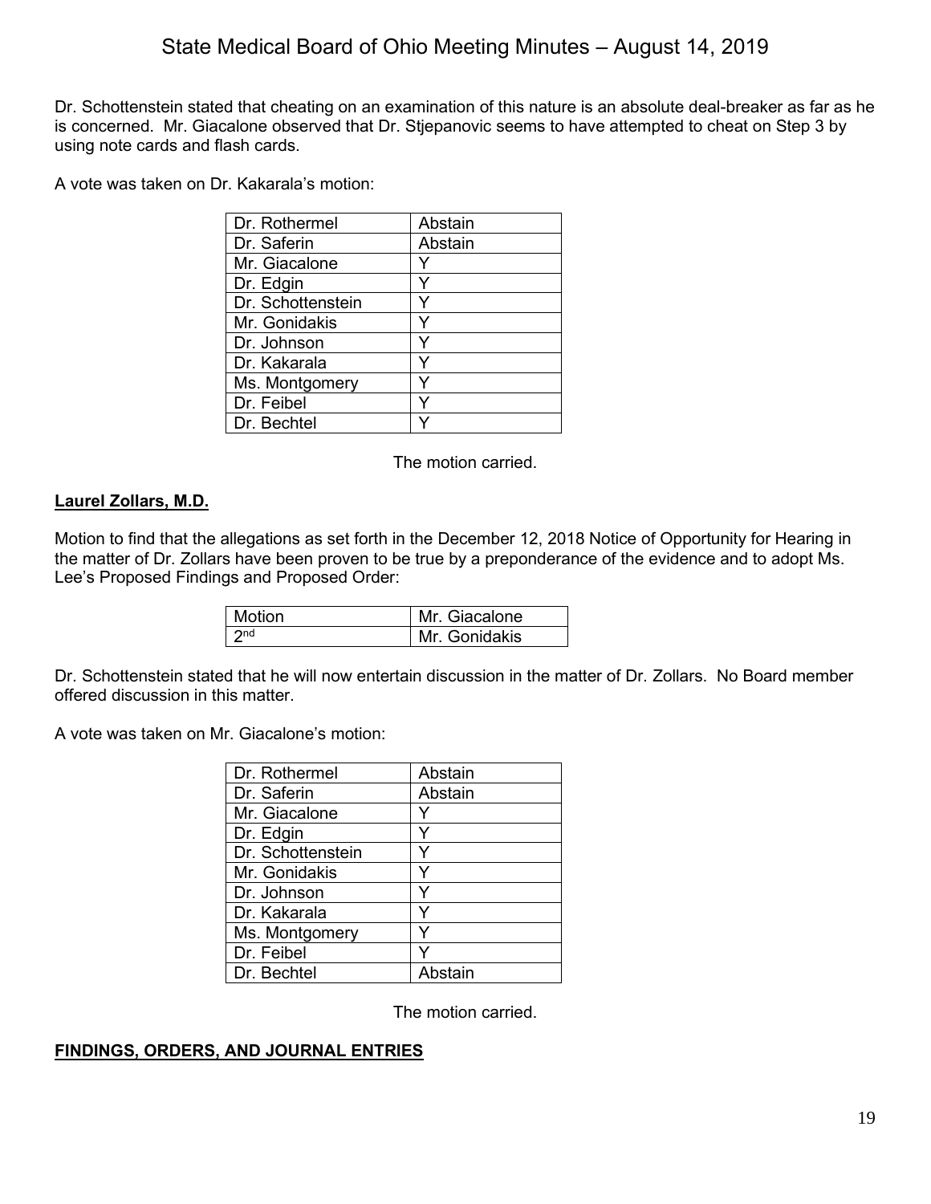Dr. Schottenstein stated that cheating on an examination of this nature is an absolute deal-breaker as far as he is concerned. Mr. Giacalone observed that Dr. Stjepanovic seems to have attempted to cheat on Step 3 by using note cards and flash cards.

A vote was taken on Dr. Kakarala's motion:

| | |
|---|---|
| Dr. Rothermel | Abstain |
| Dr. Saferin | Abstain |
| Mr. Giacalone | Y |
| Dr. Edgin | Y |
| Dr. Schottenstein | Y |
| Mr. Gonidakis | Y |
| Dr. Johnson | Y |
| Dr. Kakarala | Y |
| Ms. Montgomery | Y |
| Dr. Feibel | Y |
| Dr. Bechtel | Y |

The motion carried.

**Laurel Zollars, M.D.**

Motion to find that the allegations as set forth in the December 12, 2018 Notice of Opportunity for Hearing in the matter of Dr. Zollars have been proven to be true by a preponderance of the evidence and to adopt Ms. Lee's Proposed Findings and Proposed Order:

| | |
|---|---|
| Motion | Mr. Giacalone |
| 2nd | Mr. Gonidakis |

Dr. Schottenstein stated that he will now entertain discussion in the matter of Dr. Zollars. No Board member offered discussion in this matter.

A vote was taken on Mr. Giacalone's motion:

| | |
|---|---|
| Dr. Rothermel | Abstain |
| Dr. Saferin | Abstain |
| Mr. Giacalone | Y |
| Dr. Edgin | Y |
| Dr. Schottenstein | Y |
| Mr. Gonidakis | Y |
| Dr. Johnson | Y |
| Dr. Kakarala | Y |
| Ms. Montgomery | Y |
| Dr. Feibel | Y |
| Dr. Bechtel | Abstain |

The motion carried.

**FINDINGS, ORDERS, AND JOURNAL ENTRIES**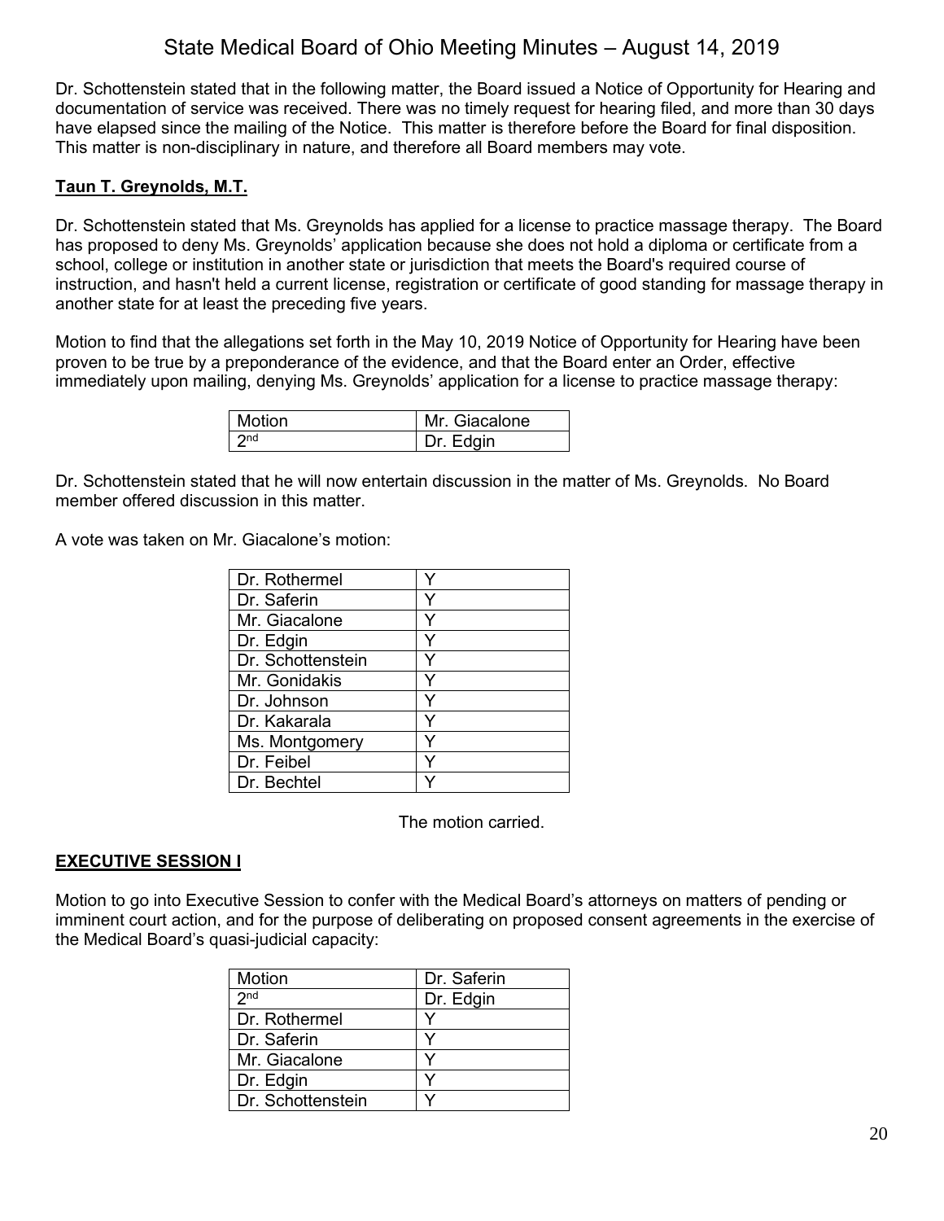Dr. Schottenstein stated that in the following matter, the Board issued a Notice of Opportunity for Hearing and documentation of service was received. There was no timely request for hearing filed, and more than 30 days have elapsed since the mailing of the Notice. This matter is therefore before the Board for final disposition. This matter is non-disciplinary in nature, and therefore all Board members may vote.

**Taun T. Greynolds, M.T.**

Dr. Schottenstein stated that Ms. Greynolds has applied for a license to practice massage therapy. The Board has proposed to deny Ms. Greynolds' application because she does not hold a diploma or certificate from a school, college or institution in another state or jurisdiction that meets the Board's required course of instruction, and hasn't held a current license, registration or certificate of good standing for massage therapy in another state for at least the preceding five years.

Motion to find that the allegations set forth in the May 10, 2019 Notice of Opportunity for Hearing have been proven to be true by a preponderance of the evidence, and that the Board enter an Order, effective immediately upon mailing, denying Ms. Greynolds' application for a license to practice massage therapy:

| Motion | Mr. Giacalone |
|---|---|
| 2nd | Dr. Edgin |

Dr. Schottenstein stated that he will now entertain discussion in the matter of Ms. Greynolds. No Board member offered discussion in this matter.

A vote was taken on Mr. Giacalone's motion:

| Dr. Rothermel | Y |
|---|---|
| Dr. Saferin | Y |
| Mr. Giacalone | Y |
| Dr. Edgin | Y |
| Dr. Schottenstein | Y |
| Mr. Gonidakis | Y |
| Dr. Johnson | Y |
| Dr. Kakarala | Y |
| Ms. Montgomery | Y |
| Dr. Feibel | Y |
| Dr. Bechtel | Y |

The motion carried.

**EXECUTIVE SESSION I**

Motion to go into Executive Session to confer with the Medical Board's attorneys on matters of pending or imminent court action, and for the purpose of deliberating on proposed consent agreements in the exercise of the Medical Board's quasi-judicial capacity:

| Motion | Dr. Saferin |
|---|---|
| 2nd | Dr. Edgin |
| Dr. Rothermel | Y |
| Dr. Saferin | Y |
| Mr. Giacalone | Y |
| Dr. Edgin | Y |
| Dr. Schottenstein | Y |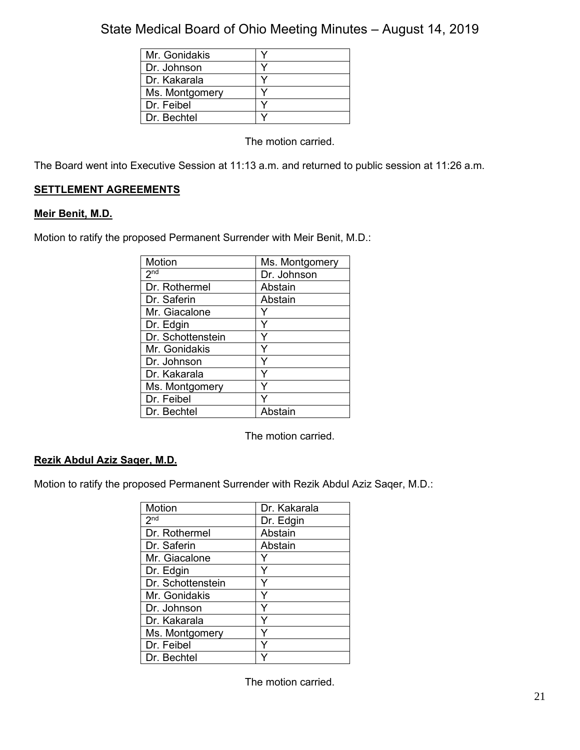| | |
|---|---|
| Mr. Gonidakis | Y |
| Dr. Johnson | Y |
| Dr. Kakarala | Y |
| Ms. Montgomery | Y |
| Dr. Feibel | Y |
| Dr. Bechtel | Y |

The motion carried.

The Board went into Executive Session at 11:13 a.m. and returned to public session at 11:26 a.m.

**SETTLEMENT AGREEMENTS**

**Meir Benit, M.D.**

Motion to ratify the proposed Permanent Surrender with Meir Benit, M.D.:

| Motion | Ms. Montgomery |
|---|---|
| 2nd | Dr. Johnson |
| Dr. Rothermel | Abstain |
| Dr. Saferin | Abstain |
| Mr. Giacalone | Y |
| Dr. Edgin | Y |
| Dr. Schottenstein | Y |
| Mr. Gonidakis | Y |
| Dr. Johnson | Y |
| Dr. Kakarala | Y |
| Ms. Montgomery | Y |
| Dr. Feibel | Y |
| Dr. Bechtel | Abstain |

The motion carried.

**Rezik Abdul Aziz Saqer, M.D.**

Motion to ratify the proposed Permanent Surrender with Rezik Abdul Aziz Saqer, M.D.:

| Motion | Dr. Kakarala |
|---|---|
| 2nd | Dr. Edgin |
| Dr. Rothermel | Abstain |
| Dr. Saferin | Abstain |
| Mr. Giacalone | Y |
| Dr. Edgin | Y |
| Dr. Schottenstein | Y |
| Mr. Gonidakis | Y |
| Dr. Johnson | Y |
| Dr. Kakarala | Y |
| Ms. Montgomery | Y |
| Dr. Feibel | Y |
| Dr. Bechtel | Y |

The motion carried.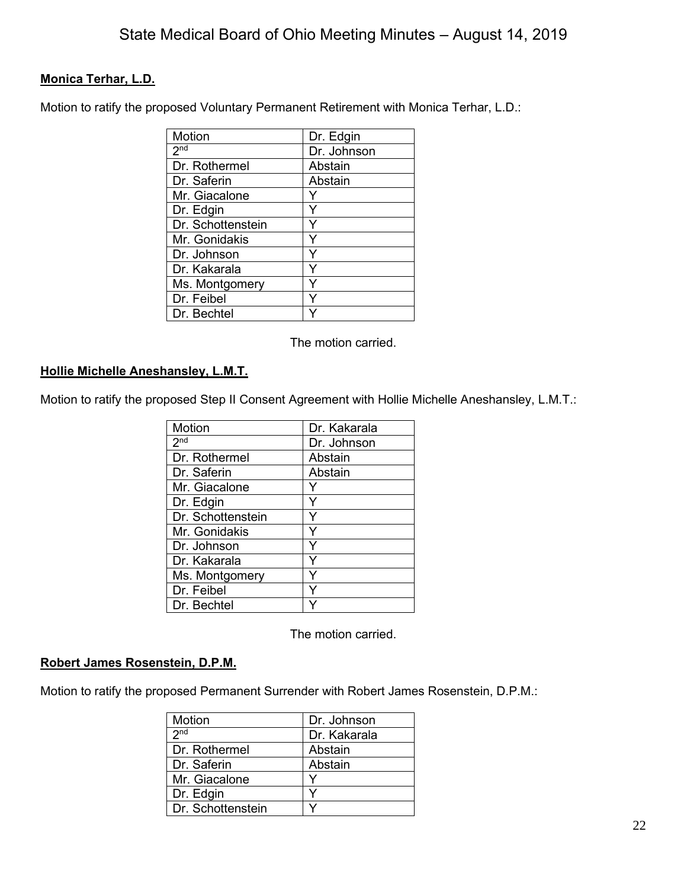**Monica Terhar, L.D.**

Motion to ratify the proposed Voluntary Permanent Retirement with Monica Terhar, L.D.:

| Motion | Dr. Edgin |
|---|---|
| 2nd | Dr. Johnson |
| Dr. Rothermel | Abstain |
| Dr. Saferin | Abstain |
| Mr. Giacalone | Y |
| Dr. Edgin | Y |
| Dr. Schottenstein | Y |
| Mr. Gonidakis | Y |
| Dr. Johnson | Y |
| Dr. Kakarala | Y |
| Ms. Montgomery | Y |
| Dr. Feibel | Y |
| Dr. Bechtel | Y |

The motion carried.

**Hollie Michelle Aneshansley, L.M.T.**

Motion to ratify the proposed Step II Consent Agreement with Hollie Michelle Aneshansley, L.M.T.:

| Motion | Dr. Kakarala |
|---|---|
| 2nd | Dr. Johnson |
| Dr. Rothermel | Abstain |
| Dr. Saferin | Abstain |
| Mr. Giacalone | Y |
| Dr. Edgin | Y |
| Dr. Schottenstein | Y |
| Mr. Gonidakis | Y |
| Dr. Johnson | Y |
| Dr. Kakarala | Y |
| Ms. Montgomery | Y |
| Dr. Feibel | Y |
| Dr. Bechtel | Y |

The motion carried.

**Robert James Rosenstein, D.P.M.**

Motion to ratify the proposed Permanent Surrender with Robert James Rosenstein, D.P.M.:

| Motion | Dr. Johnson |
|---|---|
| 2nd | Dr. Kakarala |
| Dr. Rothermel | Abstain |
| Dr. Saferin | Abstain |
| Mr. Giacalone | Y |
| Dr. Edgin | Y |
| Dr. Schottenstein | Y |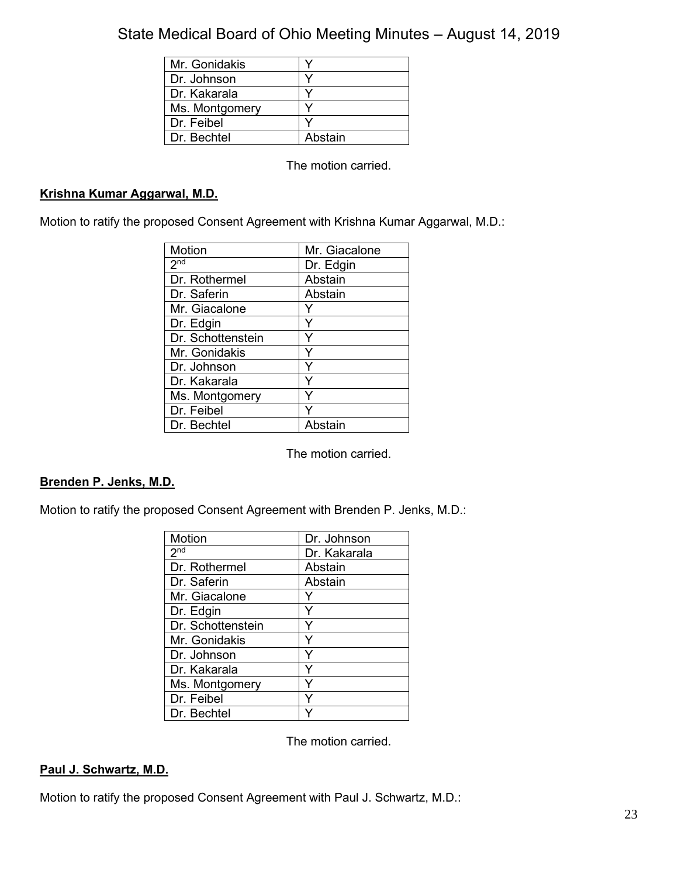| | |
|---|---|
| Mr. Gonidakis | Y |
| Dr. Johnson | Y |
| Dr. Kakarala | Y |
| Ms. Montgomery | Y |
| Dr. Feibel | Y |
| Dr. Bechtel | Abstain |

The motion carried.

**Krishna Kumar Aggarwal, M.D.**

Motion to ratify the proposed Consent Agreement with Krishna Kumar Aggarwal, M.D.:

| Motion | Mr. Giacalone |
|---|---|
| 2nd | Dr. Edgin |
| Dr. Rothermel | Abstain |
| Dr. Saferin | Abstain |
| Mr. Giacalone | Y |
| Dr. Edgin | Y |
| Dr. Schottenstein | Y |
| Mr. Gonidakis | Y |
| Dr. Johnson | Y |
| Dr. Kakarala | Y |
| Ms. Montgomery | Y |
| Dr. Feibel | Y |
| Dr. Bechtel | Abstain |

The motion carried.

**Brenden P. Jenks, M.D.**

Motion to ratify the proposed Consent Agreement with Brenden P. Jenks, M.D.:

| Motion | Dr. Johnson |
|---|---|
| 2nd | Dr. Kakarala |
| Dr. Rothermel | Abstain |
| Dr. Saferin | Abstain |
| Mr. Giacalone | Y |
| Dr. Edgin | Y |
| Dr. Schottenstein | Y |
| Mr. Gonidakis | Y |
| Dr. Johnson | Y |
| Dr. Kakarala | Y |
| Ms. Montgomery | Y |
| Dr. Feibel | Y |
| Dr. Bechtel | Y |

The motion carried.

**Paul J. Schwartz, M.D.**

Motion to ratify the proposed Consent Agreement with Paul J. Schwartz, M.D.: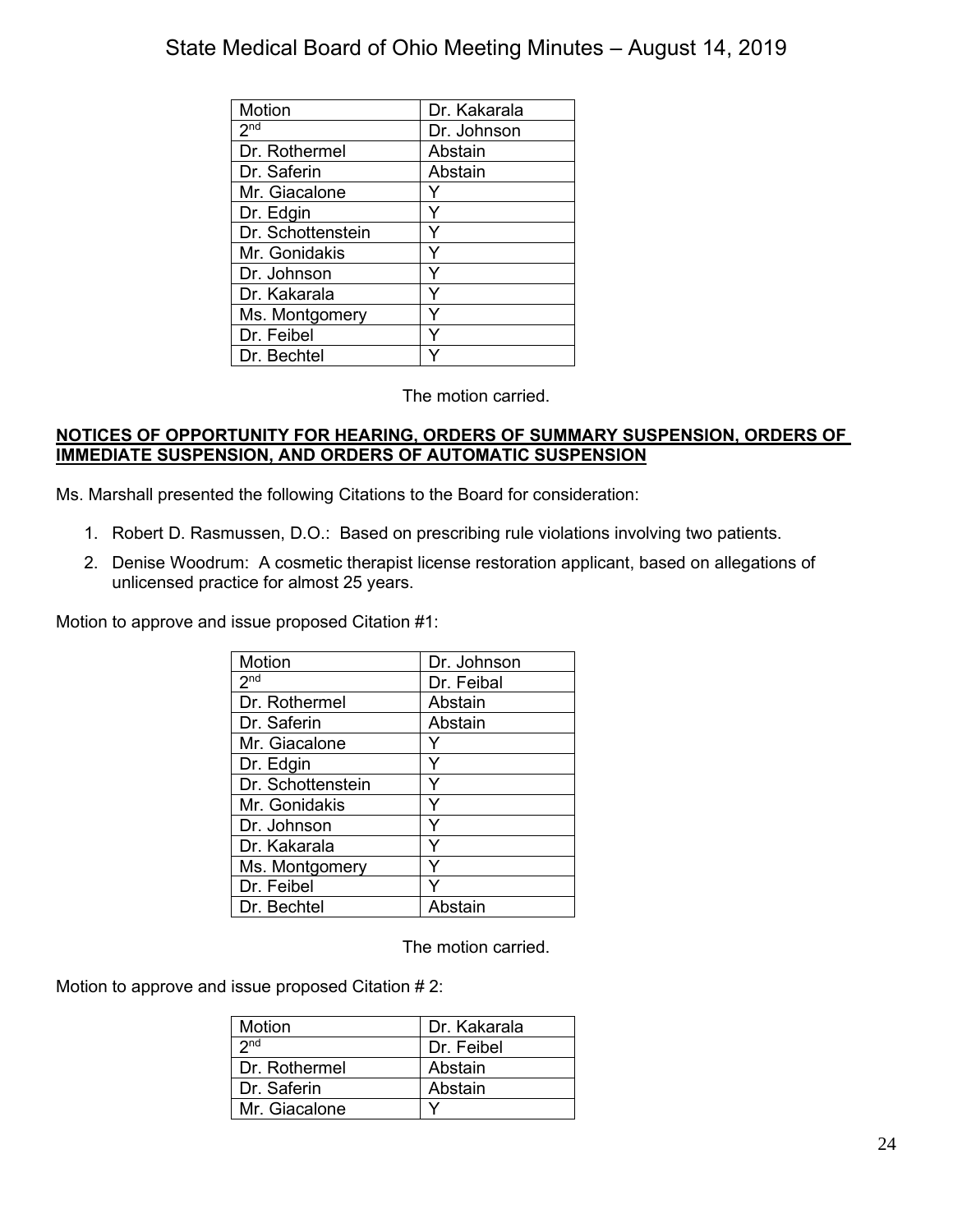| Motion | Dr. Kakarala |
|---|---|
| 2nd | Dr. Johnson |
| Dr. Rothermel | Abstain |
| Dr. Saferin | Abstain |
| Mr. Giacalone | Y |
| Dr. Edgin | Y |
| Dr. Schottenstein | Y |
| Mr. Gonidakis | Y |
| Dr. Johnson | Y |
| Dr. Kakarala | Y |
| Ms. Montgomery | Y |
| Dr. Feibel | Y |
| Dr. Bechtel | Y |

The motion carried.

**NOTICES OF OPPORTUNITY FOR HEARING, ORDERS OF SUMMARY SUSPENSION, ORDERS OF IMMEDIATE SUSPENSION, AND ORDERS OF AUTOMATIC SUSPENSION**

Ms. Marshall presented the following Citations to the Board for consideration:

1. Robert D. Rasmussen, D.O.: Based on prescribing rule violations involving two patients.
2. Denise Woodrum: A cosmetic therapist license restoration applicant, based on allegations of unlicensed practice for almost 25 years.

Motion to approve and issue proposed Citation #1:

| Motion | Dr. Johnson |
|---|---|
| 2nd | Dr. Feibal |
| Dr. Rothermel | Abstain |
| Dr. Saferin | Abstain |
| Mr. Giacalone | Y |
| Dr. Edgin | Y |
| Dr. Schottenstein | Y |
| Mr. Gonidakis | Y |
| Dr. Johnson | Y |
| Dr. Kakarala | Y |
| Ms. Montgomery | Y |
| Dr. Feibel | Y |
| Dr. Bechtel | Abstain |

The motion carried.

Motion to approve and issue proposed Citation # 2:

| Motion | Dr. Kakarala |
|---|---|
| 2nd | Dr. Feibel |
| Dr. Rothermel | Abstain |
| Dr. Saferin | Abstain |
| Mr. Giacalone | Y |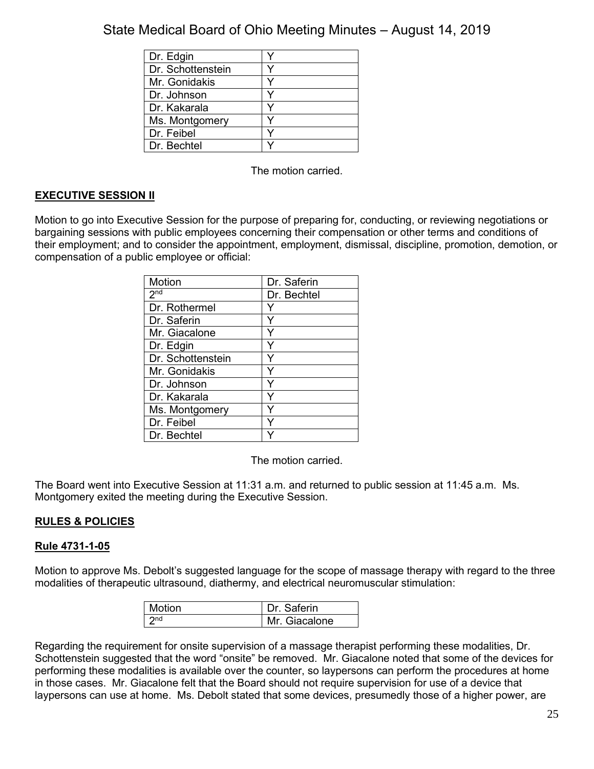| Dr. Edgin | Y |
|---|---|
| Dr. Schottenstein | Y |
| Mr. Gonidakis | Y |
| Dr. Johnson | Y |
| Dr. Kakarala | Y |
| Ms. Montgomery | Y |
| Dr. Feibel | Y |
| Dr. Bechtel | Y |

The motion carried.

## EXECUTIVE SESSION II

Motion to go into Executive Session for the purpose of preparing for, conducting, or reviewing negotiations or bargaining sessions with public employees concerning their compensation or other terms and conditions of their employment; and to consider the appointment, employment, dismissal, discipline, promotion, demotion, or compensation of a public employee or official:

| Motion | Dr. Saferin |
|---|---|
| 2nd | Dr. Bechtel |
| Dr. Rothermel | Y |
| Dr. Saferin | Y |
| Mr. Giacalone | Y |
| Dr. Edgin | Y |
| Dr. Schottenstein | Y |
| Mr. Gonidakis | Y |
| Dr. Johnson | Y |
| Dr. Kakarala | Y |
| Ms. Montgomery | Y |
| Dr. Feibel | Y |
| Dr. Bechtel | Y |

The motion carried.

The Board went into Executive Session at 11:31 a.m. and returned to public session at 11:45 a.m. Ms. Montgomery exited the meeting during the Executive Session.

## RULES & POLICIES

### Rule 4731-1-05

Motion to approve Ms. Debolt's suggested language for the scope of massage therapy with regard to the three modalities of therapeutic ultrasound, diathermy, and electrical neuromuscular stimulation:

| Motion | Dr. Saferin |
|---|---|
| 2nd | Mr. Giacalone |

Regarding the requirement for onsite supervision of a massage therapist performing these modalities, Dr. Schottenstein suggested that the word "onsite" be removed. Mr. Giacalone noted that some of the devices for performing these modalities is available over the counter, so laypersons can perform the procedures at home in those cases. Mr. Giacalone felt that the Board should not require supervision for use of a device that laypersons can use at home. Ms. Debolt stated that some devices, presumedly those of a higher power, are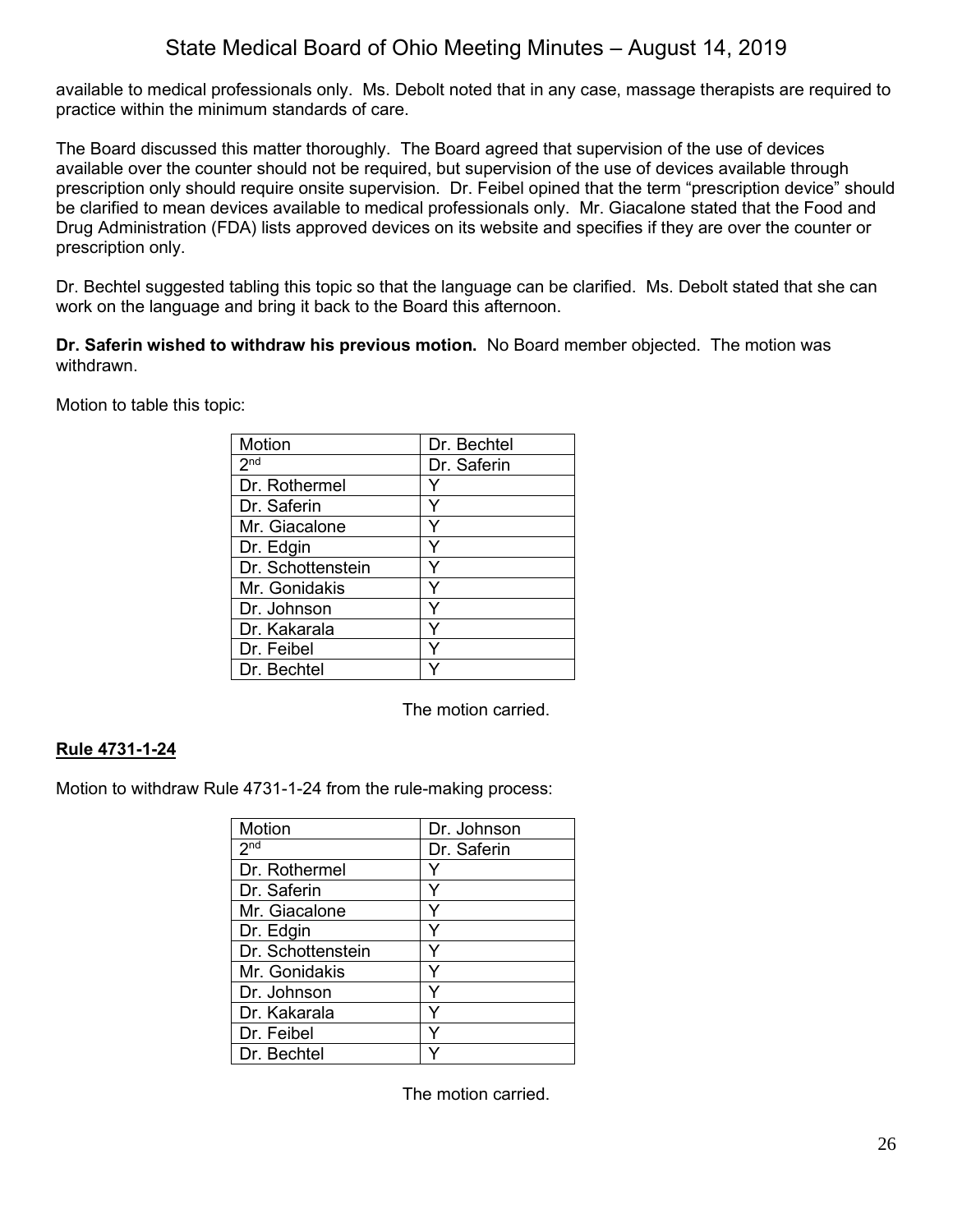available to medical professionals only. Ms. Debolt noted that in any case, massage therapists are required to practice within the minimum standards of care.

The Board discussed this matter thoroughly. The Board agreed that supervision of the use of devices available over the counter should not be required, but supervision of the use of devices available through prescription only should require onsite supervision. Dr. Feibel opined that the term "prescription device" should be clarified to mean devices available to medical professionals only. Mr. Giacalone stated that the Food and Drug Administration (FDA) lists approved devices on its website and specifies if they are over the counter or prescription only.

Dr. Bechtel suggested tabling this topic so that the language can be clarified. Ms. Debolt stated that she can work on the language and bring it back to the Board this afternoon.

**Dr. Saferin wished to withdraw his previous motion.** No Board member objected. The motion was withdrawn.

Motion to table this topic:

| Motion | Dr. Bechtel |
|---|---|
| 2nd | Dr. Saferin |
| Dr. Rothermel | Y |
| Dr. Saferin | Y |
| Mr. Giacalone | Y |
| Dr. Edgin | Y |
| Dr. Schottenstein | Y |
| Mr. Gonidakis | Y |
| Dr. Johnson | Y |
| Dr. Kakarala | Y |
| Dr. Feibel | Y |
| Dr. Bechtel | Y |

The motion carried.

## Rule 4731-1-24

Motion to withdraw Rule 4731-1-24 from the rule-making process:

| Motion | Dr. Johnson |
|---|---|
| 2nd | Dr. Saferin |
| Dr. Rothermel | Y |
| Dr. Saferin | Y |
| Mr. Giacalone | Y |
| Dr. Edgin | Y |
| Dr. Schottenstein | Y |
| Mr. Gonidakis | Y |
| Dr. Johnson | Y |
| Dr. Kakarala | Y |
| Dr. Feibel | Y |
| Dr. Bechtel | Y |

The motion carried.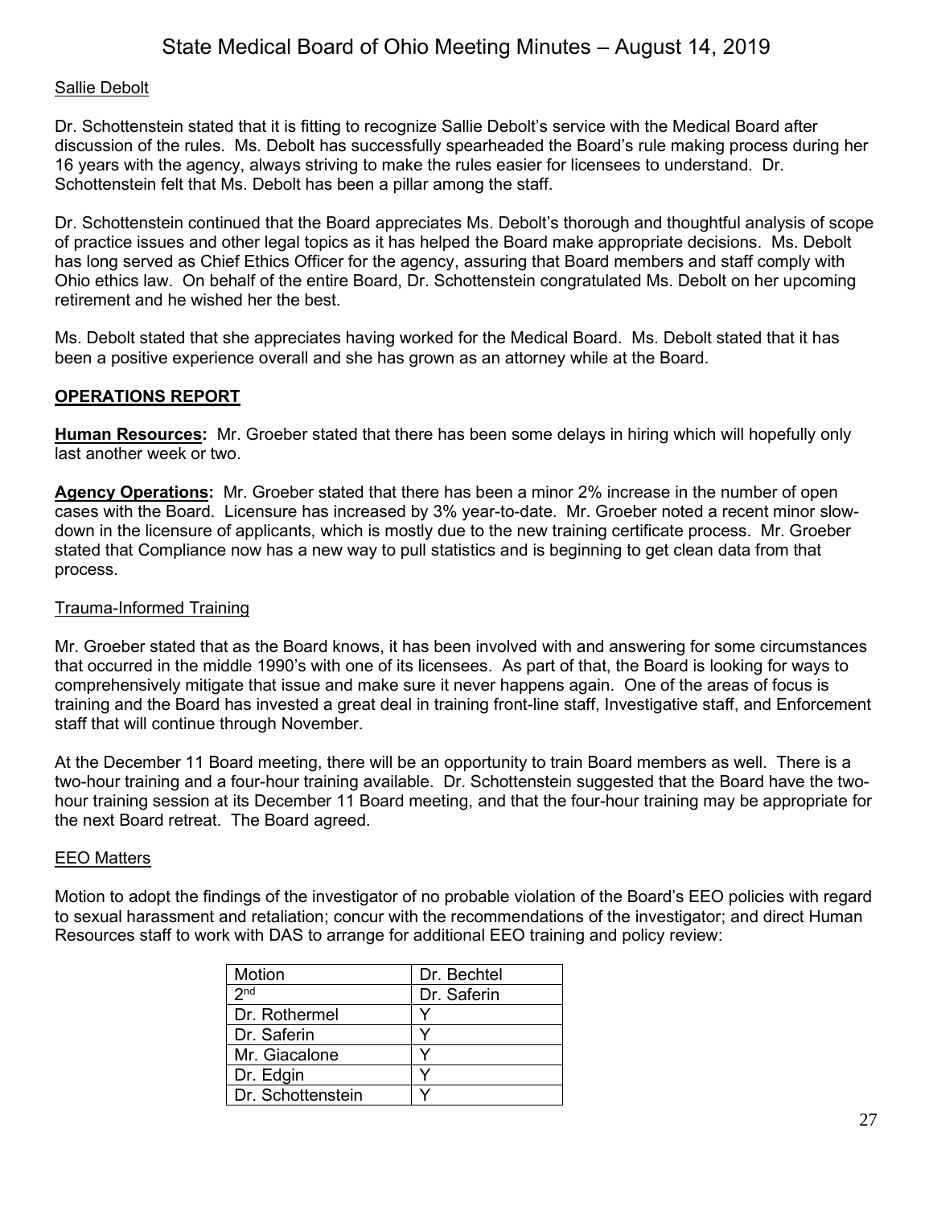Sallie Debolt

Dr. Schottenstein stated that it is fitting to recognize Sallie Debolt's service with the Medical Board after discussion of the rules. Ms. Debolt has successfully spearheaded the Board's rule making process during her 16 years with the agency, always striving to make the rules easier for licensees to understand. Dr. Schottenstein felt that Ms. Debolt has been a pillar among the staff.

Dr. Schottenstein continued that the Board appreciates Ms. Debolt's thorough and thoughtful analysis of scope of practice issues and other legal topics as it has helped the Board make appropriate decisions. Ms. Debolt has long served as Chief Ethics Officer for the agency, assuring that Board members and staff comply with Ohio ethics law. On behalf of the entire Board, Dr. Schottenstein congratulated Ms. Debolt on her upcoming retirement and he wished her the best.

Ms. Debolt stated that she appreciates having worked for the Medical Board. Ms. Debolt stated that it has been a positive experience overall and she has grown as an attorney while at the Board.

## OPERATIONS REPORT

**Human Resources:** Mr. Groeber stated that there has been some delays in hiring which will hopefully only last another week or two.

**Agency Operations:** Mr. Groeber stated that there has been a minor 2% increase in the number of open cases with the Board. Licensure has increased by 3% year-to-date. Mr. Groeber noted a recent minor slow-down in the licensure of applicants, which is mostly due to the new training certificate process. Mr. Groeber stated that Compliance now has a new way to pull statistics and is beginning to get clean data from that process.

Trauma-Informed Training

Mr. Groeber stated that as the Board knows, it has been involved with and answering for some circumstances that occurred in the middle 1990's with one of its licensees. As part of that, the Board is looking for ways to comprehensively mitigate that issue and make sure it never happens again. One of the areas of focus is training and the Board has invested a great deal in training front-line staff, Investigative staff, and Enforcement staff that will continue through November.

At the December 11 Board meeting, there will be an opportunity to train Board members as well. There is a two-hour training and a four-hour training available. Dr. Schottenstein suggested that the Board have the two-hour training session at its December 11 Board meeting, and that the four-hour training may be appropriate for the next Board retreat. The Board agreed.

EEO Matters

Motion to adopt the findings of the investigator of no probable violation of the Board's EEO policies with regard to sexual harassment and retaliation; concur with the recommendations of the investigator; and direct Human Resources staff to work with DAS to arrange for additional EEO training and policy review:

| Motion | Dr. Bechtel |
|---|---|
| 2nd | Dr. Saferin |
| Dr. Rothermel | Y |
| Dr. Saferin | Y |
| Mr. Giacalone | Y |
| Dr. Edgin | Y |
| Dr. Schottenstein | Y |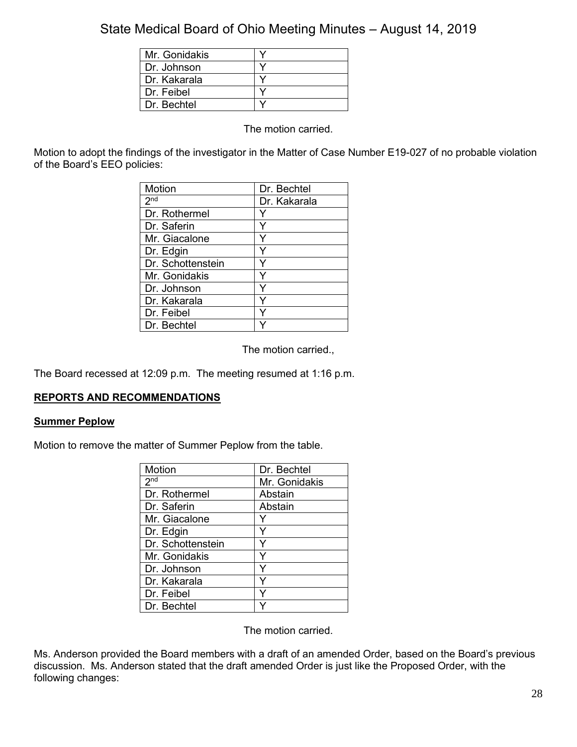| | |
|---|---|
| Mr. Gonidakis | Y |
| Dr. Johnson | Y |
| Dr. Kakarala | Y |
| Dr. Feibel | Y |
| Dr. Bechtel | Y |

The motion carried.

Motion to adopt the findings of the investigator in the Matter of Case Number E19-027 of no probable violation of the Board's EEO policies:

| Motion | Dr. Bechtel |
|---|---|
| 2nd | Dr. Kakarala |
| Dr. Rothermel | Y |
| Dr. Saferin | Y |
| Mr. Giacalone | Y |
| Dr. Edgin | Y |
| Dr. Schottenstein | Y |
| Mr. Gonidakis | Y |
| Dr. Johnson | Y |
| Dr. Kakarala | Y |
| Dr. Feibel | Y |
| Dr. Bechtel | Y |

The motion carried.,

The Board recessed at 12:09 p.m. The meeting resumed at 1:16 p.m.

## REPORTS AND RECOMMENDATIONS

### Summer Peplow

Motion to remove the matter of Summer Peplow from the table.

| Motion | Dr. Bechtel |
|---|---|
| 2nd | Mr. Gonidakis |
| Dr. Rothermel | Abstain |
| Dr. Saferin | Abstain |
| Mr. Giacalone | Y |
| Dr. Edgin | Y |
| Dr. Schottenstein | Y |
| Mr. Gonidakis | Y |
| Dr. Johnson | Y |
| Dr. Kakarala | Y |
| Dr. Feibel | Y |
| Dr. Bechtel | Y |

The motion carried.

Ms. Anderson provided the Board members with a draft of an amended Order, based on the Board's previous discussion. Ms. Anderson stated that the draft amended Order is just like the Proposed Order, with the following changes: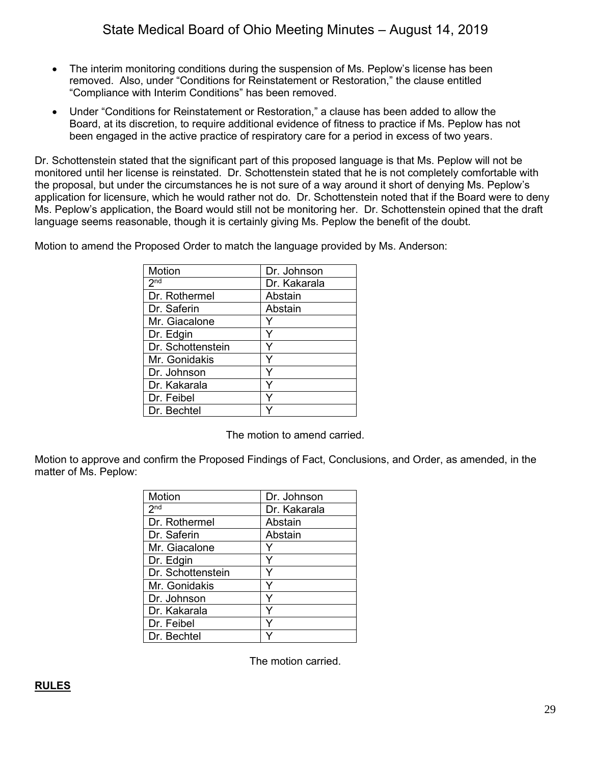- The interim monitoring conditions during the suspension of Ms. Peplow's license has been removed. Also, under "Conditions for Reinstatement or Restoration," the clause entitled "Compliance with Interim Conditions" has been removed.
- Under "Conditions for Reinstatement or Restoration," a clause has been added to allow the Board, at its discretion, to require additional evidence of fitness to practice if Ms. Peplow has not been engaged in the active practice of respiratory care for a period in excess of two years.

Dr. Schottenstein stated that the significant part of this proposed language is that Ms. Peplow will not be monitored until her license is reinstated. Dr. Schottenstein stated that he is not completely comfortable with the proposal, but under the circumstances he is not sure of a way around it short of denying Ms. Peplow's application for licensure, which he would rather not do. Dr. Schottenstein noted that if the Board were to deny Ms. Peplow's application, the Board would still not be monitoring her. Dr. Schottenstein opined that the draft language seems reasonable, though it is certainly giving Ms. Peplow the benefit of the doubt.

Motion to amend the Proposed Order to match the language provided by Ms. Anderson:

| Motion | Dr. Johnson |
|---|---|
| 2nd | Dr. Kakarala |
| Dr. Rothermel | Abstain |
| Dr. Saferin | Abstain |
| Mr. Giacalone | Y |
| Dr. Edgin | Y |
| Dr. Schottenstein | Y |
| Mr. Gonidakis | Y |
| Dr. Johnson | Y |
| Dr. Kakarala | Y |
| Dr. Feibel | Y |
| Dr. Bechtel | Y |

The motion to amend carried.

Motion to approve and confirm the Proposed Findings of Fact, Conclusions, and Order, as amended, in the matter of Ms. Peplow:

| Motion | Dr. Johnson |
|---|---|
| 2nd | Dr. Kakarala |
| Dr. Rothermel | Abstain |
| Dr. Saferin | Abstain |
| Mr. Giacalone | Y |
| Dr. Edgin | Y |
| Dr. Schottenstein | Y |
| Mr. Gonidakis | Y |
| Dr. Johnson | Y |
| Dr. Kakarala | Y |
| Dr. Feibel | Y |
| Dr. Bechtel | Y |

The motion carried.

## RULES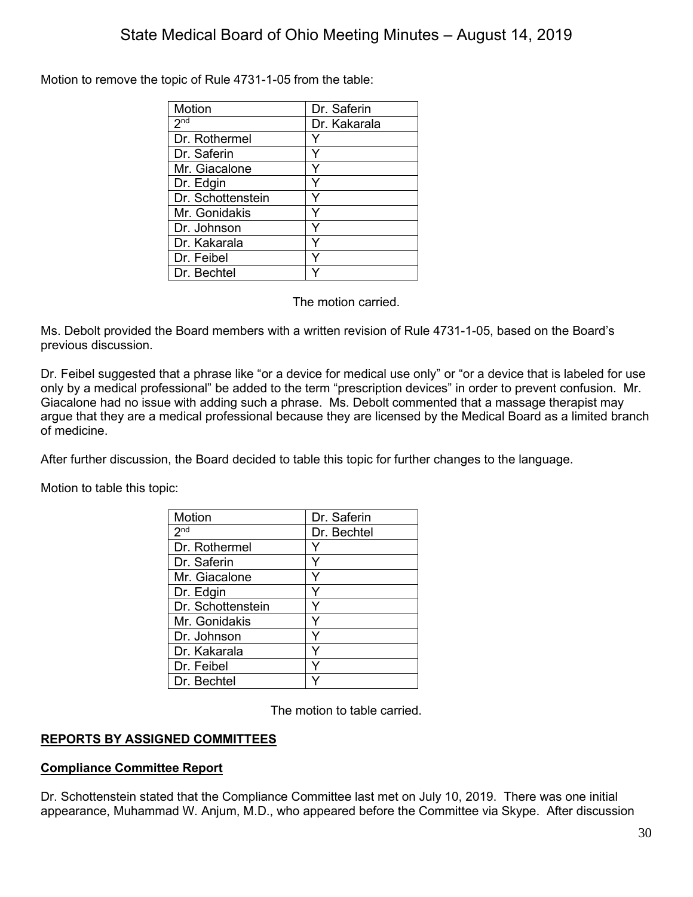Motion to remove the topic of Rule 4731-1-05 from the table:

| Motion | Dr. Saferin |
|---|---|
| 2nd | Dr. Kakarala |
| Dr. Rothermel | Y |
| Dr. Saferin | Y |
| Mr. Giacalone | Y |
| Dr. Edgin | Y |
| Dr. Schottenstein | Y |
| Mr. Gonidakis | Y |
| Dr. Johnson | Y |
| Dr. Kakarala | Y |
| Dr. Feibel | Y |
| Dr. Bechtel | Y |

The motion carried.

Ms. Debolt provided the Board members with a written revision of Rule 4731-1-05, based on the Board's previous discussion.

Dr. Feibel suggested that a phrase like "or a device for medical use only" or "or a device that is labeled for use only by a medical professional" be added to the term "prescription devices" in order to prevent confusion. Mr. Giacalone had no issue with adding such a phrase. Ms. Debolt commented that a massage therapist may argue that they are a medical professional because they are licensed by the Medical Board as a limited branch of medicine.

After further discussion, the Board decided to table this topic for further changes to the language.

Motion to table this topic:

| Motion | Dr. Saferin |
|---|---|
| 2nd | Dr. Bechtel |
| Dr. Rothermel | Y |
| Dr. Saferin | Y |
| Mr. Giacalone | Y |
| Dr. Edgin | Y |
| Dr. Schottenstein | Y |
| Mr. Gonidakis | Y |
| Dr. Johnson | Y |
| Dr. Kakarala | Y |
| Dr. Feibel | Y |
| Dr. Bechtel | Y |

The motion to table carried.

## REPORTS BY ASSIGNED COMMITTEES

### Compliance Committee Report

Dr. Schottenstein stated that the Compliance Committee last met on July 10, 2019. There was one initial appearance, Muhammad W. Anjum, M.D., who appeared before the Committee via Skype. After discussion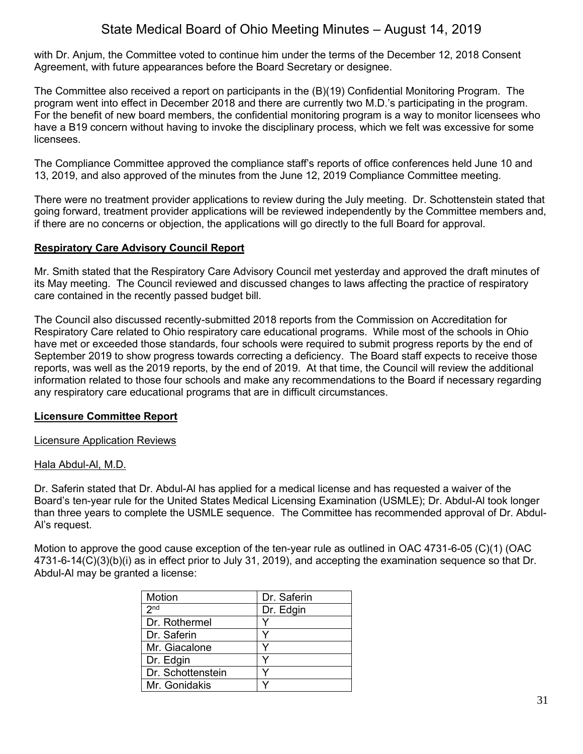with Dr. Anjum, the Committee voted to continue him under the terms of the December 12, 2018 Consent Agreement, with future appearances before the Board Secretary or designee.

The Committee also received a report on participants in the (B)(19) Confidential Monitoring Program. The program went into effect in December 2018 and there are currently two M.D.'s participating in the program. For the benefit of new board members, the confidential monitoring program is a way to monitor licensees who have a B19 concern without having to invoke the disciplinary process, which we felt was excessive for some licensees.

The Compliance Committee approved the compliance staff's reports of office conferences held June 10 and 13, 2019, and also approved of the minutes from the June 12, 2019 Compliance Committee meeting.

There were no treatment provider applications to review during the July meeting. Dr. Schottenstein stated that going forward, treatment provider applications will be reviewed independently by the Committee members and, if there are no concerns or objection, the applications will go directly to the full Board for approval.

**Respiratory Care Advisory Council Report**

Mr. Smith stated that the Respiratory Care Advisory Council met yesterday and approved the draft minutes of its May meeting. The Council reviewed and discussed changes to laws affecting the practice of respiratory care contained in the recently passed budget bill.

The Council also discussed recently-submitted 2018 reports from the Commission on Accreditation for Respiratory Care related to Ohio respiratory care educational programs. While most of the schools in Ohio have met or exceeded those standards, four schools were required to submit progress reports by the end of September 2019 to show progress towards correcting a deficiency. The Board staff expects to receive those reports, was well as the 2019 reports, by the end of 2019. At that time, the Council will review the additional information related to those four schools and make any recommendations to the Board if necessary regarding any respiratory care educational programs that are in difficult circumstances.

**Licensure Committee Report**

Licensure Application Reviews

Hala Abdul-Al, M.D.

Dr. Saferin stated that Dr. Abdul-Al has applied for a medical license and has requested a waiver of the Board's ten-year rule for the United States Medical Licensing Examination (USMLE); Dr. Abdul-Al took longer than three years to complete the USMLE sequence. The Committee has recommended approval of Dr. Abdul-Al's request.

Motion to approve the good cause exception of the ten-year rule as outlined in OAC 4731-6-05 (C)(1) (OAC 4731-6-14(C)(3)(b)(i) as in effect prior to July 31, 2019), and accepting the examination sequence so that Dr. Abdul-Al may be granted a license:

| Motion | Dr. Saferin |
|---|---|
| 2nd | Dr. Edgin |
| Dr. Rothermel | Y |
| Dr. Saferin | Y |
| Mr. Giacalone | Y |
| Dr. Edgin | Y |
| Dr. Schottenstein | Y |
| Mr. Gonidakis | Y |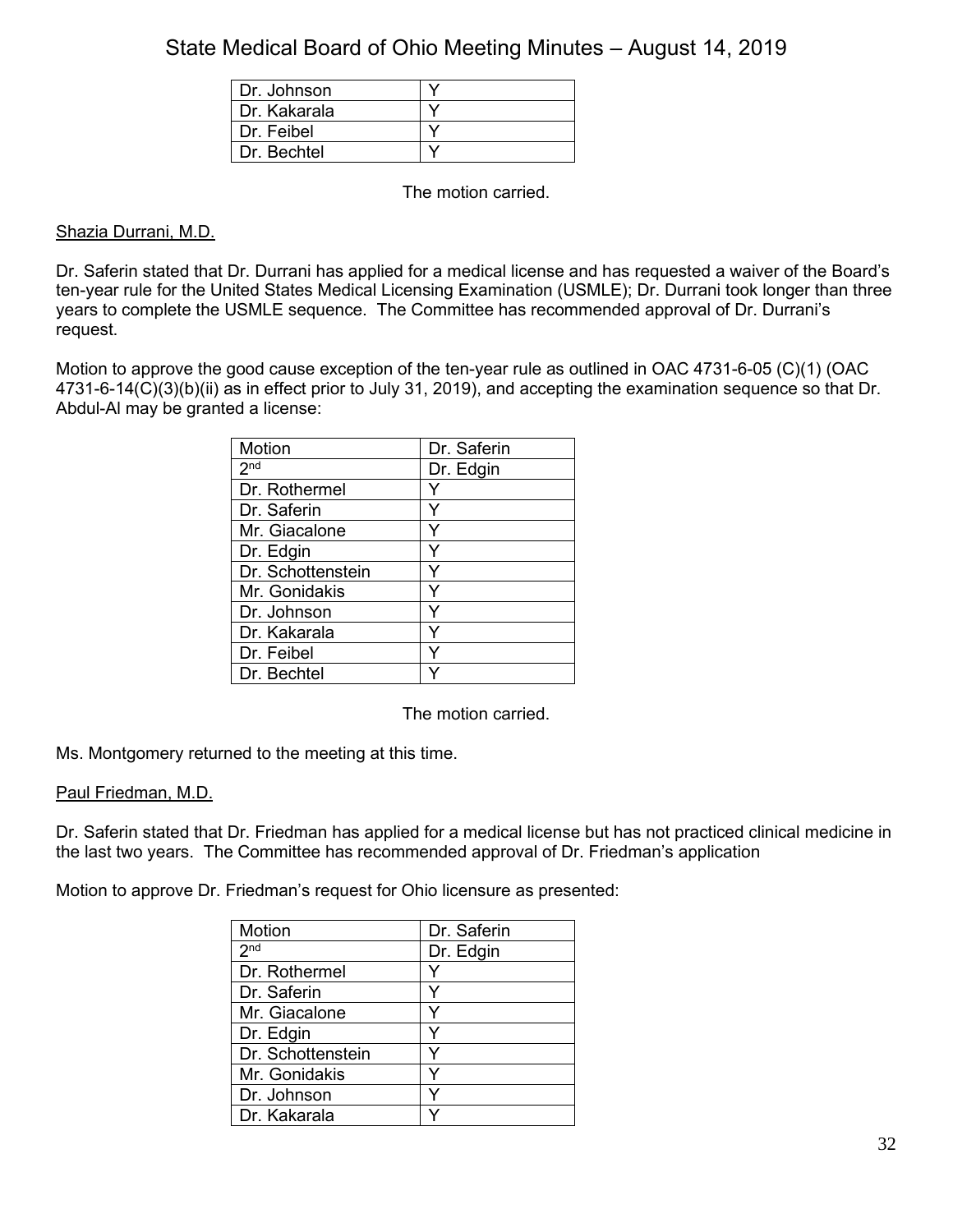| | |
|---|---|
| Dr. Johnson | Y |
| Dr. Kakarala | Y |
| Dr. Feibel | Y |
| Dr. Bechtel | Y |

The motion carried.

Shazia Durrani, M.D.

Dr. Saferin stated that Dr. Durrani has applied for a medical license and has requested a waiver of the Board's ten-year rule for the United States Medical Licensing Examination (USMLE); Dr. Durrani took longer than three years to complete the USMLE sequence. The Committee has recommended approval of Dr. Durrani's request.

Motion to approve the good cause exception of the ten-year rule as outlined in OAC 4731-6-05 (C)(1) (OAC 4731-6-14(C)(3)(b)(ii) as in effect prior to July 31, 2019), and accepting the examination sequence so that Dr. Abdul-Al may be granted a license:

| Motion | Dr. Saferin |
|---|---|
| 2nd | Dr. Edgin |
| Dr. Rothermel | Y |
| Dr. Saferin | Y |
| Mr. Giacalone | Y |
| Dr. Edgin | Y |
| Dr. Schottenstein | Y |
| Mr. Gonidakis | Y |
| Dr. Johnson | Y |
| Dr. Kakarala | Y |
| Dr. Feibel | Y |
| Dr. Bechtel | Y |

The motion carried.

Ms. Montgomery returned to the meeting at this time.

Paul Friedman, M.D.

Dr. Saferin stated that Dr. Friedman has applied for a medical license but has not practiced clinical medicine in the last two years. The Committee has recommended approval of Dr. Friedman's application

Motion to approve Dr. Friedman's request for Ohio licensure as presented:

| Motion | Dr. Saferin |
|---|---|
| 2nd | Dr. Edgin |
| Dr. Rothermel | Y |
| Dr. Saferin | Y |
| Mr. Giacalone | Y |
| Dr. Edgin | Y |
| Dr. Schottenstein | Y |
| Mr. Gonidakis | Y |
| Dr. Johnson | Y |
| Dr. Kakarala | Y |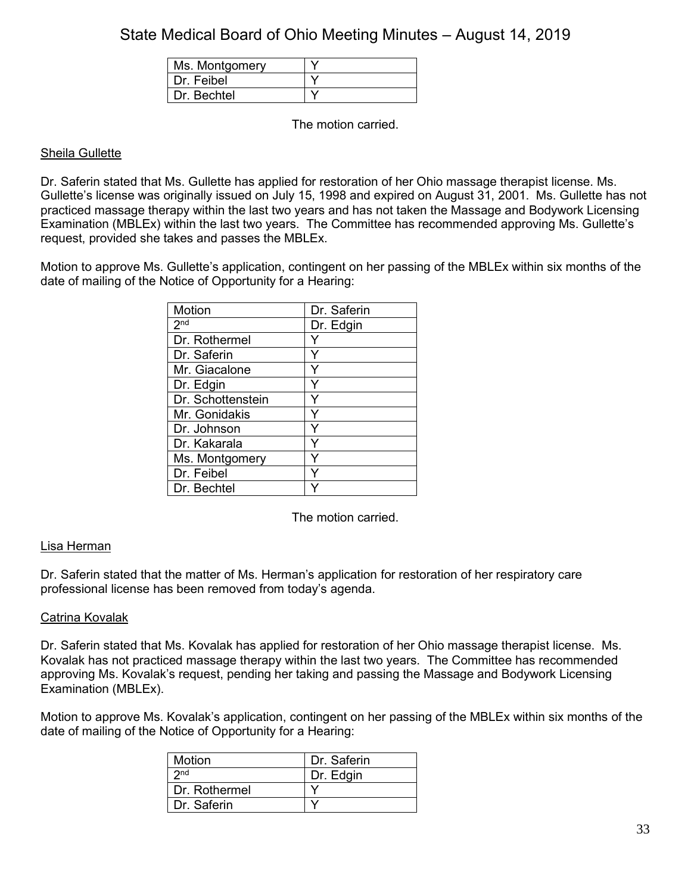| | |
|---|---|
| Ms. Montgomery | Y |
| Dr. Feibel | Y |
| Dr. Bechtel | Y |

The motion carried.

<u>Sheila Gullette</u>

Dr. Saferin stated that Ms. Gullette has applied for restoration of her Ohio massage therapist license. Ms. Gullette's license was originally issued on July 15, 1998 and expired on August 31, 2001. Ms. Gullette has not practiced massage therapy within the last two years and has not taken the Massage and Bodywork Licensing Examination (MBLEx) within the last two years. The Committee has recommended approving Ms. Gullette's request, provided she takes and passes the MBLEx.

Motion to approve Ms. Gullette's application, contingent on her passing of the MBLEx within six months of the date of mailing of the Notice of Opportunity for a Hearing:

| Motion | Dr. Saferin |
|---|---|
| 2nd | Dr. Edgin |
| Dr. Rothermel | Y |
| Dr. Saferin | Y |
| Mr. Giacalone | Y |
| Dr. Edgin | Y |
| Dr. Schottenstein | Y |
| Mr. Gonidakis | Y |
| Dr. Johnson | Y |
| Dr. Kakarala | Y |
| Ms. Montgomery | Y |
| Dr. Feibel | Y |
| Dr. Bechtel | Y |

The motion carried.

<u>Lisa Herman</u>

Dr. Saferin stated that the matter of Ms. Herman's application for restoration of her respiratory care professional license has been removed from today's agenda.

<u>Catrina Kovalak</u>

Dr. Saferin stated that Ms. Kovalak has applied for restoration of her Ohio massage therapist license. Ms. Kovalak has not practiced massage therapy within the last two years. The Committee has recommended approving Ms. Kovalak's request, pending her taking and passing the Massage and Bodywork Licensing Examination (MBLEx).

Motion to approve Ms. Kovalak's application, contingent on her passing of the MBLEx within six months of the date of mailing of the Notice of Opportunity for a Hearing:

| Motion | Dr. Saferin |
|---|---|
| 2nd | Dr. Edgin |
| Dr. Rothermel | Y |
| Dr. Saferin | Y |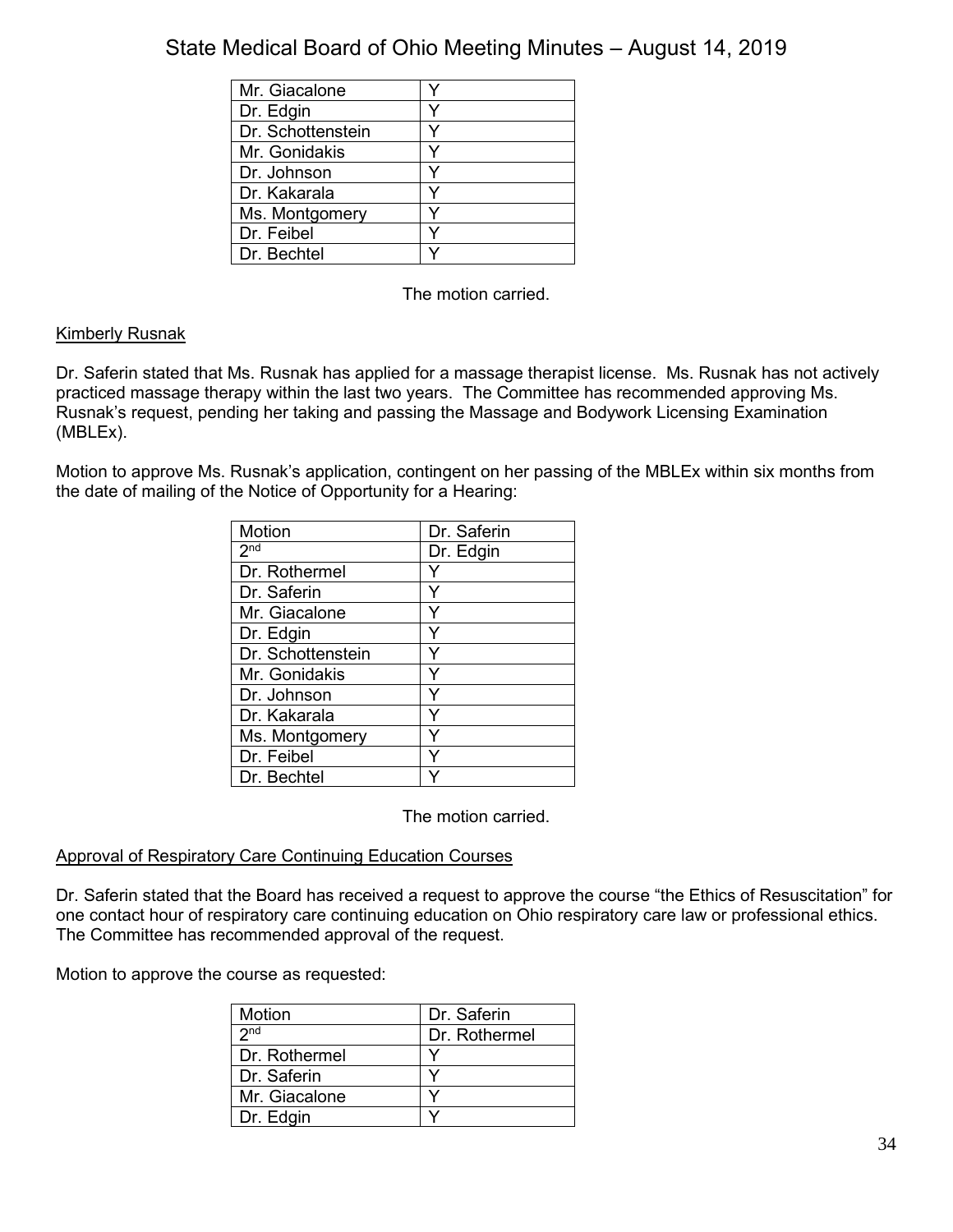| Mr. Giacalone | Y |
|---|---|
| Dr. Edgin | Y |
| Dr. Schottenstein | Y |
| Mr. Gonidakis | Y |
| Dr. Johnson | Y |
| Dr. Kakarala | Y |
| Ms. Montgomery | Y |
| Dr. Feibel | Y |
| Dr. Bechtel | Y |

The motion carried.

Kimberly Rusnak

Dr. Saferin stated that Ms. Rusnak has applied for a massage therapist license. Ms. Rusnak has not actively practiced massage therapy within the last two years. The Committee has recommended approving Ms. Rusnak's request, pending her taking and passing the Massage and Bodywork Licensing Examination (MBLEx).

Motion to approve Ms. Rusnak's application, contingent on her passing of the MBLEx within six months from the date of mailing of the Notice of Opportunity for a Hearing:

| Motion | Dr. Saferin |
|---|---|
| 2nd | Dr. Edgin |
| Dr. Rothermel | Y |
| Dr. Saferin | Y |
| Mr. Giacalone | Y |
| Dr. Edgin | Y |
| Dr. Schottenstein | Y |
| Mr. Gonidakis | Y |
| Dr. Johnson | Y |
| Dr. Kakarala | Y |
| Ms. Montgomery | Y |
| Dr. Feibel | Y |
| Dr. Bechtel | Y |

The motion carried.

Approval of Respiratory Care Continuing Education Courses

Dr. Saferin stated that the Board has received a request to approve the course "the Ethics of Resuscitation" for one contact hour of respiratory care continuing education on Ohio respiratory care law or professional ethics. The Committee has recommended approval of the request.

Motion to approve the course as requested:

| Motion | Dr. Saferin |
|---|---|
| 2nd | Dr. Rothermel |
| Dr. Rothermel | Y |
| Dr. Saferin | Y |
| Mr. Giacalone | Y |
| Dr. Edgin | Y |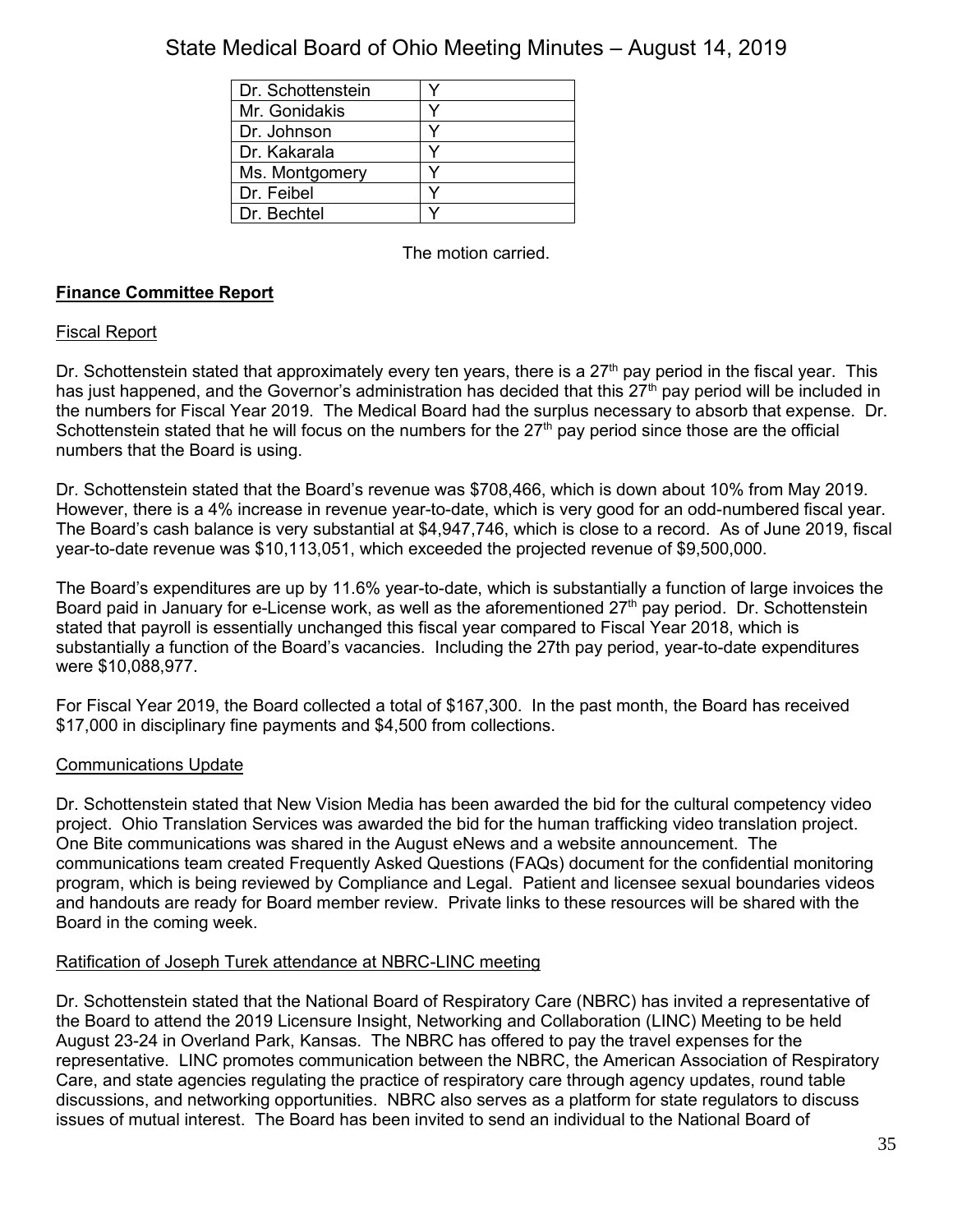| | |
|---|---|
| Dr. Schottenstein | Y |
| Mr. Gonidakis | Y |
| Dr. Johnson | Y |
| Dr. Kakarala | Y |
| Ms. Montgomery | Y |
| Dr. Feibel | Y |
| Dr. Bechtel | Y |

The motion carried.

## Finance Committee Report

### Fiscal Report

Dr. Schottenstein stated that approximately every ten years, there is a 27th pay period in the fiscal year. This has just happened, and the Governor's administration has decided that this 27th pay period will be included in the numbers for Fiscal Year 2019. The Medical Board had the surplus necessary to absorb that expense. Dr. Schottenstein stated that he will focus on the numbers for the 27th pay period since those are the official numbers that the Board is using.

Dr. Schottenstein stated that the Board's revenue was $708,466, which is down about 10% from May 2019. However, there is a 4% increase in revenue year-to-date, which is very good for an odd-numbered fiscal year. The Board's cash balance is very substantial at $4,947,746, which is close to a record. As of June 2019, fiscal year-to-date revenue was $10,113,051, which exceeded the projected revenue of $9,500,000.

The Board's expenditures are up by 11.6% year-to-date, which is substantially a function of large invoices the Board paid in January for e-License work, as well as the aforementioned 27th pay period. Dr. Schottenstein stated that payroll is essentially unchanged this fiscal year compared to Fiscal Year 2018, which is substantially a function of the Board's vacancies. Including the 27th pay period, year-to-date expenditures were $10,088,977.

For Fiscal Year 2019, the Board collected a total of $167,300. In the past month, the Board has received $17,000 in disciplinary fine payments and $4,500 from collections.

### Communications Update

Dr. Schottenstein stated that New Vision Media has been awarded the bid for the cultural competency video project. Ohio Translation Services was awarded the bid for the human trafficking video translation project. One Bite communications was shared in the August eNews and a website announcement. The communications team created Frequently Asked Questions (FAQs) document for the confidential monitoring program, which is being reviewed by Compliance and Legal. Patient and licensee sexual boundaries videos and handouts are ready for Board member review. Private links to these resources will be shared with the Board in the coming week.

### Ratification of Joseph Turek attendance at NBRC-LINC meeting

Dr. Schottenstein stated that the National Board of Respiratory Care (NBRC) has invited a representative of the Board to attend the 2019 Licensure Insight, Networking and Collaboration (LINC) Meeting to be held August 23-24 in Overland Park, Kansas. The NBRC has offered to pay the travel expenses for the representative. LINC promotes communication between the NBRC, the American Association of Respiratory Care, and state agencies regulating the practice of respiratory care through agency updates, round table discussions, and networking opportunities. NBRC also serves as a platform for state regulators to discuss issues of mutual interest. The Board has been invited to send an individual to the National Board of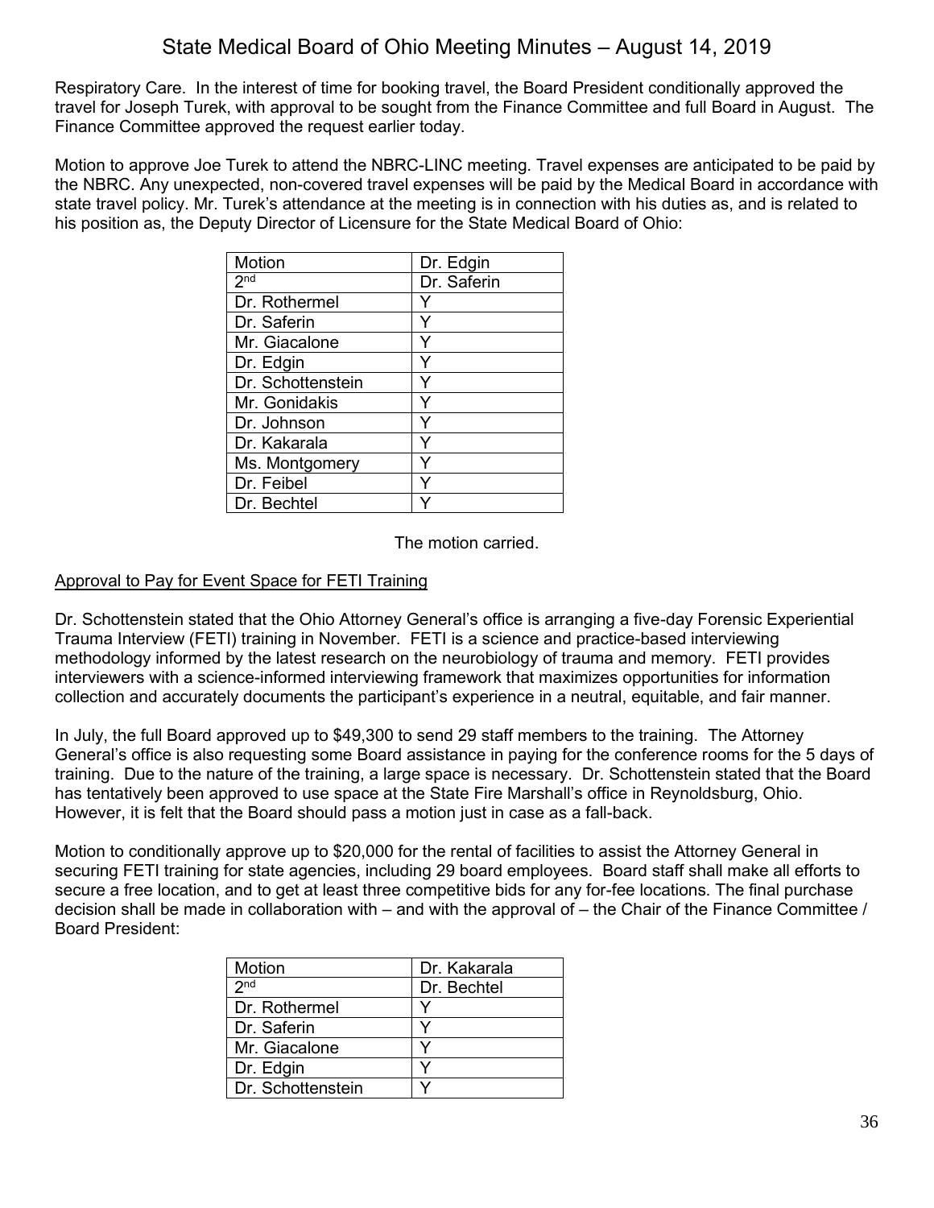Respiratory Care. In the interest of time for booking travel, the Board President conditionally approved the travel for Joseph Turek, with approval to be sought from the Finance Committee and full Board in August. The Finance Committee approved the request earlier today.

Motion to approve Joe Turek to attend the NBRC-LINC meeting. Travel expenses are anticipated to be paid by the NBRC. Any unexpected, non-covered travel expenses will be paid by the Medical Board in accordance with state travel policy. Mr. Turek's attendance at the meeting is in connection with his duties as, and is related to his position as, the Deputy Director of Licensure for the State Medical Board of Ohio:

| Motion | Dr. Edgin |
|---|---|
| 2nd | Dr. Saferin |
| Dr. Rothermel | Y |
| Dr. Saferin | Y |
| Mr. Giacalone | Y |
| Dr. Edgin | Y |
| Dr. Schottenstein | Y |
| Mr. Gonidakis | Y |
| Dr. Johnson | Y |
| Dr. Kakarala | Y |
| Ms. Montgomery | Y |
| Dr. Feibel | Y |
| Dr. Bechtel | Y |

The motion carried.

## Approval to Pay for Event Space for FETI Training

Dr. Schottenstein stated that the Ohio Attorney General's office is arranging a five-day Forensic Experiential Trauma Interview (FETI) training in November. FETI is a science and practice-based interviewing methodology informed by the latest research on the neurobiology of trauma and memory. FETI provides interviewers with a science-informed interviewing framework that maximizes opportunities for information collection and accurately documents the participant's experience in a neutral, equitable, and fair manner.

In July, the full Board approved up to $49,300 to send 29 staff members to the training. The Attorney General's office is also requesting some Board assistance in paying for the conference rooms for the 5 days of training. Due to the nature of the training, a large space is necessary. Dr. Schottenstein stated that the Board has tentatively been approved to use space at the State Fire Marshall's office in Reynoldsburg, Ohio. However, it is felt that the Board should pass a motion just in case as a fall-back.

Motion to conditionally approve up to $20,000 for the rental of facilities to assist the Attorney General in securing FETI training for state agencies, including 29 board employees. Board staff shall make all efforts to secure a free location, and to get at least three competitive bids for any for-fee locations. The final purchase decision shall be made in collaboration with – and with the approval of – the Chair of the Finance Committee / Board President:

| Motion | Dr. Kakarala |
|---|---|
| 2nd | Dr. Bechtel |
| Dr. Rothermel | Y |
| Dr. Saferin | Y |
| Mr. Giacalone | Y |
| Dr. Edgin | Y |
| Dr. Schottenstein | Y |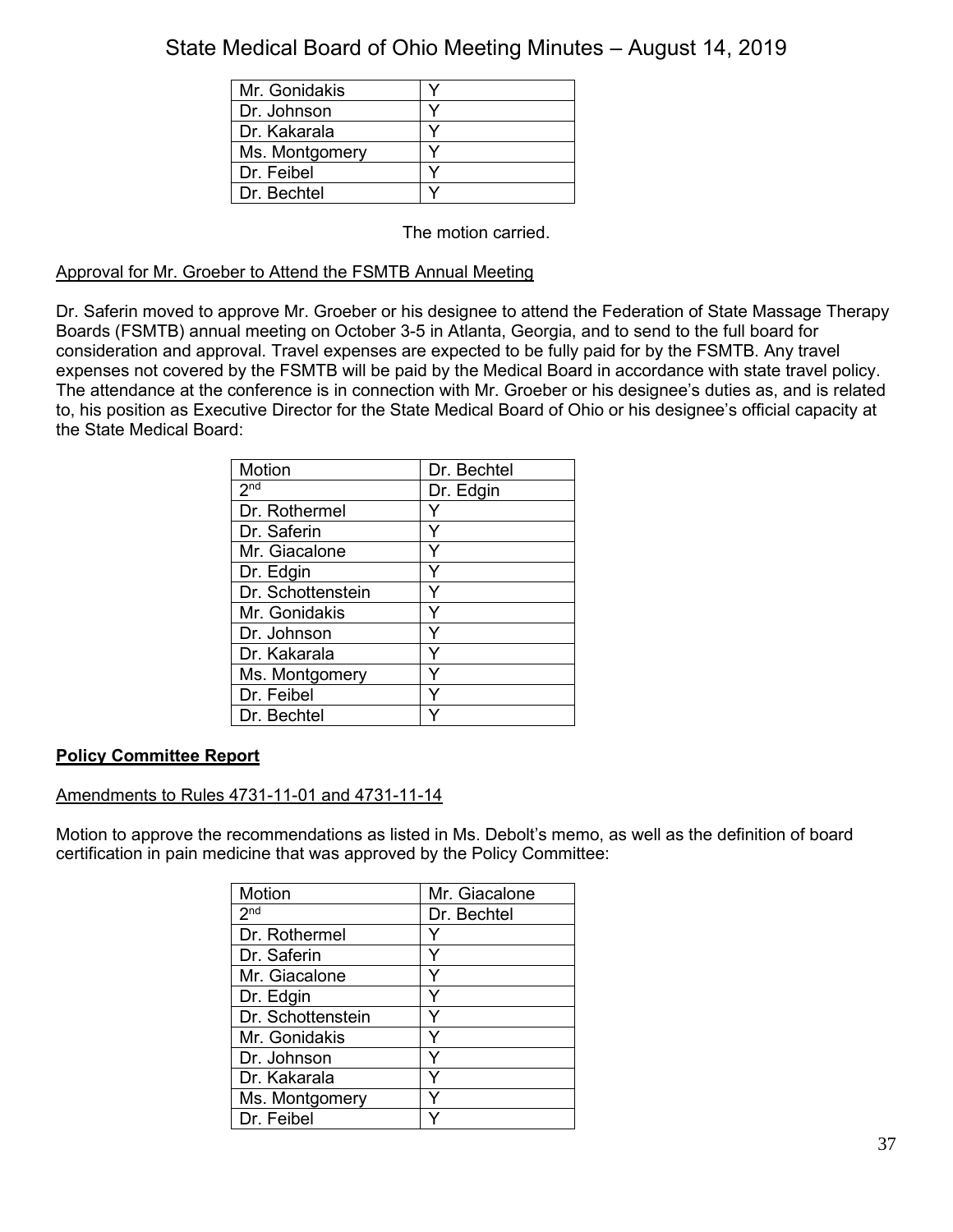| | |
|---|---|
| Mr. Gonidakis | Y |
| Dr. Johnson | Y |
| Dr. Kakarala | Y |
| Ms. Montgomery | Y |
| Dr. Feibel | Y |
| Dr. Bechtel | Y |

The motion carried.

Approval for Mr. Groeber to Attend the FSMTB Annual Meeting

Dr. Saferin moved to approve Mr. Groeber or his designee to attend the Federation of State Massage Therapy Boards (FSMTB) annual meeting on October 3-5 in Atlanta, Georgia, and to send to the full board for consideration and approval. Travel expenses are expected to be fully paid for by the FSMTB. Any travel expenses not covered by the FSMTB will be paid by the Medical Board in accordance with state travel policy. The attendance at the conference is in connection with Mr. Groeber or his designee's duties as, and is related to, his position as Executive Director for the State Medical Board of Ohio or his designee's official capacity at the State Medical Board:

| Motion | Dr. Bechtel |
|---|---|
| 2nd | Dr. Edgin |
| Dr. Rothermel | Y |
| Dr. Saferin | Y |
| Mr. Giacalone | Y |
| Dr. Edgin | Y |
| Dr. Schottenstein | Y |
| Mr. Gonidakis | Y |
| Dr. Johnson | Y |
| Dr. Kakarala | Y |
| Ms. Montgomery | Y |
| Dr. Feibel | Y |
| Dr. Bechtel | Y |

**Policy Committee Report**

Amendments to Rules 4731-11-01 and 4731-11-14

Motion to approve the recommendations as listed in Ms. Debolt's memo, as well as the definition of board certification in pain medicine that was approved by the Policy Committee:

| Motion | Mr. Giacalone |
|---|---|
| 2nd | Dr. Bechtel |
| Dr. Rothermel | Y |
| Dr. Saferin | Y |
| Mr. Giacalone | Y |
| Dr. Edgin | Y |
| Dr. Schottenstein | Y |
| Mr. Gonidakis | Y |
| Dr. Johnson | Y |
| Dr. Kakarala | Y |
| Ms. Montgomery | Y |
| Dr. Feibel | Y |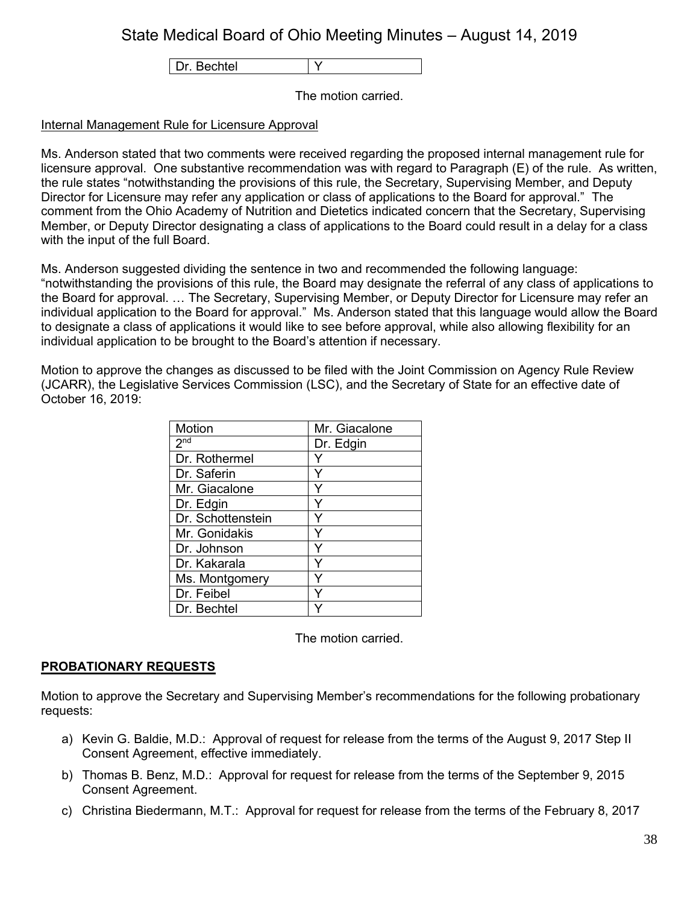| Dr. Bechtel | Y |
|---|---|

The motion carried.

Internal Management Rule for Licensure Approval

Ms. Anderson stated that two comments were received regarding the proposed internal management rule for licensure approval. One substantive recommendation was with regard to Paragraph (E) of the rule. As written, the rule states "notwithstanding the provisions of this rule, the Secretary, Supervising Member, and Deputy Director for Licensure may refer any application or class of applications to the Board for approval." The comment from the Ohio Academy of Nutrition and Dietetics indicated concern that the Secretary, Supervising Member, or Deputy Director designating a class of applications to the Board could result in a delay for a class with the input of the full Board.

Ms. Anderson suggested dividing the sentence in two and recommended the following language: "notwithstanding the provisions of this rule, the Board may designate the referral of any class of applications to the Board for approval. … The Secretary, Supervising Member, or Deputy Director for Licensure may refer an individual application to the Board for approval." Ms. Anderson stated that this language would allow the Board to designate a class of applications it would like to see before approval, while also allowing flexibility for an individual application to be brought to the Board's attention if necessary.

Motion to approve the changes as discussed to be filed with the Joint Commission on Agency Rule Review (JCARR), the Legislative Services Commission (LSC), and the Secretary of State for an effective date of October 16, 2019:

| Motion | Mr. Giacalone |
|---|---|
| 2nd | Dr. Edgin |
| Dr. Rothermel | Y |
| Dr. Saferin | Y |
| Mr. Giacalone | Y |
| Dr. Edgin | Y |
| Dr. Schottenstein | Y |
| Mr. Gonidakis | Y |
| Dr. Johnson | Y |
| Dr. Kakarala | Y |
| Ms. Montgomery | Y |
| Dr. Feibel | Y |
| Dr. Bechtel | Y |

The motion carried.

## PROBATIONARY REQUESTS

Motion to approve the Secretary and Supervising Member's recommendations for the following probationary requests:

a) Kevin G. Baldie, M.D.: Approval of request for release from the terms of the August 9, 2017 Step II Consent Agreement, effective immediately.

b) Thomas B. Benz, M.D.: Approval for request for release from the terms of the September 9, 2015 Consent Agreement.

c) Christina Biedermann, M.T.: Approval for request for release from the terms of the February 8, 2017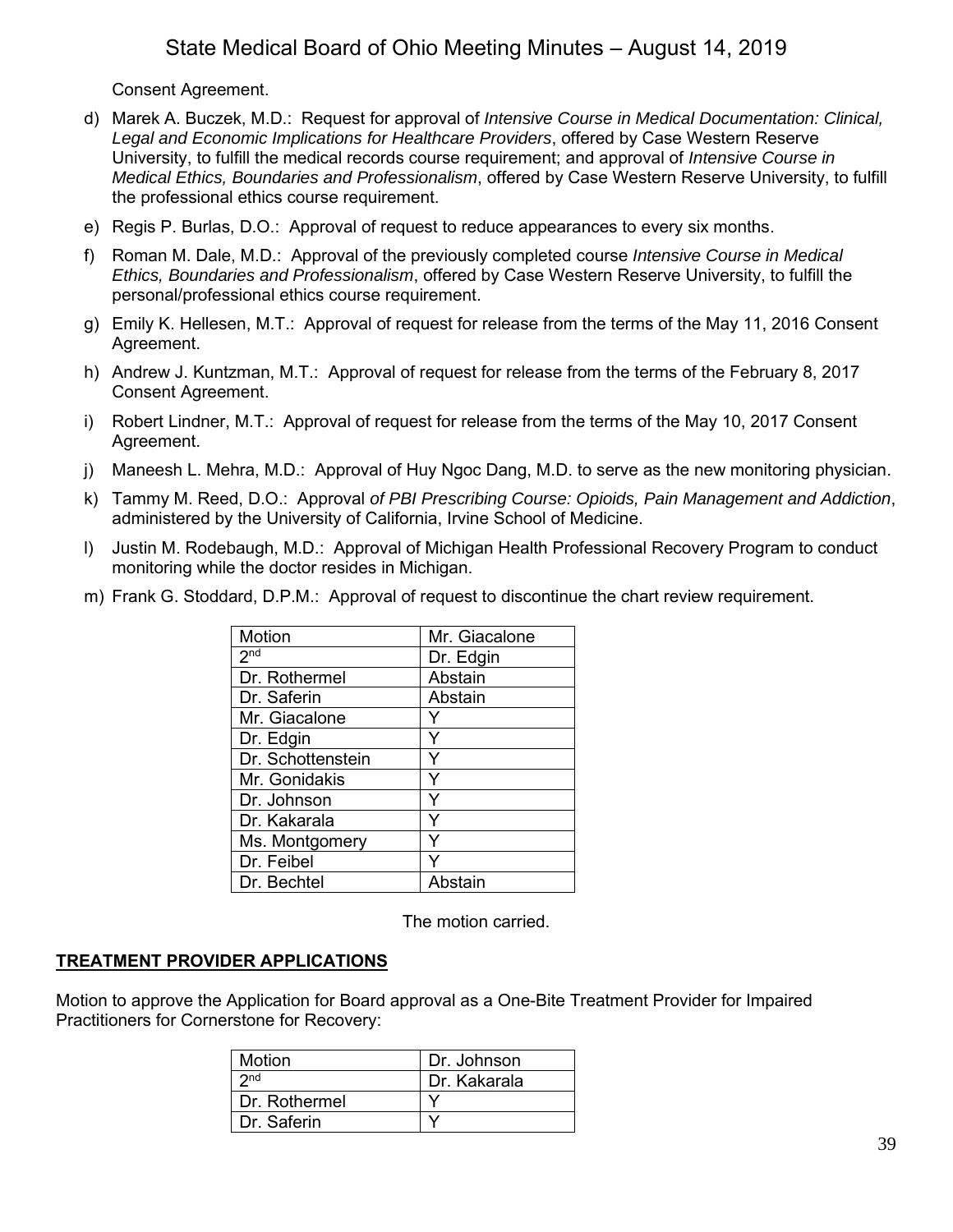Consent Agreement.

d) Marek A. Buczek, M.D.: Request for approval of *Intensive Course in Medical Documentation: Clinical, Legal and Economic Implications for Healthcare Providers*, offered by Case Western Reserve University, to fulfill the medical records course requirement; and approval of *Intensive Course in Medical Ethics, Boundaries and Professionalism*, offered by Case Western Reserve University, to fulfill the professional ethics course requirement.

e) Regis P. Burlas, D.O.: Approval of request to reduce appearances to every six months.

f) Roman M. Dale, M.D.: Approval of the previously completed course *Intensive Course in Medical Ethics, Boundaries and Professionalism*, offered by Case Western Reserve University, to fulfill the personal/professional ethics course requirement.

g) Emily K. Hellesen, M.T.: Approval of request for release from the terms of the May 11, 2016 Consent Agreement.

h) Andrew J. Kuntzman, M.T.: Approval of request for release from the terms of the February 8, 2017 Consent Agreement.

i) Robert Lindner, M.T.: Approval of request for release from the terms of the May 10, 2017 Consent Agreement.

j) Maneesh L. Mehra, M.D.: Approval of Huy Ngoc Dang, M.D. to serve as the new monitoring physician.

k) Tammy M. Reed, D.O.: Approval *of PBI Prescribing Course: Opioids, Pain Management and Addiction*, administered by the University of California, Irvine School of Medicine.

l) Justin M. Rodebaugh, M.D.: Approval of Michigan Health Professional Recovery Program to conduct monitoring while the doctor resides in Michigan.

m) Frank G. Stoddard, D.P.M.: Approval of request to discontinue the chart review requirement.

| Motion | Mr. Giacalone |
|---|---|
| 2nd | Dr. Edgin |
| Dr. Rothermel | Abstain |
| Dr. Saferin | Abstain |
| Mr. Giacalone | Y |
| Dr. Edgin | Y |
| Dr. Schottenstein | Y |
| Mr. Gonidakis | Y |
| Dr. Johnson | Y |
| Dr. Kakarala | Y |
| Ms. Montgomery | Y |
| Dr. Feibel | Y |
| Dr. Bechtel | Abstain |

The motion carried.

## TREATMENT PROVIDER APPLICATIONS

Motion to approve the Application for Board approval as a One-Bite Treatment Provider for Impaired Practitioners for Cornerstone for Recovery:

| Motion | Dr. Johnson |
|---|---|
| 2nd | Dr. Kakarala |
| Dr. Rothermel | Y |
| Dr. Saferin | Y |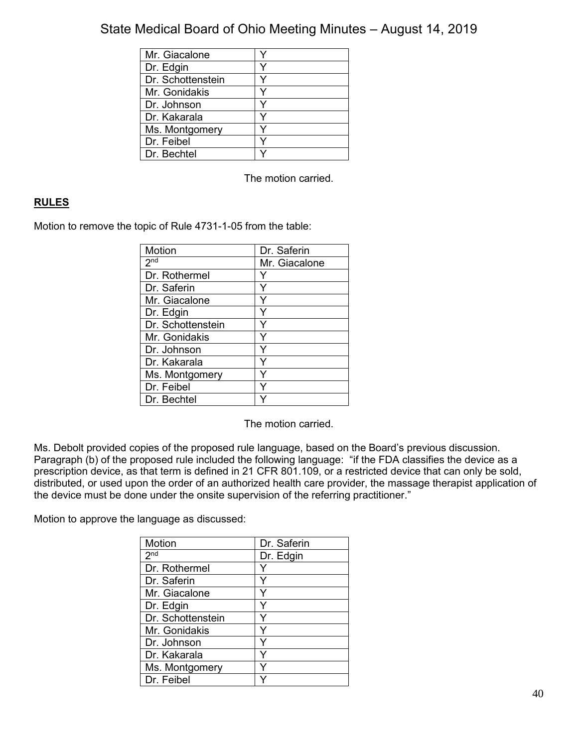| | |
|---|---|
| Mr. Giacalone | Y |
| Dr. Edgin | Y |
| Dr. Schottenstein | Y |
| Mr. Gonidakis | Y |
| Dr. Johnson | Y |
| Dr. Kakarala | Y |
| Ms. Montgomery | Y |
| Dr. Feibel | Y |
| Dr. Bechtel | Y |

The motion carried.

## RULES

Motion to remove the topic of Rule 4731-1-05 from the table:

| Motion | Dr. Saferin |
|---|---|
| 2nd | Mr. Giacalone |
| Dr. Rothermel | Y |
| Dr. Saferin | Y |
| Mr. Giacalone | Y |
| Dr. Edgin | Y |
| Dr. Schottenstein | Y |
| Mr. Gonidakis | Y |
| Dr. Johnson | Y |
| Dr. Kakarala | Y |
| Ms. Montgomery | Y |
| Dr. Feibel | Y |
| Dr. Bechtel | Y |

The motion carried.

Ms. Debolt provided copies of the proposed rule language, based on the Board's previous discussion. Paragraph (b) of the proposed rule included the following language: "if the FDA classifies the device as a prescription device, as that term is defined in 21 CFR 801.109, or a restricted device that can only be sold, distributed, or used upon the order of an authorized health care provider, the massage therapist application of the device must be done under the onsite supervision of the referring practitioner."

Motion to approve the language as discussed:

| Motion | Dr. Saferin |
|---|---|
| 2nd | Dr. Edgin |
| Dr. Rothermel | Y |
| Dr. Saferin | Y |
| Mr. Giacalone | Y |
| Dr. Edgin | Y |
| Dr. Schottenstein | Y |
| Mr. Gonidakis | Y |
| Dr. Johnson | Y |
| Dr. Kakarala | Y |
| Ms. Montgomery | Y |
| Dr. Feibel | Y |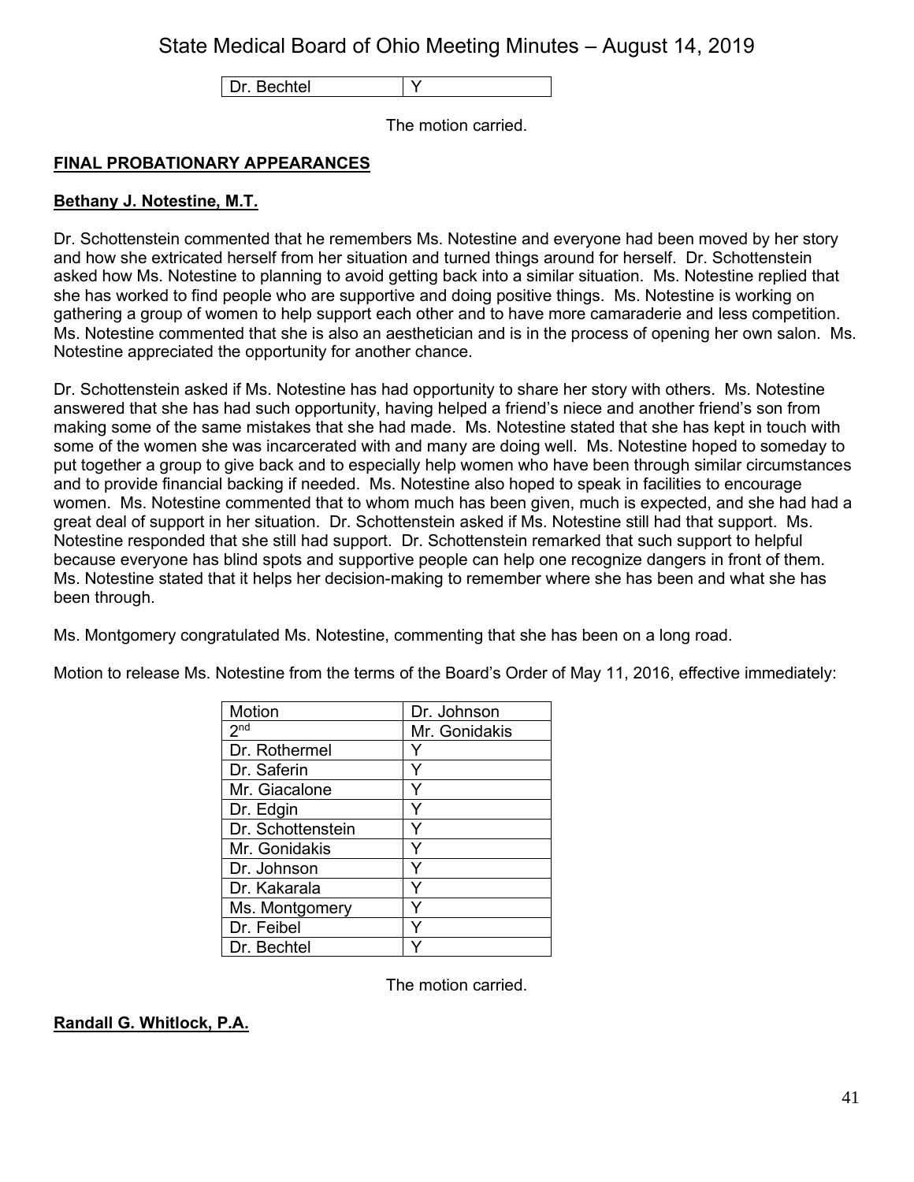| Dr. Bechtel | Y |
|---|---|

The motion carried.

## FINAL PROBATIONARY APPEARANCES

### Bethany J. Notestine, M.T.

Dr. Schottenstein commented that he remembers Ms. Notestine and everyone had been moved by her story and how she extricated herself from her situation and turned things around for herself. Dr. Schottenstein asked how Ms. Notestine to planning to avoid getting back into a similar situation. Ms. Notestine replied that she has worked to find people who are supportive and doing positive things. Ms. Notestine is working on gathering a group of women to help support each other and to have more camaraderie and less competition. Ms. Notestine commented that she is also an aesthetician and is in the process of opening her own salon. Ms. Notestine appreciated the opportunity for another chance.

Dr. Schottenstein asked if Ms. Notestine has had opportunity to share her story with others. Ms. Notestine answered that she has had such opportunity, having helped a friend's niece and another friend's son from making some of the same mistakes that she had made. Ms. Notestine stated that she has kept in touch with some of the women she was incarcerated with and many are doing well. Ms. Notestine hoped to someday to put together a group to give back and to especially help women who have been through similar circumstances and to provide financial backing if needed. Ms. Notestine also hoped to speak in facilities to encourage women. Ms. Notestine commented that to whom much has been given, much is expected, and she had had a great deal of support in her situation. Dr. Schottenstein asked if Ms. Notestine still had that support. Ms. Notestine responded that she still had support. Dr. Schottenstein remarked that such support to helpful because everyone has blind spots and supportive people can help one recognize dangers in front of them. Ms. Notestine stated that it helps her decision-making to remember where she has been and what she has been through.

Ms. Montgomery congratulated Ms. Notestine, commenting that she has been on a long road.

Motion to release Ms. Notestine from the terms of the Board's Order of May 11, 2016, effective immediately:

| Motion | Dr. Johnson |
|---|---|
| 2nd | Mr. Gonidakis |
| Dr. Rothermel | Y |
| Dr. Saferin | Y |
| Mr. Giacalone | Y |
| Dr. Edgin | Y |
| Dr. Schottenstein | Y |
| Mr. Gonidakis | Y |
| Dr. Johnson | Y |
| Dr. Kakarala | Y |
| Ms. Montgomery | Y |
| Dr. Feibel | Y |
| Dr. Bechtel | Y |

The motion carried.

### Randall G. Whitlock, P.A.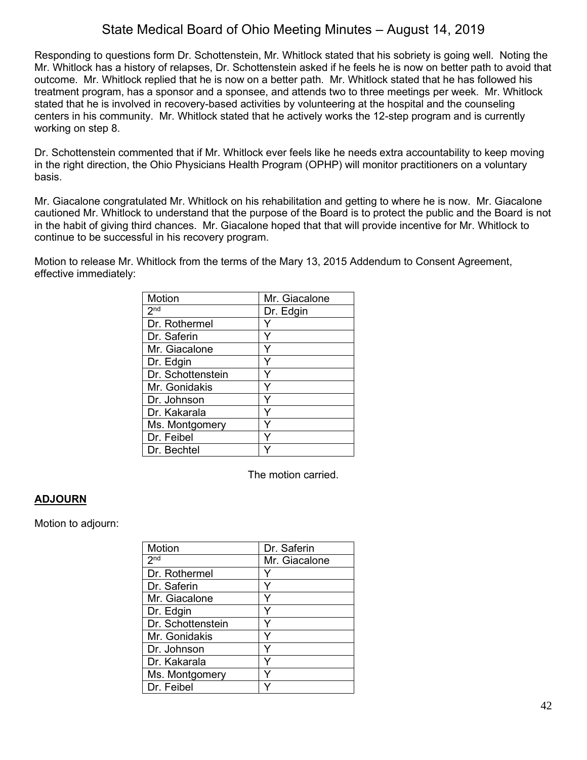Responding to questions form Dr. Schottenstein, Mr. Whitlock stated that his sobriety is going well. Noting the Mr. Whitlock has a history of relapses, Dr. Schottenstein asked if he feels he is now on better path to avoid that outcome. Mr. Whitlock replied that he is now on a better path. Mr. Whitlock stated that he has followed his treatment program, has a sponsor and a sponsee, and attends two to three meetings per week. Mr. Whitlock stated that he is involved in recovery-based activities by volunteering at the hospital and the counseling centers in his community. Mr. Whitlock stated that he actively works the 12-step program and is currently working on step 8.

Dr. Schottenstein commented that if Mr. Whitlock ever feels like he needs extra accountability to keep moving in the right direction, the Ohio Physicians Health Program (OPHP) will monitor practitioners on a voluntary basis.

Mr. Giacalone congratulated Mr. Whitlock on his rehabilitation and getting to where he is now. Mr. Giacalone cautioned Mr. Whitlock to understand that the purpose of the Board is to protect the public and the Board is not in the habit of giving third chances. Mr. Giacalone hoped that that will provide incentive for Mr. Whitlock to continue to be successful in his recovery program.

Motion to release Mr. Whitlock from the terms of the Mary 13, 2015 Addendum to Consent Agreement, effective immediately:

| Motion | Mr. Giacalone |
|---|---|
| 2nd | Dr. Edgin |
| Dr. Rothermel | Y |
| Dr. Saferin | Y |
| Mr. Giacalone | Y |
| Dr. Edgin | Y |
| Dr. Schottenstein | Y |
| Mr. Gonidakis | Y |
| Dr. Johnson | Y |
| Dr. Kakarala | Y |
| Ms. Montgomery | Y |
| Dr. Feibel | Y |
| Dr. Bechtel | Y |

The motion carried.

**ADJOURN**

Motion to adjourn:

| Motion | Dr. Saferin |
|---|---|
| 2nd | Mr. Giacalone |
| Dr. Rothermel | Y |
| Dr. Saferin | Y |
| Mr. Giacalone | Y |
| Dr. Edgin | Y |
| Dr. Schottenstein | Y |
| Mr. Gonidakis | Y |
| Dr. Johnson | Y |
| Dr. Kakarala | Y |
| Ms. Montgomery | Y |
| Dr. Feibel | Y |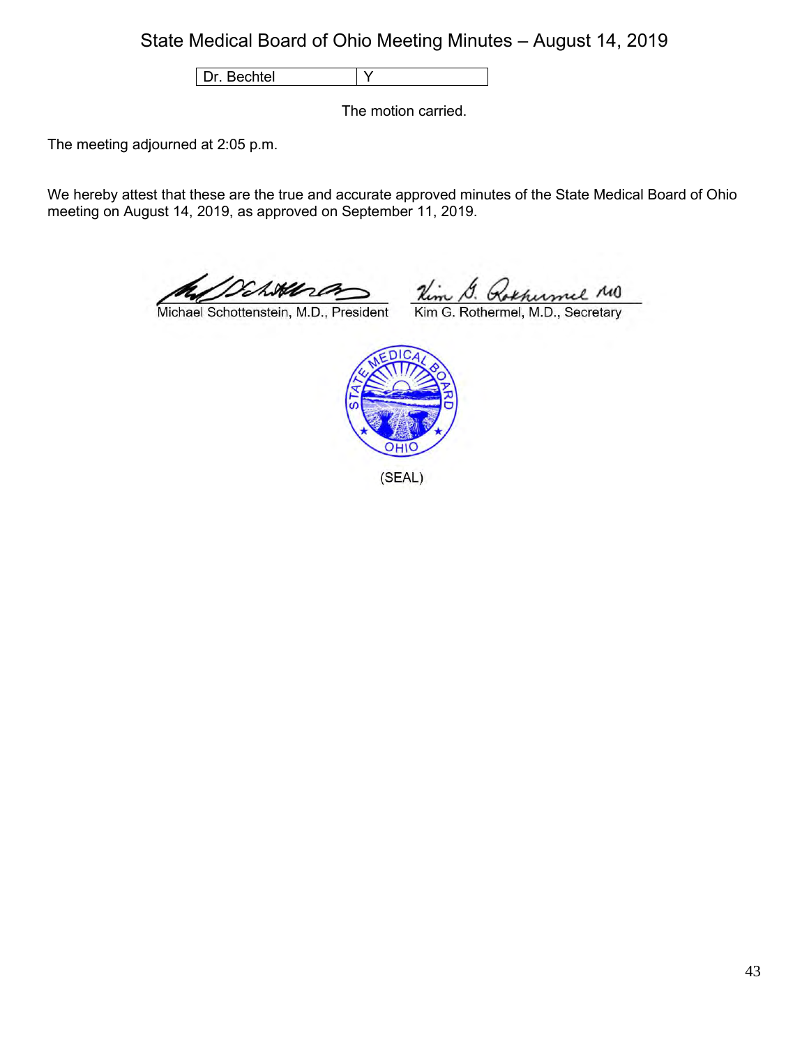| Dr. Bechtel | Y |
| --- | --- |

The motion carried.

The meeting adjourned at 2:05 p.m.

We hereby attest that these are the true and accurate approved minutes of the State Medical Board of Ohio meeting on August 14, 2019, as approved on September 11, 2019.

Michael Schottenstein, M.D., President

Kim G. Rothermel, M.D., Secretary

(SEAL)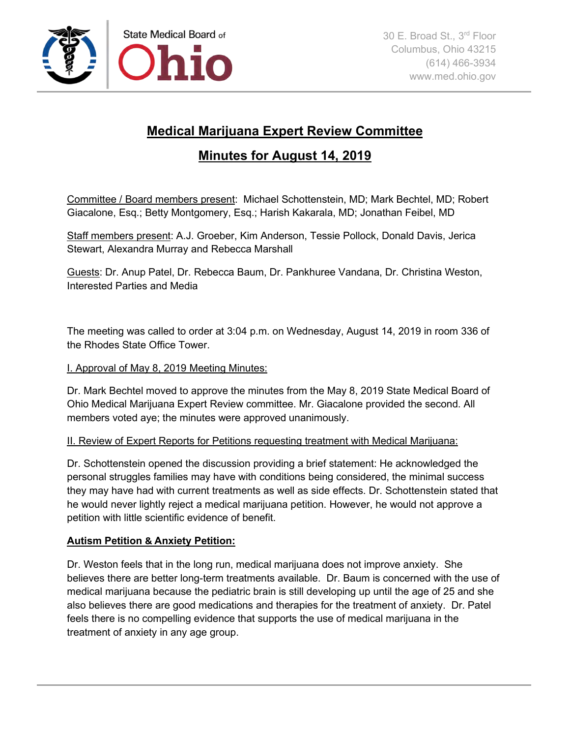State Medical Board of Ohio

30 E. Broad St., 3rd Floor
Columbus, Ohio 43215
(614) 466-3934
www.med.ohio.gov

# Medical Marijuana Expert Review Committee

## Minutes for August 14, 2019

Committee / Board members present: Michael Schottenstein, MD; Mark Bechtel, MD; Robert Giacalone, Esq.; Betty Montgomery, Esq.; Harish Kakarala, MD; Jonathan Feibel, MD

Staff members present: A.J. Groeber, Kim Anderson, Tessie Pollock, Donald Davis, Jerica Stewart, Alexandra Murray and Rebecca Marshall

Guests: Dr. Anup Patel, Dr. Rebecca Baum, Dr. Pankhuree Vandana, Dr. Christina Weston, Interested Parties and Media

The meeting was called to order at 3:04 p.m. on Wednesday, August 14, 2019 in room 336 of the Rhodes State Office Tower.

I. Approval of May 8, 2019 Meeting Minutes:

Dr. Mark Bechtel moved to approve the minutes from the May 8, 2019 State Medical Board of Ohio Medical Marijuana Expert Review committee. Mr. Giacalone provided the second. All members voted aye; the minutes were approved unanimously.

II. Review of Expert Reports for Petitions requesting treatment with Medical Marijuana:

Dr. Schottenstein opened the discussion providing a brief statement: He acknowledged the personal struggles families may have with conditions being considered, the minimal success they may have had with current treatments as well as side effects. Dr. Schottenstein stated that he would never lightly reject a medical marijuana petition. However, he would not approve a petition with little scientific evidence of benefit.

**Autism Petition & Anxiety Petition:**

Dr. Weston feels that in the long run, medical marijuana does not improve anxiety. She believes there are better long-term treatments available. Dr. Baum is concerned with the use of medical marijuana because the pediatric brain is still developing up until the age of 25 and she also believes there are good medications and therapies for the treatment of anxiety. Dr. Patel feels there is no compelling evidence that supports the use of medical marijuana in the treatment of anxiety in any age group.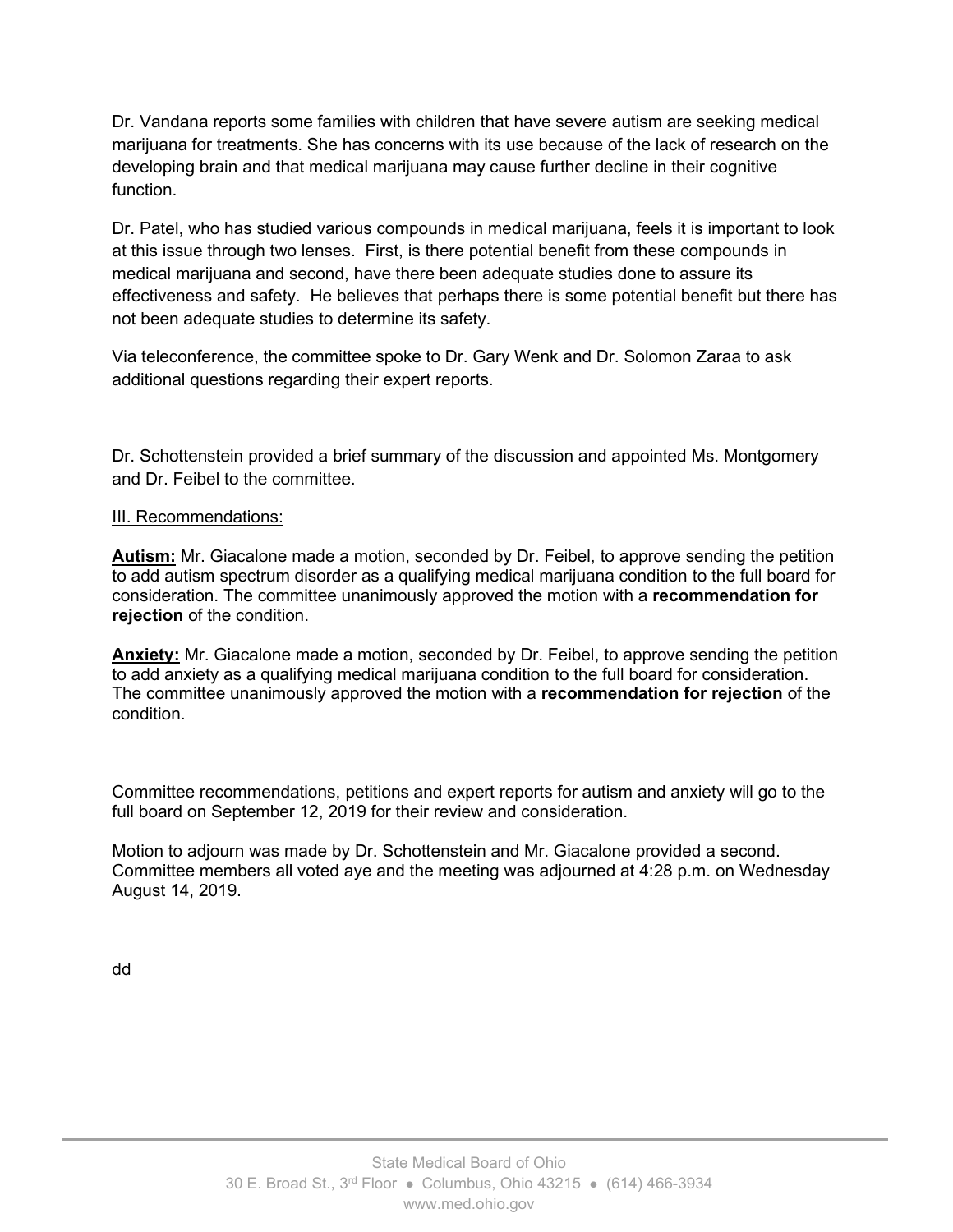Dr. Vandana reports some families with children that have severe autism are seeking medical marijuana for treatments. She has concerns with its use because of the lack of research on the developing brain and that medical marijuana may cause further decline in their cognitive function.

Dr. Patel, who has studied various compounds in medical marijuana, feels it is important to look at this issue through two lenses. First, is there potential benefit from these compounds in medical marijuana and second, have there been adequate studies done to assure its effectiveness and safety. He believes that perhaps there is some potential benefit but there has not been adequate studies to determine its safety.

Via teleconference, the committee spoke to Dr. Gary Wenk and Dr. Solomon Zaraa to ask additional questions regarding their expert reports.

Dr. Schottenstein provided a brief summary of the discussion and appointed Ms. Montgomery and Dr. Feibel to the committee.

III. Recommendations:

**Autism:** Mr. Giacalone made a motion, seconded by Dr. Feibel, to approve sending the petition to add autism spectrum disorder as a qualifying medical marijuana condition to the full board for consideration. The committee unanimously approved the motion with a **recommendation for rejection** of the condition.

**Anxiety:** Mr. Giacalone made a motion, seconded by Dr. Feibel, to approve sending the petition to add anxiety as a qualifying medical marijuana condition to the full board for consideration. The committee unanimously approved the motion with a **recommendation for rejection** of the condition.

Committee recommendations, petitions and expert reports for autism and anxiety will go to the full board on September 12, 2019 for their review and consideration.

Motion to adjourn was made by Dr. Schottenstein and Mr. Giacalone provided a second. Committee members all voted aye and the meeting was adjourned at 4:28 p.m. on Wednesday August 14, 2019.

dd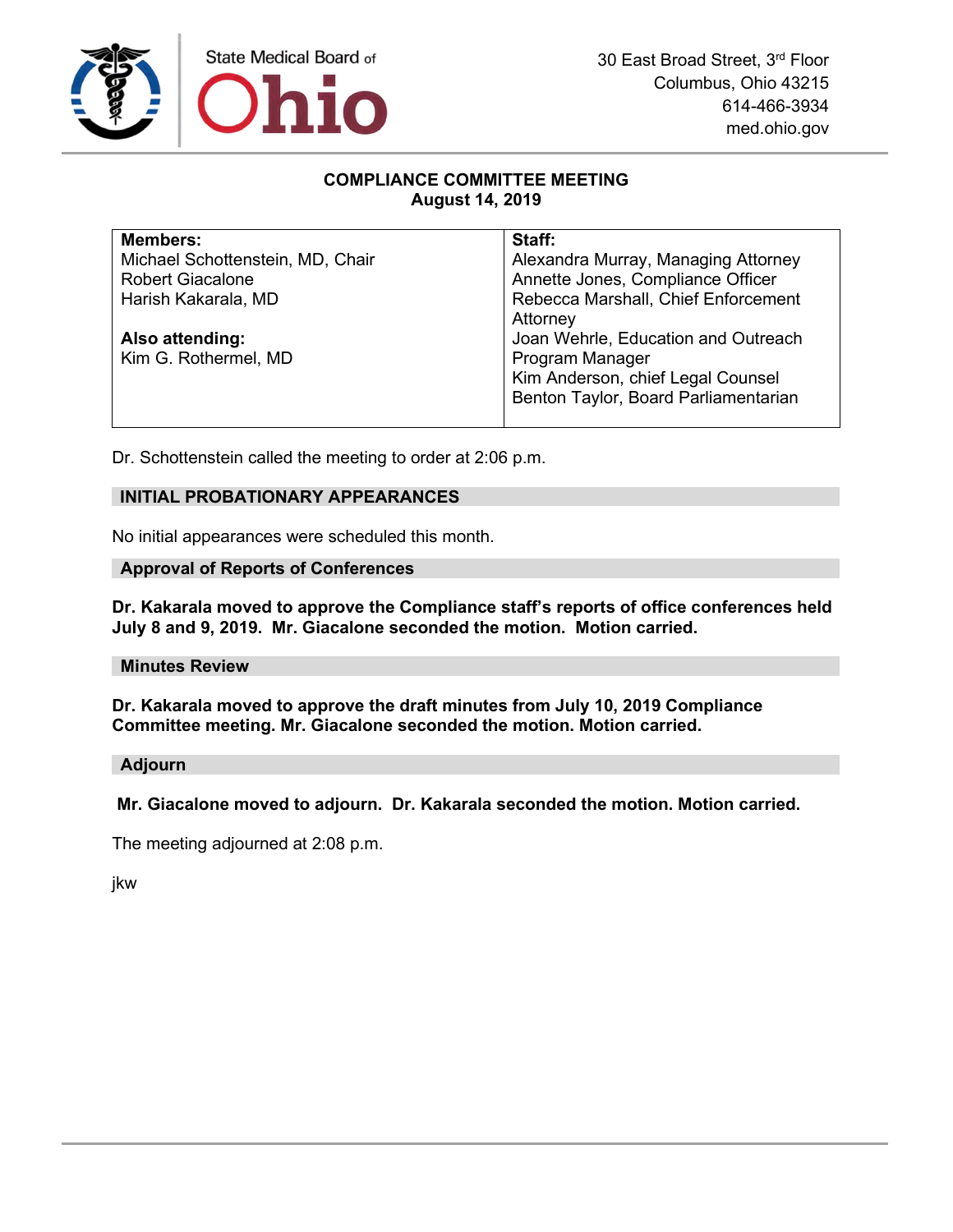State Medical Board of Ohio

30 East Broad Street, 3rd Floor
Columbus, Ohio 43215
614-466-3934
med.ohio.gov

## COMPLIANCE COMMITTEE MEETING
## August 14, 2019

| Members: | Staff: |
|---|---|
| Michael Schottenstein, MD, Chair<br>Robert Giacalone<br>Harish Kakarala, MD<br><br>**Also attending:**<br>Kim G. Rothermel, MD | Alexandra Murray, Managing Attorney<br>Annette Jones, Compliance Officer<br>Rebecca Marshall, Chief Enforcement Attorney<br>Joan Wehrle, Education and Outreach Program Manager<br>Kim Anderson, chief Legal Counsel<br>Benton Taylor, Board Parliamentarian |

Dr. Schottenstein called the meeting to order at 2:06 p.m.

### INITIAL PROBATIONARY APPEARANCES

No initial appearances were scheduled this month.

### Approval of Reports of Conferences

**Dr. Kakarala moved to approve the Compliance staff's reports of office conferences held July 8 and 9, 2019. Mr. Giacalone seconded the motion. Motion carried.**

### Minutes Review

**Dr. Kakarala moved to approve the draft minutes from July 10, 2019 Compliance Committee meeting. Mr. Giacalone seconded the motion. Motion carried.**

### Adjourn

**Mr. Giacalone moved to adjourn. Dr. Kakarala seconded the motion. Motion carried.**

The meeting adjourned at 2:08 p.m.

jkw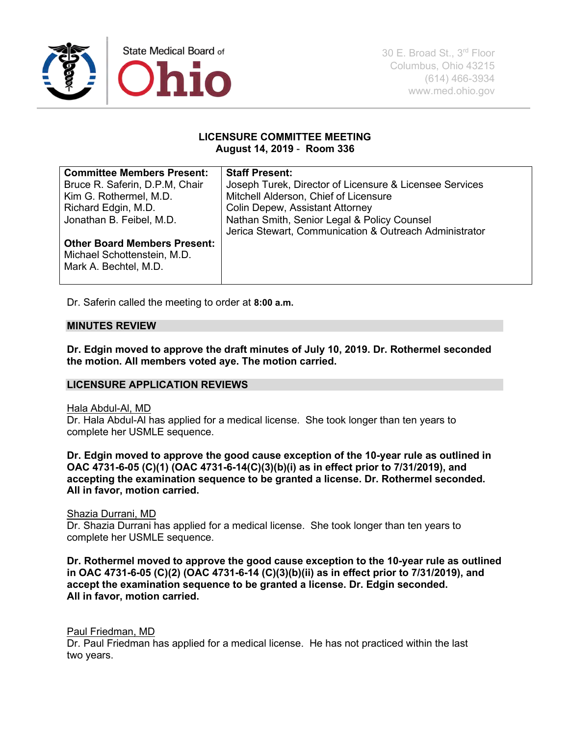State Medical Board of Ohio

30 E. Broad St., 3rd Floor
Columbus, Ohio 43215
(614) 466-3934
www.med.ohio.gov

## LICENSURE COMMITTEE MEETING
**August 14, 2019 - Room 336**

| **Committee Members Present:** | **Staff Present:** |
|---|---|
| Bruce R. Saferin, D.P.M, Chair<br>Kim G. Rothermel, M.D.<br>Richard Edgin, M.D.<br>Jonathan B. Feibel, M.D.<br><br>**Other Board Members Present:**<br>Michael Schottenstein, M.D.<br>Mark A. Bechtel, M.D. | Joseph Turek, Director of Licensure & Licensee Services<br>Mitchell Alderson, Chief of Licensure<br>Colin Depew, Assistant Attorney<br>Nathan Smith, Senior Legal & Policy Counsel<br>Jerica Stewart, Communication & Outreach Administrator |

Dr. Saferin called the meeting to order at **8:00 a.m.**

### MINUTES REVIEW

**Dr. Edgin moved to approve the draft minutes of July 10, 2019. Dr. Rothermel seconded the motion. All members voted aye. The motion carried.**

### LICENSURE APPLICATION REVIEWS

Hala Abdul-Al, MD
Dr. Hala Abdul-Al has applied for a medical license. She took longer than ten years to complete her USMLE sequence.

**Dr. Edgin moved to approve the good cause exception of the 10-year rule as outlined in OAC 4731-6-05 (C)(1) (OAC 4731-6-14(C)(3)(b)(i) as in effect prior to 7/31/2019), and accepting the examination sequence to be granted a license. Dr. Rothermel seconded. All in favor, motion carried.**

Shazia Durrani, MD
Dr. Shazia Durrani has applied for a medical license. She took longer than ten years to complete her USMLE sequence.

**Dr. Rothermel moved to approve the good cause exception to the 10-year rule as outlined in OAC 4731-6-05 (C)(2) (OAC 4731-6-14 (C)(3)(b)(ii) as in effect prior to 7/31/2019), and accept the examination sequence to be granted a license. Dr. Edgin seconded. All in favor, motion carried.**

Paul Friedman, MD
Dr. Paul Friedman has applied for a medical license. He has not practiced within the last two years.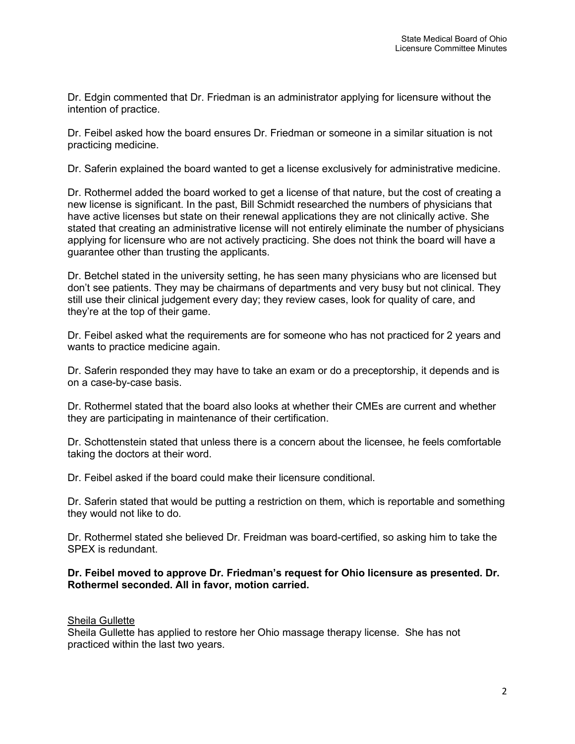Dr. Edgin commented that Dr. Friedman is an administrator applying for licensure without the intention of practice.

Dr. Feibel asked how the board ensures Dr. Friedman or someone in a similar situation is not practicing medicine.

Dr. Saferin explained the board wanted to get a license exclusively for administrative medicine.

Dr. Rothermel added the board worked to get a license of that nature, but the cost of creating a new license is significant. In the past, Bill Schmidt researched the numbers of physicians that have active licenses but state on their renewal applications they are not clinically active. She stated that creating an administrative license will not entirely eliminate the number of physicians applying for licensure who are not actively practicing. She does not think the board will have a guarantee other than trusting the applicants.

Dr. Betchel stated in the university setting, he has seen many physicians who are licensed but don't see patients. They may be chairmans of departments and very busy but not clinical. They still use their clinical judgement every day; they review cases, look for quality of care, and they're at the top of their game.

Dr. Feibel asked what the requirements are for someone who has not practiced for 2 years and wants to practice medicine again.

Dr. Saferin responded they may have to take an exam or do a preceptorship, it depends and is on a case-by-case basis.

Dr. Rothermel stated that the board also looks at whether their CMEs are current and whether they are participating in maintenance of their certification.

Dr. Schottenstein stated that unless there is a concern about the licensee, he feels comfortable taking the doctors at their word.

Dr. Feibel asked if the board could make their licensure conditional.

Dr. Saferin stated that would be putting a restriction on them, which is reportable and something they would not like to do.

Dr. Rothermel stated she believed Dr. Freidman was board-certified, so asking him to take the SPEX is redundant.

**Dr. Feibel moved to approve Dr. Friedman's request for Ohio licensure as presented. Dr. Rothermel seconded. All in favor, motion carried.**

<u>Sheila Gullette</u>

Sheila Gullette has applied to restore her Ohio massage therapy license. She has not practiced within the last two years.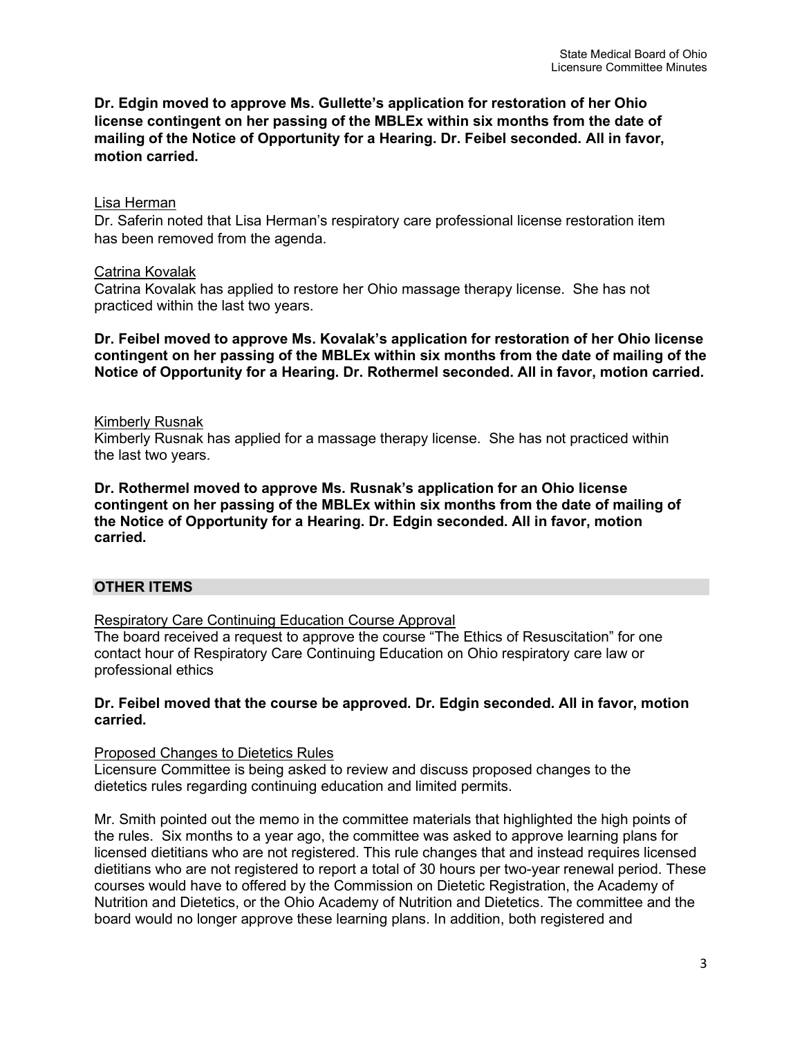**Dr. Edgin moved to approve Ms. Gullette's application for restoration of her Ohio license contingent on her passing of the MBLEx within six months from the date of mailing of the Notice of Opportunity for a Hearing. Dr. Feibel seconded. All in favor, motion carried.**

Lisa Herman

Dr. Saferin noted that Lisa Herman's respiratory care professional license restoration item has been removed from the agenda.

Catrina Kovalak

Catrina Kovalak has applied to restore her Ohio massage therapy license. She has not practiced within the last two years.

**Dr. Feibel moved to approve Ms. Kovalak's application for restoration of her Ohio license contingent on her passing of the MBLEx within six months from the date of mailing of the Notice of Opportunity for a Hearing. Dr. Rothermel seconded. All in favor, motion carried.**

Kimberly Rusnak

Kimberly Rusnak has applied for a massage therapy license. She has not practiced within the last two years.

**Dr. Rothermel moved to approve Ms. Rusnak's application for an Ohio license contingent on her passing of the MBLEx within six months from the date of mailing of the Notice of Opportunity for a Hearing. Dr. Edgin seconded. All in favor, motion carried.**

## OTHER ITEMS

Respiratory Care Continuing Education Course Approval

The board received a request to approve the course "The Ethics of Resuscitation" for one contact hour of Respiratory Care Continuing Education on Ohio respiratory care law or professional ethics

**Dr. Feibel moved that the course be approved. Dr. Edgin seconded. All in favor, motion carried.**

Proposed Changes to Dietetics Rules

Licensure Committee is being asked to review and discuss proposed changes to the dietetics rules regarding continuing education and limited permits.

Mr. Smith pointed out the memo in the committee materials that highlighted the high points of the rules. Six months to a year ago, the committee was asked to approve learning plans for licensed dietitians who are not registered. This rule changes that and instead requires licensed dietitians who are not registered to report a total of 30 hours per two-year renewal period. These courses would have to offered by the Commission on Dietetic Registration, the Academy of Nutrition and Dietetics, or the Ohio Academy of Nutrition and Dietetics. The committee and the board would no longer approve these learning plans. In addition, both registered and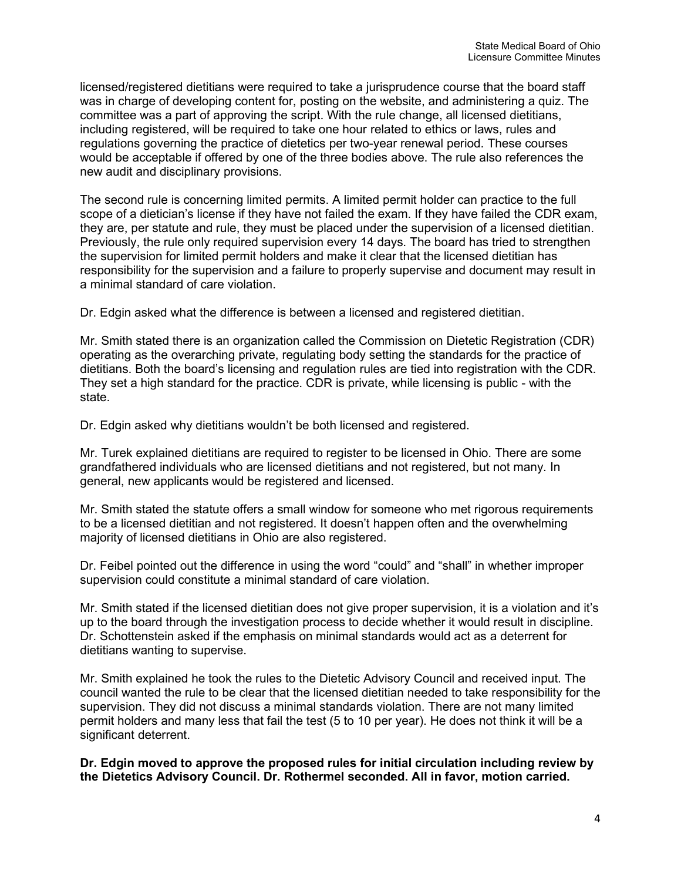licensed/registered dietitians were required to take a jurisprudence course that the board staff was in charge of developing content for, posting on the website, and administering a quiz. The committee was a part of approving the script. With the rule change, all licensed dietitians, including registered, will be required to take one hour related to ethics or laws, rules and regulations governing the practice of dietetics per two-year renewal period. These courses would be acceptable if offered by one of the three bodies above. The rule also references the new audit and disciplinary provisions.

The second rule is concerning limited permits. A limited permit holder can practice to the full scope of a dietician's license if they have not failed the exam. If they have failed the CDR exam, they are, per statute and rule, they must be placed under the supervision of a licensed dietitian. Previously, the rule only required supervision every 14 days. The board has tried to strengthen the supervision for limited permit holders and make it clear that the licensed dietitian has responsibility for the supervision and a failure to properly supervise and document may result in a minimal standard of care violation.

Dr. Edgin asked what the difference is between a licensed and registered dietitian.

Mr. Smith stated there is an organization called the Commission on Dietetic Registration (CDR) operating as the overarching private, regulating body setting the standards for the practice of dietitians. Both the board's licensing and regulation rules are tied into registration with the CDR. They set a high standard for the practice. CDR is private, while licensing is public - with the state.

Dr. Edgin asked why dietitians wouldn't be both licensed and registered.

Mr. Turek explained dietitians are required to register to be licensed in Ohio. There are some grandfathered individuals who are licensed dietitians and not registered, but not many. In general, new applicants would be registered and licensed.

Mr. Smith stated the statute offers a small window for someone who met rigorous requirements to be a licensed dietitian and not registered. It doesn't happen often and the overwhelming majority of licensed dietitians in Ohio are also registered.

Dr. Feibel pointed out the difference in using the word "could" and "shall" in whether improper supervision could constitute a minimal standard of care violation.

Mr. Smith stated if the licensed dietitian does not give proper supervision, it is a violation and it's up to the board through the investigation process to decide whether it would result in discipline. Dr. Schottenstein asked if the emphasis on minimal standards would act as a deterrent for dietitians wanting to supervise.

Mr. Smith explained he took the rules to the Dietetic Advisory Council and received input. The council wanted the rule to be clear that the licensed dietitian needed to take responsibility for the supervision. They did not discuss a minimal standards violation. There are not many limited permit holders and many less that fail the test (5 to 10 per year). He does not think it will be a significant deterrent.

**Dr. Edgin moved to approve the proposed rules for initial circulation including review by the Dietetics Advisory Council. Dr. Rothermel seconded. All in favor, motion carried.**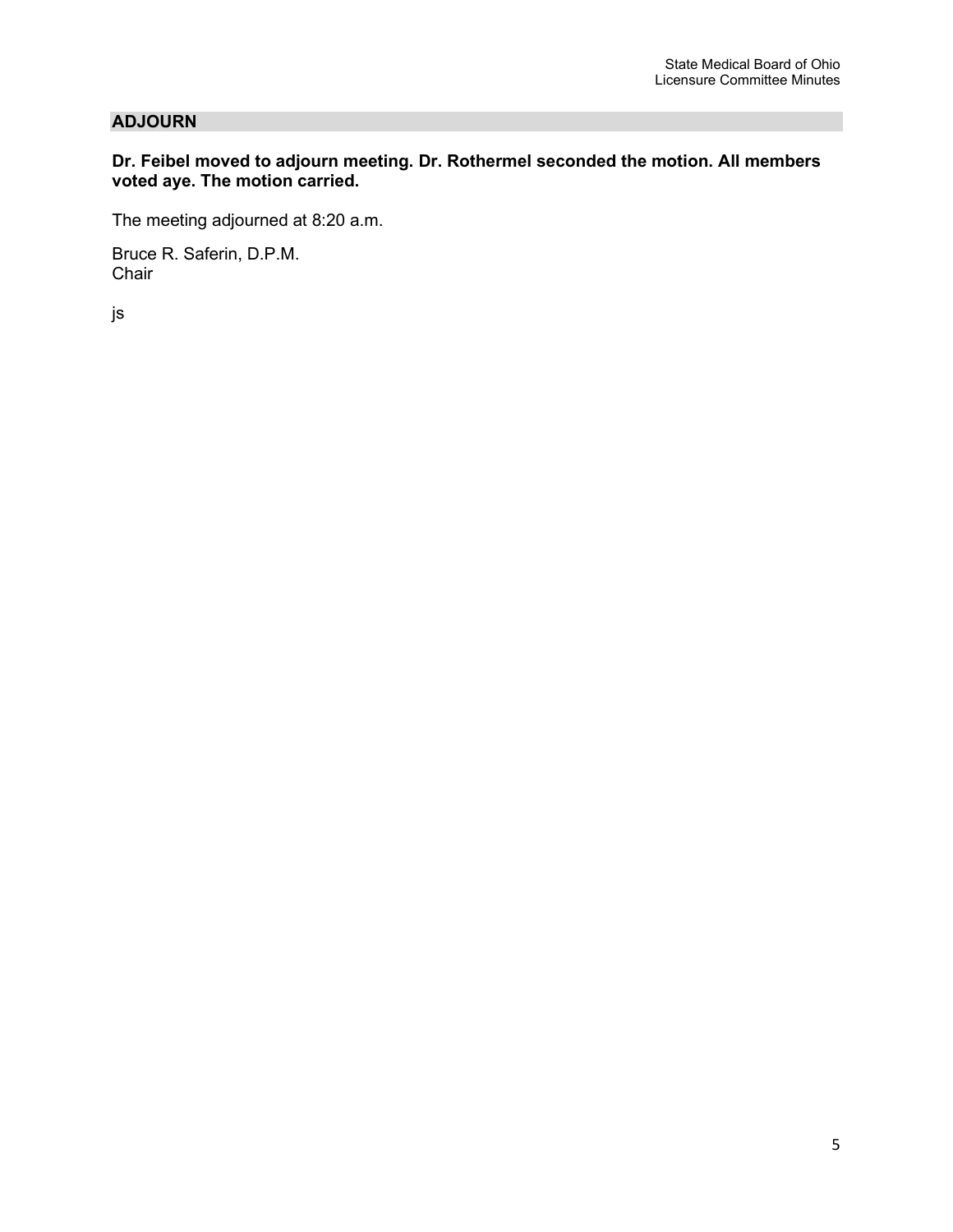## ADJOURN

**Dr. Feibel moved to adjourn meeting. Dr. Rothermel seconded the motion. All members voted aye. The motion carried.**

The meeting adjourned at 8:20 a.m.

Bruce R. Saferin, D.P.M.
Chair

js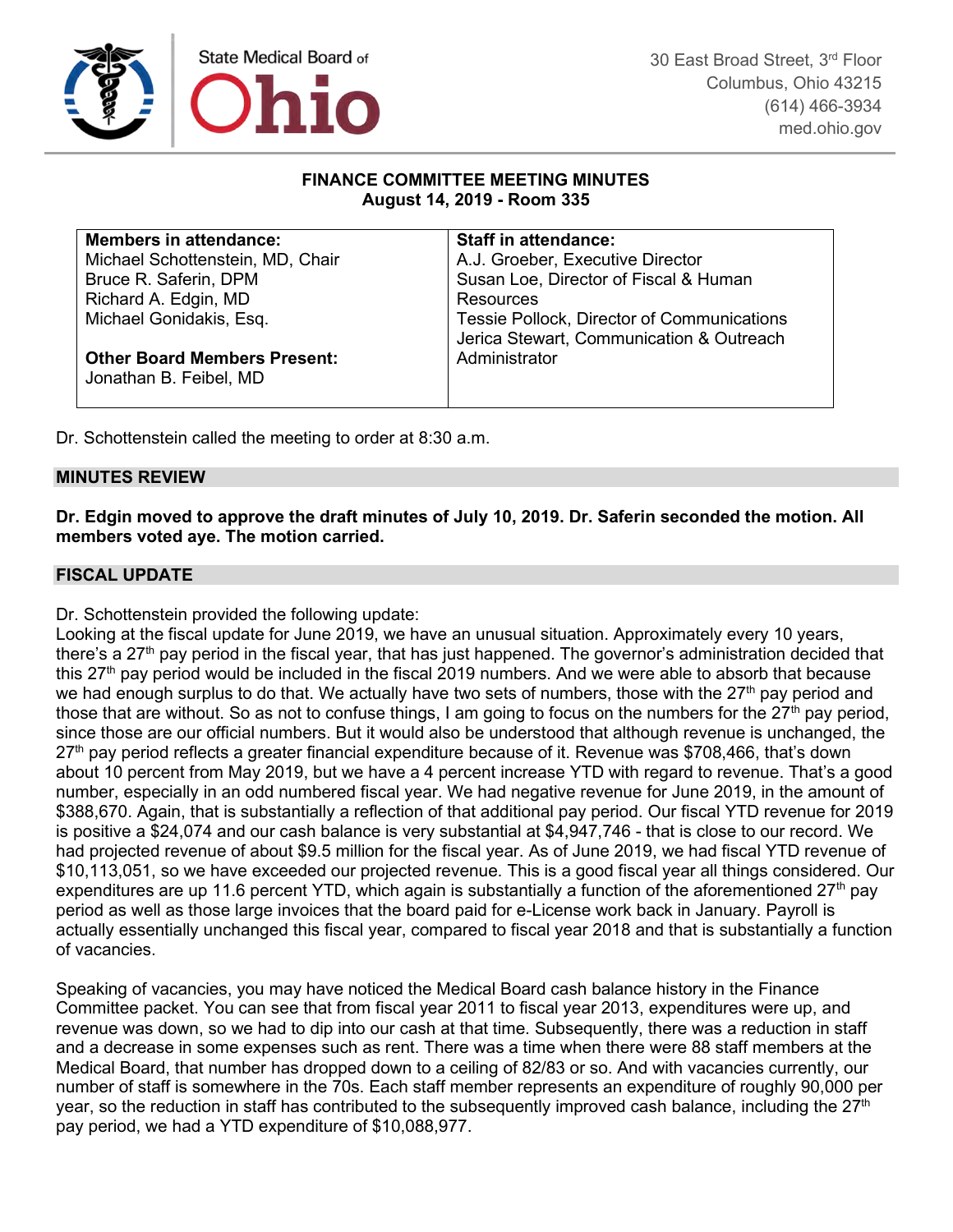State Medical Board of Ohio

30 East Broad Street, 3rd Floor
Columbus, Ohio 43215
(614) 466-3934
med.ohio.gov

**FINANCE COMMITTEE MEETING MINUTES**
**August 14, 2019 - Room 335**

| **Members in attendance:** | **Staff in attendance:** |
|---|---|
| Michael Schottenstein, MD, Chair<br>Bruce R. Saferin, DPM<br>Richard A. Edgin, MD<br>Michael Gonidakis, Esq.<br><br>**Other Board Members Present:**<br>Jonathan B. Feibel, MD | A.J. Groeber, Executive Director<br>Susan Loe, Director of Fiscal & Human Resources<br>Tessie Pollock, Director of Communications<br>Jerica Stewart, Communication & Outreach Administrator |

Dr. Schottenstein called the meeting to order at 8:30 a.m.

## MINUTES REVIEW

**Dr. Edgin moved to approve the draft minutes of July 10, 2019. Dr. Saferin seconded the motion. All members voted aye. The motion carried.**

## FISCAL UPDATE

Dr. Schottenstein provided the following update:
Looking at the fiscal update for June 2019, we have an unusual situation. Approximately every 10 years, there's a 27th pay period in the fiscal year, that has just happened. The governor's administration decided that this 27th pay period would be included in the fiscal 2019 numbers. And we were able to absorb that because we had enough surplus to do that. We actually have two sets of numbers, those with the 27th pay period and those that are without. So as not to confuse things, I am going to focus on the numbers for the 27th pay period, since those are our official numbers. But it would also be understood that although revenue is unchanged, the 27th pay period reflects a greater financial expenditure because of it. Revenue was $708,466, that's down about 10 percent from May 2019, but we have a 4 percent increase YTD with regard to revenue. That's a good number, especially in an odd numbered fiscal year. We had negative revenue for June 2019, in the amount of $388,670. Again, that is substantially a reflection of that additional pay period. Our fiscal YTD revenue for 2019 is positive a $24,074 and our cash balance is very substantial at $4,947,746 - that is close to our record. We had projected revenue of about $9.5 million for the fiscal year. As of June 2019, we had fiscal YTD revenue of $10,113,051, so we have exceeded our projected revenue. This is a good fiscal year all things considered. Our expenditures are up 11.6 percent YTD, which again is substantially a function of the aforementioned 27th pay period as well as those large invoices that the board paid for e-License work back in January. Payroll is actually essentially unchanged this fiscal year, compared to fiscal year 2018 and that is substantially a function of vacancies.

Speaking of vacancies, you may have noticed the Medical Board cash balance history in the Finance Committee packet. You can see that from fiscal year 2011 to fiscal year 2013, expenditures were up, and revenue was down, so we had to dip into our cash at that time. Subsequently, there was a reduction in staff and a decrease in some expenses such as rent. There was a time when there were 88 staff members at the Medical Board, that number has dropped down to a ceiling of 82/83 or so. And with vacancies currently, our number of staff is somewhere in the 70s. Each staff member represents an expenditure of roughly 90,000 per year, so the reduction in staff has contributed to the subsequently improved cash balance, including the 27th pay period, we had a YTD expenditure of $10,088,977.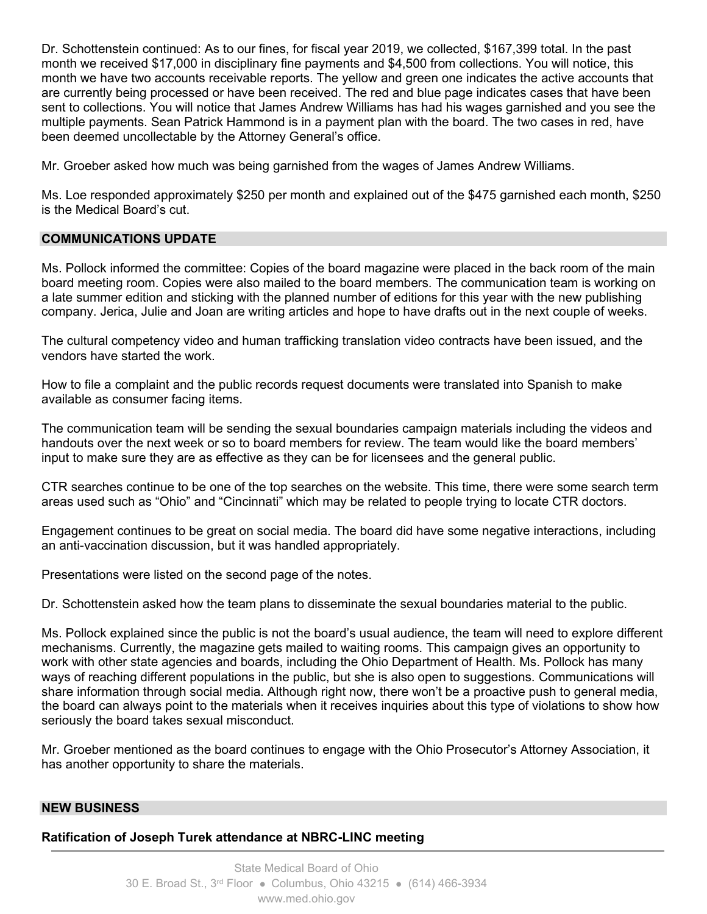Dr. Schottenstein continued: As to our fines, for fiscal year 2019, we collected, $167,399 total. In the past month we received $17,000 in disciplinary fine payments and $4,500 from collections. You will notice, this month we have two accounts receivable reports. The yellow and green one indicates the active accounts that are currently being processed or have been received. The red and blue page indicates cases that have been sent to collections. You will notice that James Andrew Williams has had his wages garnished and you see the multiple payments. Sean Patrick Hammond is in a payment plan with the board. The two cases in red, have been deemed uncollectable by the Attorney General's office.

Mr. Groeber asked how much was being garnished from the wages of James Andrew Williams.

Ms. Loe responded approximately $250 per month and explained out of the $475 garnished each month, $250 is the Medical Board's cut.

## COMMUNICATIONS UPDATE

Ms. Pollock informed the committee: Copies of the board magazine were placed in the back room of the main board meeting room. Copies were also mailed to the board members. The communication team is working on a late summer edition and sticking with the planned number of editions for this year with the new publishing company. Jerica, Julie and Joan are writing articles and hope to have drafts out in the next couple of weeks.

The cultural competency video and human trafficking translation video contracts have been issued, and the vendors have started the work.

How to file a complaint and the public records request documents were translated into Spanish to make available as consumer facing items.

The communication team will be sending the sexual boundaries campaign materials including the videos and handouts over the next week or so to board members for review. The team would like the board members' input to make sure they are as effective as they can be for licensees and the general public.

CTR searches continue to be one of the top searches on the website. This time, there were some search term areas used such as "Ohio" and "Cincinnati" which may be related to people trying to locate CTR doctors.

Engagement continues to be great on social media. The board did have some negative interactions, including an anti-vaccination discussion, but it was handled appropriately.

Presentations were listed on the second page of the notes.

Dr. Schottenstein asked how the team plans to disseminate the sexual boundaries material to the public.

Ms. Pollock explained since the public is not the board's usual audience, the team will need to explore different mechanisms. Currently, the magazine gets mailed to waiting rooms. This campaign gives an opportunity to work with other state agencies and boards, including the Ohio Department of Health. Ms. Pollock has many ways of reaching different populations in the public, but she is also open to suggestions. Communications will share information through social media. Although right now, there won't be a proactive push to general media, the board can always point to the materials when it receives inquiries about this type of violations to show how seriously the board takes sexual misconduct.

Mr. Groeber mentioned as the board continues to engage with the Ohio Prosecutor's Attorney Association, it has another opportunity to share the materials.

## NEW BUSINESS

### Ratification of Joseph Turek attendance at NBRC-LINC meeting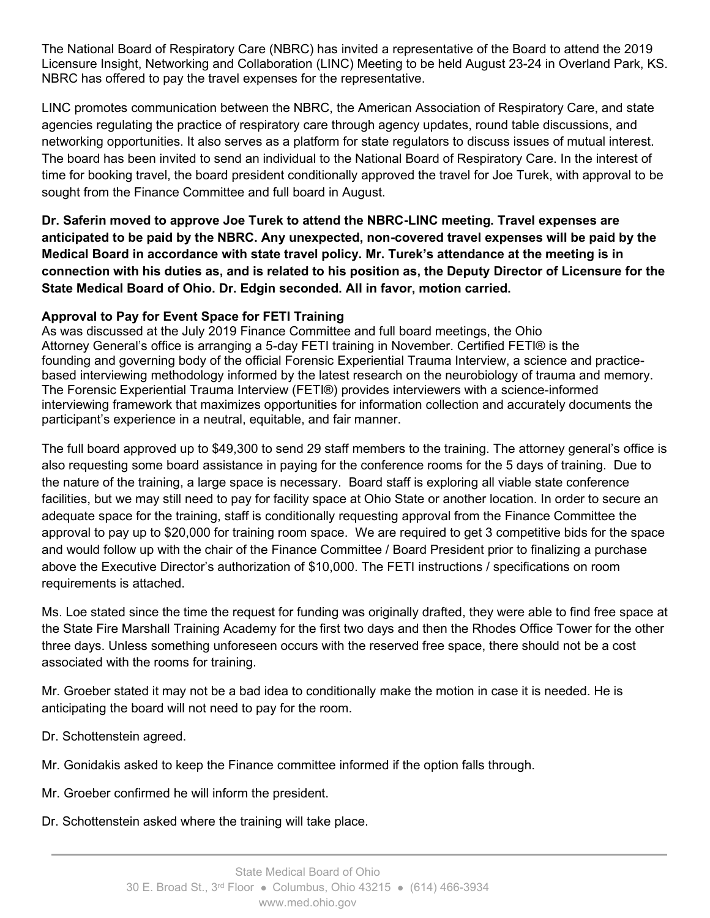The National Board of Respiratory Care (NBRC) has invited a representative of the Board to attend the 2019 Licensure Insight, Networking and Collaboration (LINC) Meeting to be held August 23-24 in Overland Park, KS. NBRC has offered to pay the travel expenses for the representative.

LINC promotes communication between the NBRC, the American Association of Respiratory Care, and state agencies regulating the practice of respiratory care through agency updates, round table discussions, and networking opportunities. It also serves as a platform for state regulators to discuss issues of mutual interest. The board has been invited to send an individual to the National Board of Respiratory Care. In the interest of time for booking travel, the board president conditionally approved the travel for Joe Turek, with approval to be sought from the Finance Committee and full board in August.

**Dr. Saferin moved to approve Joe Turek to attend the NBRC-LINC meeting. Travel expenses are anticipated to be paid by the NBRC. Any unexpected, non-covered travel expenses will be paid by the Medical Board in accordance with state travel policy. Mr. Turek's attendance at the meeting is in connection with his duties as, and is related to his position as, the Deputy Director of Licensure for the State Medical Board of Ohio. Dr. Edgin seconded. All in favor, motion carried.**

**Approval to Pay for Event Space for FETI Training**

As was discussed at the July 2019 Finance Committee and full board meetings, the Ohio Attorney General's office is arranging a 5-day FETI training in November. Certified FETI® is the founding and governing body of the official Forensic Experiential Trauma Interview, a science and practice-based interviewing methodology informed by the latest research on the neurobiology of trauma and memory. The Forensic Experiential Trauma Interview (FETI®) provides interviewers with a science-informed interviewing framework that maximizes opportunities for information collection and accurately documents the participant's experience in a neutral, equitable, and fair manner.

The full board approved up to $49,300 to send 29 staff members to the training. The attorney general's office is also requesting some board assistance in paying for the conference rooms for the 5 days of training. Due to the nature of the training, a large space is necessary. Board staff is exploring all viable state conference facilities, but we may still need to pay for facility space at Ohio State or another location. In order to secure an adequate space for the training, staff is conditionally requesting approval from the Finance Committee the approval to pay up to $20,000 for training room space. We are required to get 3 competitive bids for the space and would follow up with the chair of the Finance Committee / Board President prior to finalizing a purchase above the Executive Director's authorization of $10,000. The FETI instructions / specifications on room requirements is attached.

Ms. Loe stated since the time the request for funding was originally drafted, they were able to find free space at the State Fire Marshall Training Academy for the first two days and then the Rhodes Office Tower for the other three days. Unless something unforeseen occurs with the reserved free space, there should not be a cost associated with the rooms for training.

Mr. Groeber stated it may not be a bad idea to conditionally make the motion in case it is needed. He is anticipating the board will not need to pay for the room.

Dr. Schottenstein agreed.

Mr. Gonidakis asked to keep the Finance committee informed if the option falls through.

Mr. Groeber confirmed he will inform the president.

Dr. Schottenstein asked where the training will take place.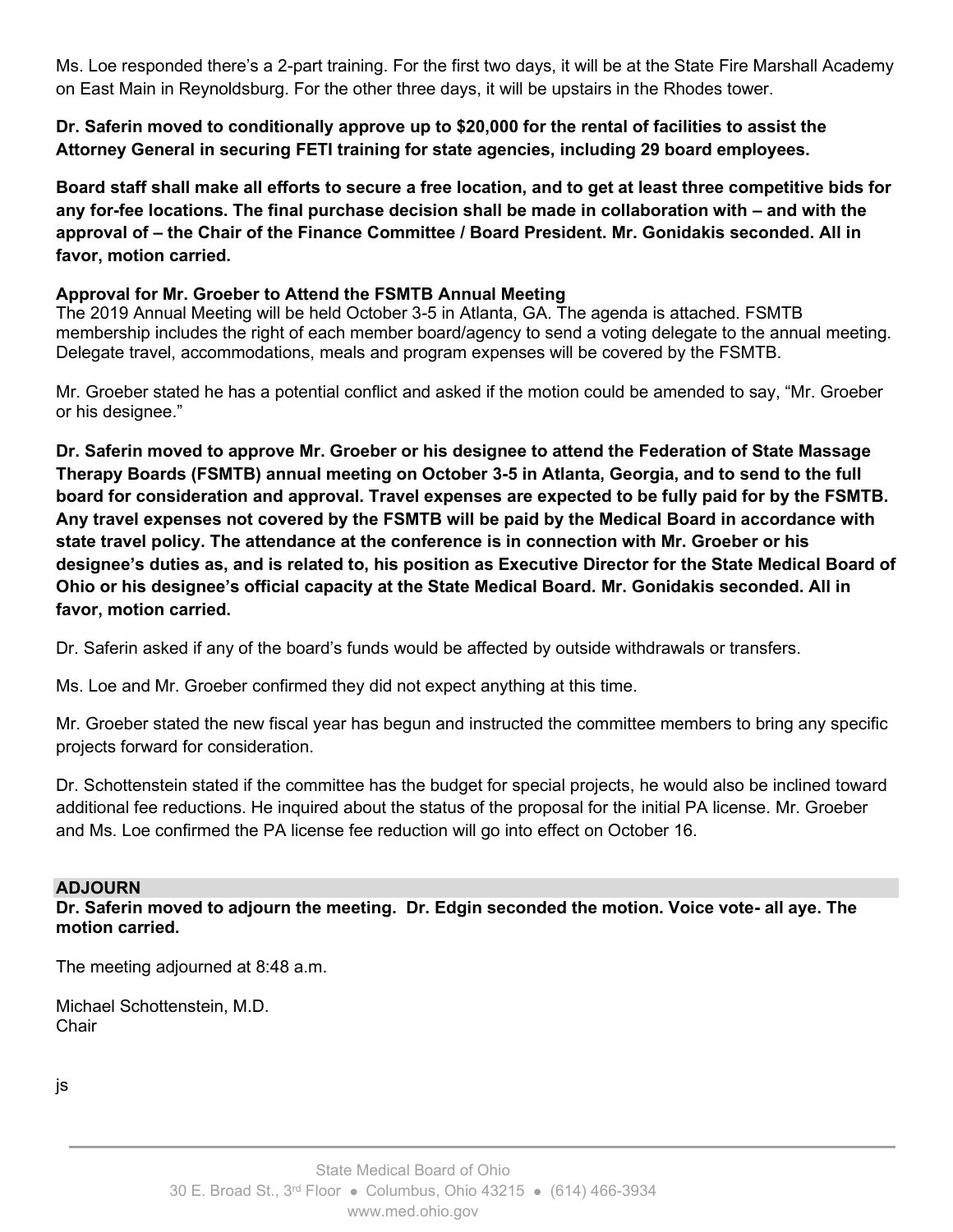Ms. Loe responded there's a 2-part training. For the first two days, it will be at the State Fire Marshall Academy on East Main in Reynoldsburg. For the other three days, it will be upstairs in the Rhodes tower.

**Dr. Saferin moved to conditionally approve up to $20,000 for the rental of facilities to assist the Attorney General in securing FETI training for state agencies, including 29 board employees.**

**Board staff shall make all efforts to secure a free location, and to get at least three competitive bids for any for-fee locations. The final purchase decision shall be made in collaboration with – and with the approval of – the Chair of the Finance Committee / Board President. Mr. Gonidakis seconded. All in favor, motion carried.**

**Approval for Mr. Groeber to Attend the FSMTB Annual Meeting**

The 2019 Annual Meeting will be held October 3-5 in Atlanta, GA. The agenda is attached. FSMTB membership includes the right of each member board/agency to send a voting delegate to the annual meeting. Delegate travel, accommodations, meals and program expenses will be covered by the FSMTB.

Mr. Groeber stated he has a potential conflict and asked if the motion could be amended to say, "Mr. Groeber or his designee."

**Dr. Saferin moved to approve Mr. Groeber or his designee to attend the Federation of State Massage Therapy Boards (FSMTB) annual meeting on October 3-5 in Atlanta, Georgia, and to send to the full board for consideration and approval. Travel expenses are expected to be fully paid for by the FSMTB. Any travel expenses not covered by the FSMTB will be paid by the Medical Board in accordance with state travel policy. The attendance at the conference is in connection with Mr. Groeber or his designee's duties as, and is related to, his position as Executive Director for the State Medical Board of Ohio or his designee's official capacity at the State Medical Board. Mr. Gonidakis seconded. All in favor, motion carried.**

Dr. Saferin asked if any of the board's funds would be affected by outside withdrawals or transfers.

Ms. Loe and Mr. Groeber confirmed they did not expect anything at this time.

Mr. Groeber stated the new fiscal year has begun and instructed the committee members to bring any specific projects forward for consideration.

Dr. Schottenstein stated if the committee has the budget for special projects, he would also be inclined toward additional fee reductions. He inquired about the status of the proposal for the initial PA license. Mr. Groeber and Ms. Loe confirmed the PA license fee reduction will go into effect on October 16.

## ADJOURN

**Dr. Saferin moved to adjourn the meeting. Dr. Edgin seconded the motion. Voice vote- all aye. The motion carried.**

The meeting adjourned at 8:48 a.m.

Michael Schottenstein, M.D.
Chair

js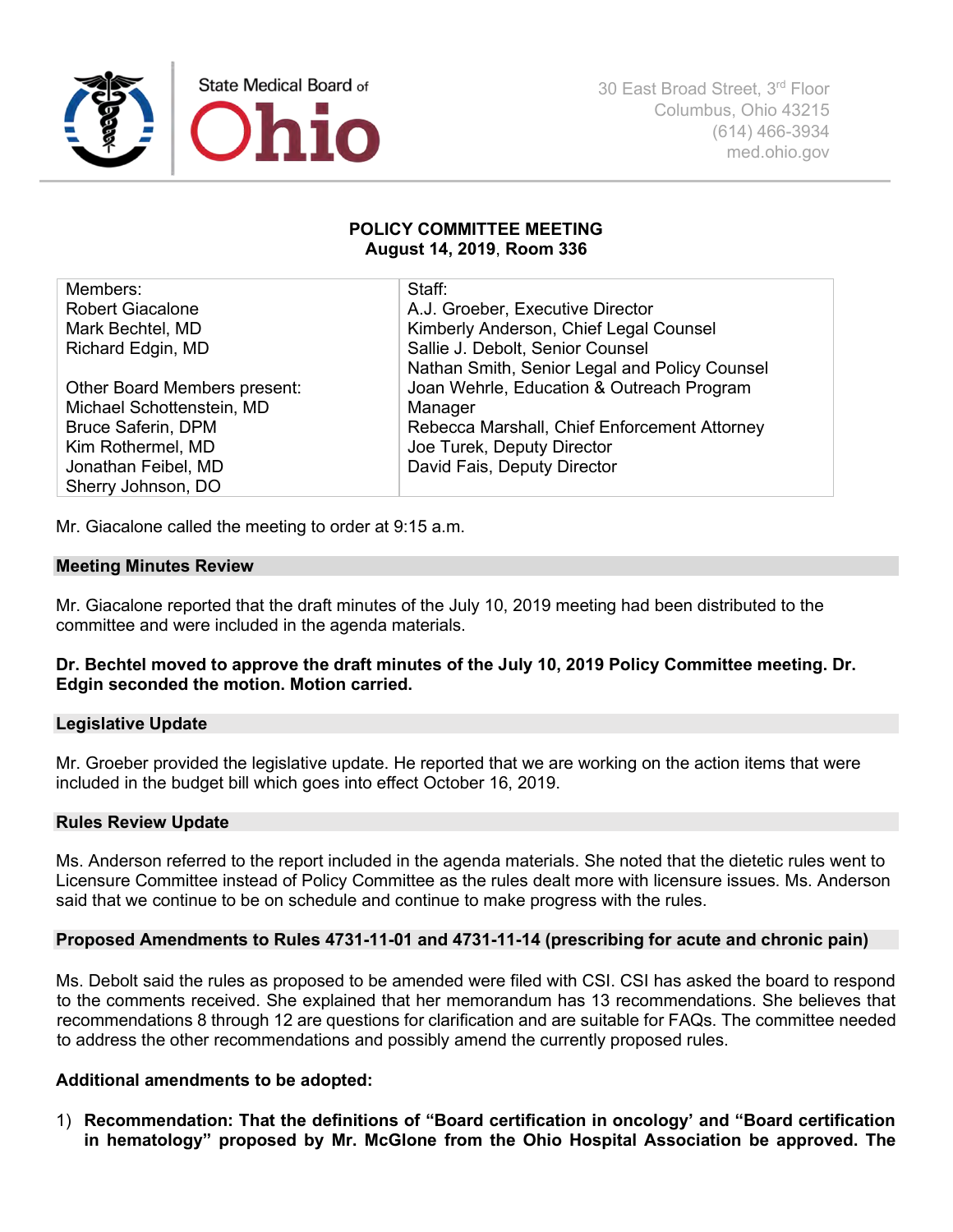State Medical Board of Ohio

30 East Broad Street, 3rd Floor
Columbus, Ohio 43215
(614) 466-3934
med.ohio.gov

**POLICY COMMITTEE MEETING**
**August 14, 2019, Room 336**

| Members: | Staff: |
|---|---|
| Robert Giacalone | A.J. Groeber, Executive Director |
| Mark Bechtel, MD | Kimberly Anderson, Chief Legal Counsel |
| Richard Edgin, MD | Sallie J. Debolt, Senior Counsel |
| | Nathan Smith, Senior Legal and Policy Counsel |
| Other Board Members present: | Joan Wehrle, Education & Outreach Program Manager |
| Michael Schottenstein, MD | |
| Bruce Saferin, DPM | Rebecca Marshall, Chief Enforcement Attorney |
| Kim Rothermel, MD | Joe Turek, Deputy Director |
| Jonathan Feibel, MD | David Fais, Deputy Director |
| Sherry Johnson, DO | |

Mr. Giacalone called the meeting to order at 9:15 a.m.

## Meeting Minutes Review

Mr. Giacalone reported that the draft minutes of the July 10, 2019 meeting had been distributed to the committee and were included in the agenda materials.

**Dr. Bechtel moved to approve the draft minutes of the July 10, 2019 Policy Committee meeting. Dr. Edgin seconded the motion. Motion carried.**

## Legislative Update

Mr. Groeber provided the legislative update. He reported that we are working on the action items that were included in the budget bill which goes into effect October 16, 2019.

## Rules Review Update

Ms. Anderson referred to the report included in the agenda materials. She noted that the dietetic rules went to Licensure Committee instead of Policy Committee as the rules dealt more with licensure issues. Ms. Anderson said that we continue to be on schedule and continue to make progress with the rules.

## Proposed Amendments to Rules 4731-11-01 and 4731-11-14 (prescribing for acute and chronic pain)

Ms. Debolt said the rules as proposed to be amended were filed with CSI. CSI has asked the board to respond to the comments received. She explained that her memorandum has 13 recommendations. She believes that recommendations 8 through 12 are questions for clarification and are suitable for FAQs. The committee needed to address the other recommendations and possibly amend the currently proposed rules.

**Additional amendments to be adopted:**

1) **Recommendation: That the definitions of "Board certification in oncology' and "Board certification in hematology" proposed by Mr. McGlone from the Ohio Hospital Association be approved. The**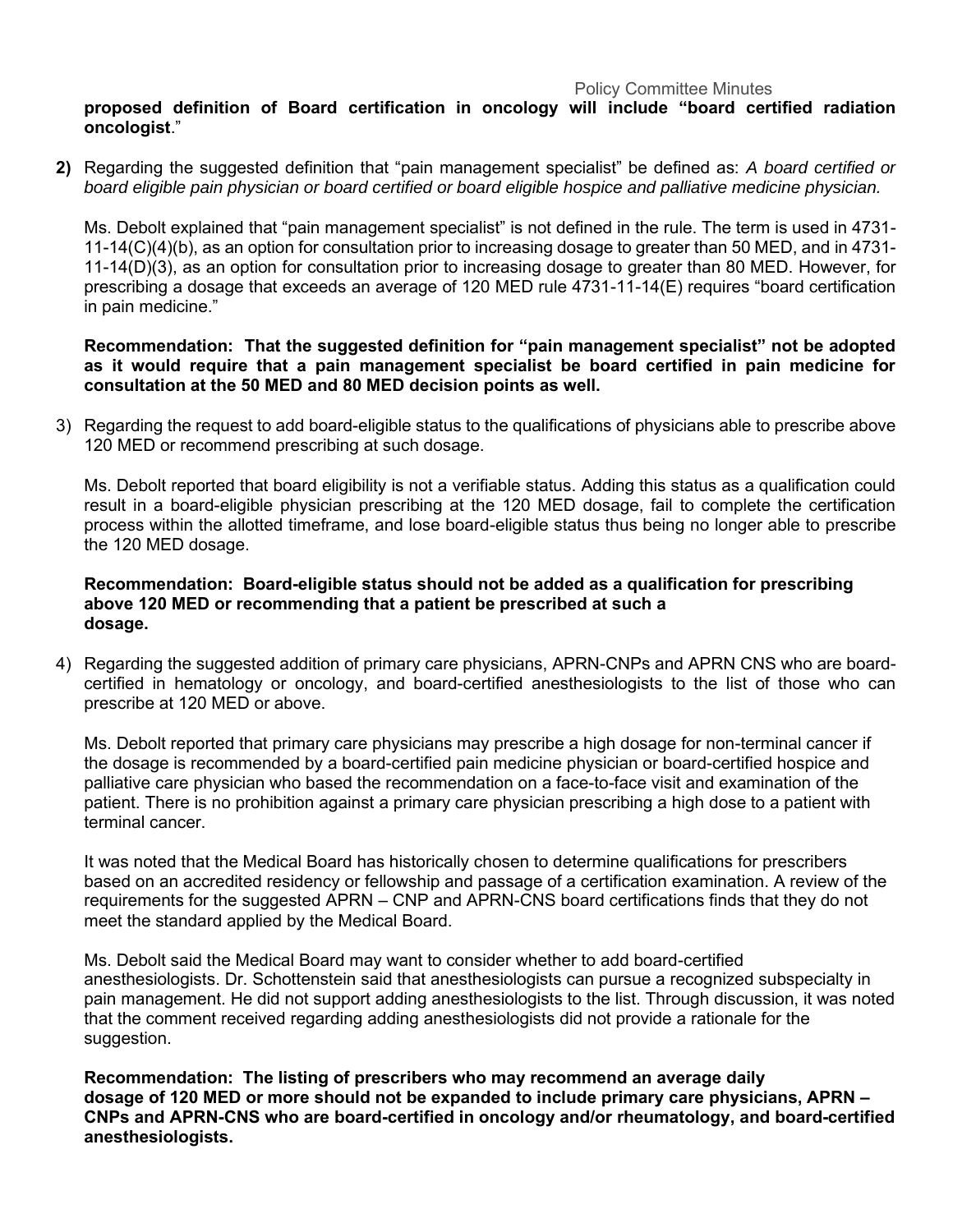**proposed definition of Board certification in oncology will include "board certified radiation oncologist**."

**2)** Regarding the suggested definition that "pain management specialist" be defined as: *A board certified or board eligible pain physician or board certified or board eligible hospice and palliative medicine physician.*

Ms. Debolt explained that "pain management specialist" is not defined in the rule. The term is used in 4731-11-14(C)(4)(b), as an option for consultation prior to increasing dosage to greater than 50 MED, and in 4731-11-14(D)(3), as an option for consultation prior to increasing dosage to greater than 80 MED. However, for prescribing a dosage that exceeds an average of 120 MED rule 4731-11-14(E) requires "board certification in pain medicine."

**Recommendation: That the suggested definition for "pain management specialist" not be adopted as it would require that a pain management specialist be board certified in pain medicine for consultation at the 50 MED and 80 MED decision points as well.**

3) Regarding the request to add board-eligible status to the qualifications of physicians able to prescribe above 120 MED or recommend prescribing at such dosage.

Ms. Debolt reported that board eligibility is not a verifiable status. Adding this status as a qualification could result in a board-eligible physician prescribing at the 120 MED dosage, fail to complete the certification process within the allotted timeframe, and lose board-eligible status thus being no longer able to prescribe the 120 MED dosage.

**Recommendation: Board-eligible status should not be added as a qualification for prescribing above 120 MED or recommending that a patient be prescribed at such a dosage.**

4) Regarding the suggested addition of primary care physicians, APRN-CNPs and APRN CNS who are board-certified in hematology or oncology, and board-certified anesthesiologists to the list of those who can prescribe at 120 MED or above.

Ms. Debolt reported that primary care physicians may prescribe a high dosage for non-terminal cancer if the dosage is recommended by a board-certified pain medicine physician or board-certified hospice and palliative care physician who based the recommendation on a face-to-face visit and examination of the patient. There is no prohibition against a primary care physician prescribing a high dose to a patient with terminal cancer.

It was noted that the Medical Board has historically chosen to determine qualifications for prescribers based on an accredited residency or fellowship and passage of a certification examination. A review of the requirements for the suggested APRN – CNP and APRN-CNS board certifications finds that they do not meet the standard applied by the Medical Board.

Ms. Debolt said the Medical Board may want to consider whether to add board-certified anesthesiologists. Dr. Schottenstein said that anesthesiologists can pursue a recognized subspecialty in pain management. He did not support adding anesthesiologists to the list. Through discussion, it was noted that the comment received regarding adding anesthesiologists did not provide a rationale for the suggestion.

**Recommendation: The listing of prescribers who may recommend an average daily dosage of 120 MED or more should not be expanded to include primary care physicians, APRN – CNPs and APRN-CNS who are board-certified in oncology and/or rheumatology, and board-certified anesthesiologists.**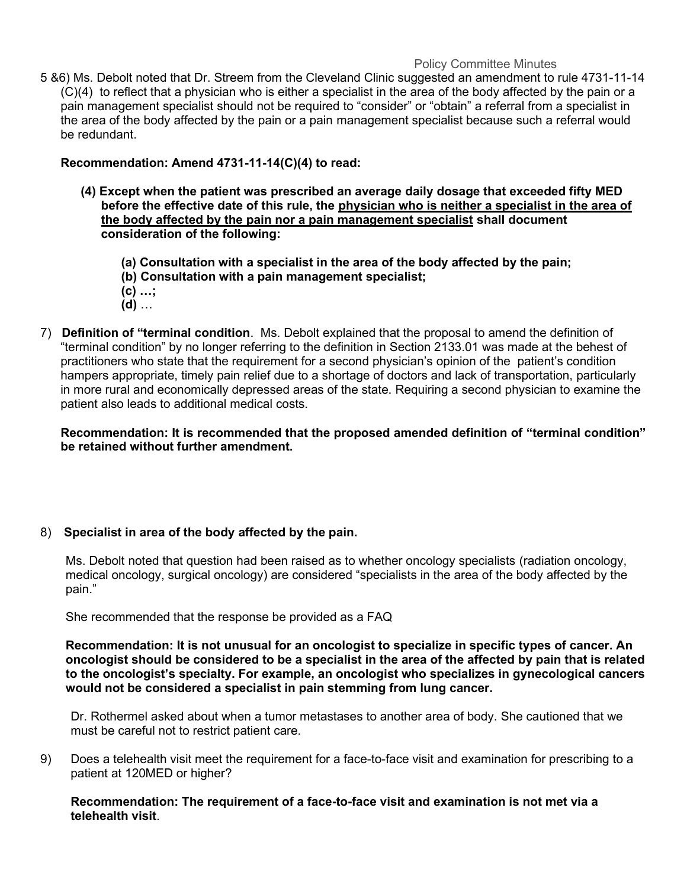5 &6) Ms. Debolt noted that Dr. Streem from the Cleveland Clinic suggested an amendment to rule 4731-11-14 (C)(4) to reflect that a physician who is either a specialist in the area of the body affected by the pain or a pain management specialist should not be required to "consider" or "obtain" a referral from a specialist in the area of the body affected by the pain or a pain management specialist because such a referral would be redundant.

**Recommendation: Amend 4731-11-14(C)(4) to read:**

> **(4) Except when the patient was prescribed an average daily dosage that exceeded fifty MED before the effective date of this rule, the <u>physician who is neither a specialist in the area of the body affected by the pain nor a pain management specialist</u> shall document consideration of the following:**
>
> > **(a) Consultation with a specialist in the area of the body affected by the pain;**
> > **(b) Consultation with a pain management specialist;**
> > **(c) …;**
> > **(d)** …

7) **Definition of "terminal condition**. Ms. Debolt explained that the proposal to amend the definition of "terminal condition" by no longer referring to the definition in Section 2133.01 was made at the behest of practitioners who state that the requirement for a second physician's opinion of the patient's condition hampers appropriate, timely pain relief due to a shortage of doctors and lack of transportation, particularly in more rural and economically depressed areas of the state. Requiring a second physician to examine the patient also leads to additional medical costs.

**Recommendation: It is recommended that the proposed amended definition of "terminal condition" be retained without further amendment.**

8) **Specialist in area of the body affected by the pain.**

Ms. Debolt noted that question had been raised as to whether oncology specialists (radiation oncology, medical oncology, surgical oncology) are considered "specialists in the area of the body affected by the pain."

She recommended that the response be provided as a FAQ

**Recommendation: It is not unusual for an oncologist to specialize in specific types of cancer. An oncologist should be considered to be a specialist in the area of the affected by pain that is related to the oncologist's specialty. For example, an oncologist who specializes in gynecological cancers would not be considered a specialist in pain stemming from lung cancer.**

Dr. Rothermel asked about when a tumor metastases to another area of body. She cautioned that we must be careful not to restrict patient care.

9) Does a telehealth visit meet the requirement for a face-to-face visit and examination for prescribing to a patient at 120MED or higher?

**Recommendation: The requirement of a face-to-face visit and examination is not met via a telehealth visit**.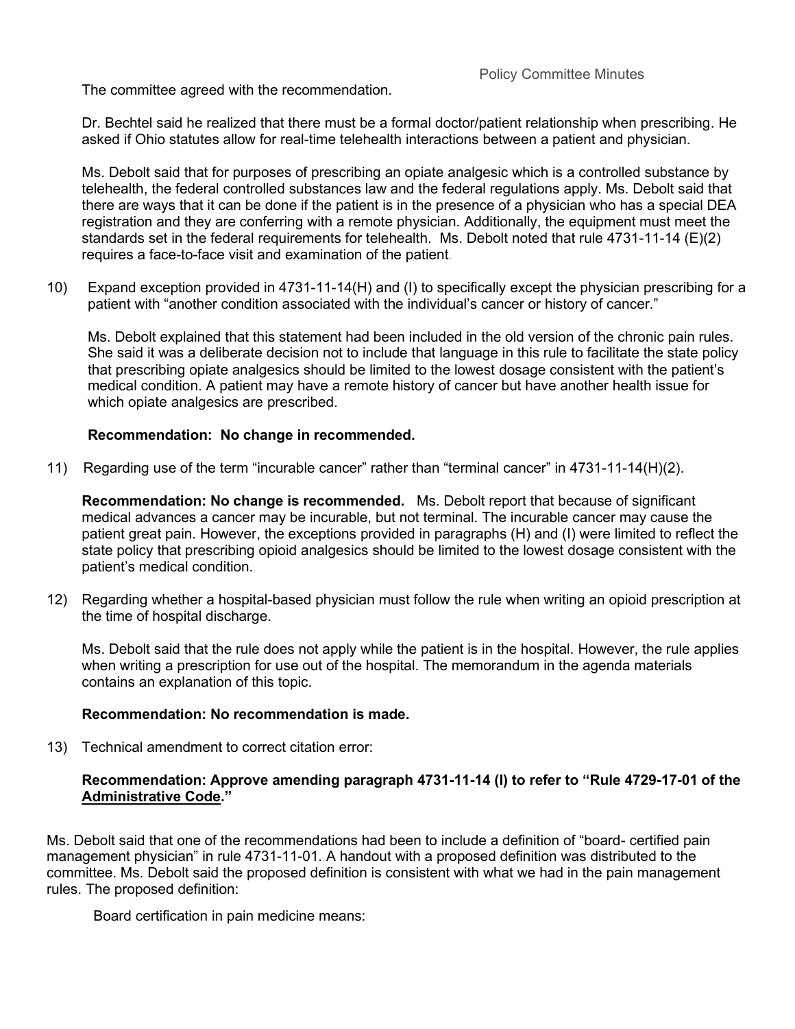The committee agreed with the recommendation.

Dr. Bechtel said he realized that there must be a formal doctor/patient relationship when prescribing. He asked if Ohio statutes allow for real-time telehealth interactions between a patient and physician.

Ms. Debolt said that for purposes of prescribing an opiate analgesic which is a controlled substance by telehealth, the federal controlled substances law and the federal regulations apply. Ms. Debolt said that there are ways that it can be done if the patient is in the presence of a physician who has a special DEA registration and they are conferring with a remote physician. Additionally, the equipment must meet the standards set in the federal requirements for telehealth. Ms. Debolt noted that rule 4731-11-14 (E)(2) requires a face-to-face visit and examination of the patient.

10) Expand exception provided in 4731-11-14(H) and (I) to specifically except the physician prescribing for a patient with "another condition associated with the individual's cancer or history of cancer."

    Ms. Debolt explained that this statement had been included in the old version of the chronic pain rules. She said it was a deliberate decision not to include that language in this rule to facilitate the state policy that prescribing opiate analgesics should be limited to the lowest dosage consistent with the patient's medical condition. A patient may have a remote history of cancer but have another health issue for which opiate analgesics are prescribed.

    **Recommendation: No change in recommended.**

11) Regarding use of the term "incurable cancer" rather than "terminal cancer" in 4731-11-14(H)(2).

    **Recommendation: No change is recommended.** Ms. Debolt report that because of significant medical advances a cancer may be incurable, but not terminal. The incurable cancer may cause the patient great pain. However, the exceptions provided in paragraphs (H) and (I) were limited to reflect the state policy that prescribing opioid analgesics should be limited to the lowest dosage consistent with the patient's medical condition.

12) Regarding whether a hospital-based physician must follow the rule when writing an opioid prescription at the time of hospital discharge.

    Ms. Debolt said that the rule does not apply while the patient is in the hospital. However, the rule applies when writing a prescription for use out of the hospital. The memorandum in the agenda materials contains an explanation of this topic.

    **Recommendation: No recommendation is made.**

13) Technical amendment to correct citation error:

    **Recommendation: Approve amending paragraph 4731-11-14 (I) to refer to "Rule 4729-17-01 of the Administrative Code."**

Ms. Debolt said that one of the recommendations had been to include a definition of "board- certified pain management physician" in rule 4731-11-01. A handout with a proposed definition was distributed to the committee. Ms. Debolt said the proposed definition is consistent with what we had in the pain management rules. The proposed definition:

Board certification in pain medicine means: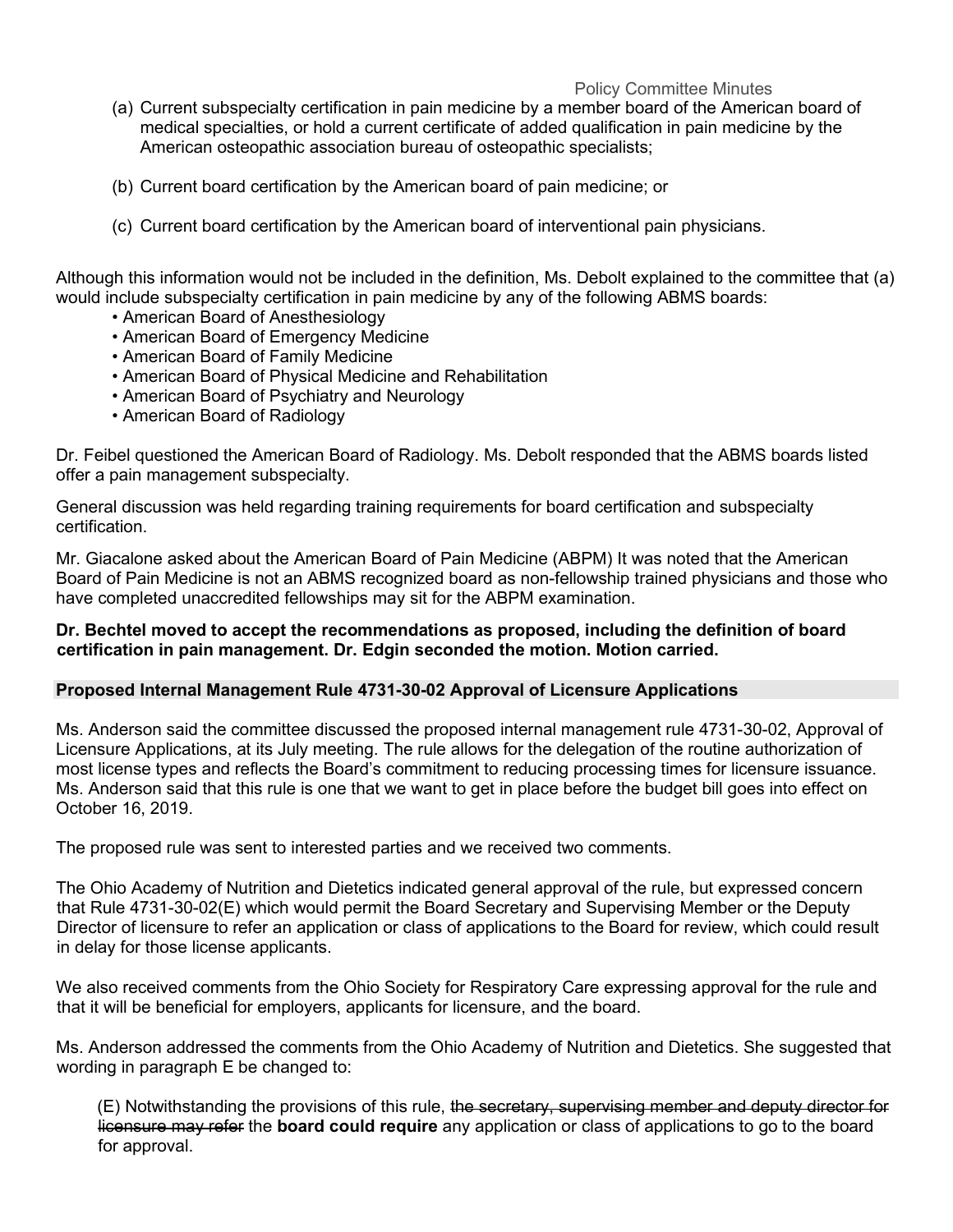(a) Current subspecialty certification in pain medicine by a member board of the American board of medical specialties, or hold a current certificate of added qualification in pain medicine by the American osteopathic association bureau of osteopathic specialists;

(b) Current board certification by the American board of pain medicine; or

(c) Current board certification by the American board of interventional pain physicians.

Although this information would not be included in the definition, Ms. Debolt explained to the committee that (a) would include subspecialty certification in pain medicine by any of the following ABMS boards:

- American Board of Anesthesiology
- American Board of Emergency Medicine
- American Board of Family Medicine
- American Board of Physical Medicine and Rehabilitation
- American Board of Psychiatry and Neurology
- American Board of Radiology

Dr. Feibel questioned the American Board of Radiology. Ms. Debolt responded that the ABMS boards listed offer a pain management subspecialty.

General discussion was held regarding training requirements for board certification and subspecialty certification.

Mr. Giacalone asked about the American Board of Pain Medicine (ABPM) It was noted that the American Board of Pain Medicine is not an ABMS recognized board as non-fellowship trained physicians and those who have completed unaccredited fellowships may sit for the ABPM examination.

**Dr. Bechtel moved to accept the recommendations as proposed, including the definition of board certification in pain management. Dr. Edgin seconded the motion. Motion carried.**

## Proposed Internal Management Rule 4731-30-02 Approval of Licensure Applications

Ms. Anderson said the committee discussed the proposed internal management rule 4731-30-02, Approval of Licensure Applications, at its July meeting. The rule allows for the delegation of the routine authorization of most license types and reflects the Board's commitment to reducing processing times for licensure issuance. Ms. Anderson said that this rule is one that we want to get in place before the budget bill goes into effect on October 16, 2019.

The proposed rule was sent to interested parties and we received two comments.

The Ohio Academy of Nutrition and Dietetics indicated general approval of the rule, but expressed concern that Rule 4731-30-02(E) which would permit the Board Secretary and Supervising Member or the Deputy Director of licensure to refer an application or class of applications to the Board for review, which could result in delay for those license applicants.

We also received comments from the Ohio Society for Respiratory Care expressing approval for the rule and that it will be beneficial for employers, applicants for licensure, and the board.

Ms. Anderson addressed the comments from the Ohio Academy of Nutrition and Dietetics. She suggested that wording in paragraph E be changed to:

> (E) Notwithstanding the provisions of this rule, ~~the secretary, supervising member and deputy director for licensure may refer~~ the **board could require** any application or class of applications to go to the board for approval.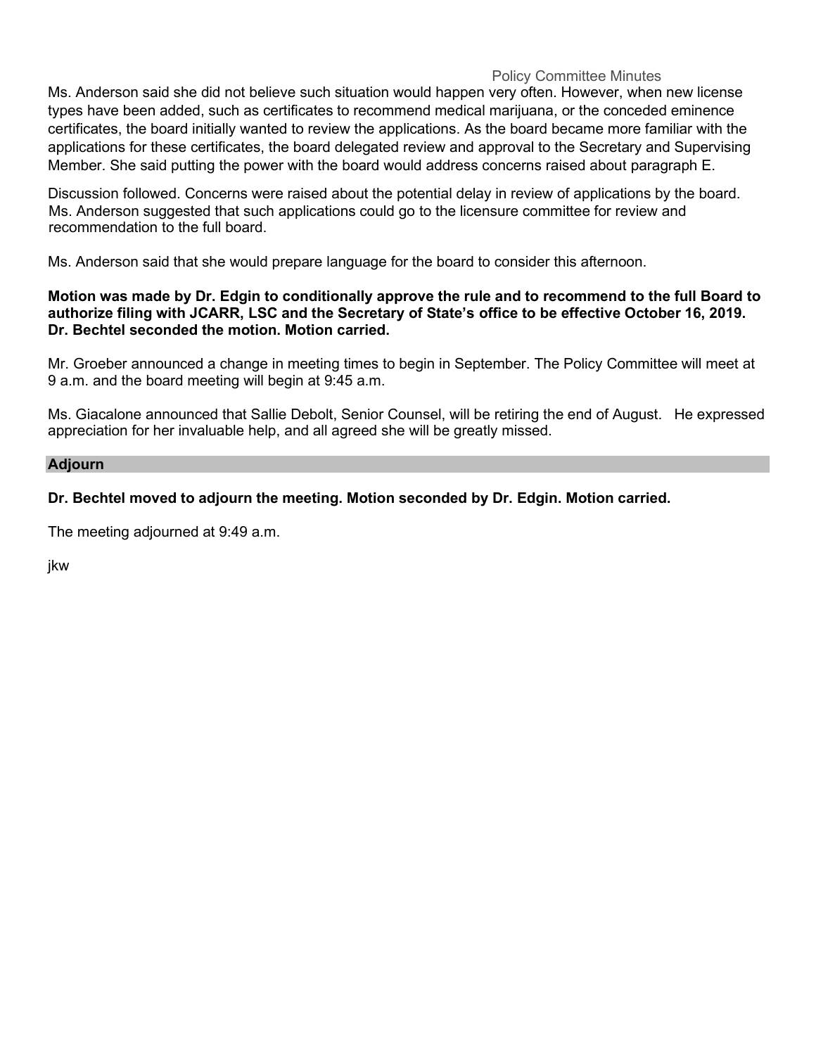Ms. Anderson said she did not believe such situation would happen very often. However, when new license types have been added, such as certificates to recommend medical marijuana, or the conceded eminence certificates, the board initially wanted to review the applications. As the board became more familiar with the applications for these certificates, the board delegated review and approval to the Secretary and Supervising Member. She said putting the power with the board would address concerns raised about paragraph E.

Discussion followed. Concerns were raised about the potential delay in review of applications by the board. Ms. Anderson suggested that such applications could go to the licensure committee for review and recommendation to the full board.

Ms. Anderson said that she would prepare language for the board to consider this afternoon.

**Motion was made by Dr. Edgin to conditionally approve the rule and to recommend to the full Board to authorize filing with JCARR, LSC and the Secretary of State's office to be effective October 16, 2019. Dr. Bechtel seconded the motion. Motion carried.**

Mr. Groeber announced a change in meeting times to begin in September. The Policy Committee will meet at 9 a.m. and the board meeting will begin at 9:45 a.m.

Ms. Giacalone announced that Sallie Debolt, Senior Counsel, will be retiring the end of August. He expressed appreciation for her invaluable help, and all agreed she will be greatly missed.

## Adjourn

**Dr. Bechtel moved to adjourn the meeting. Motion seconded by Dr. Edgin. Motion carried.**

The meeting adjourned at 9:49 a.m.

jkw